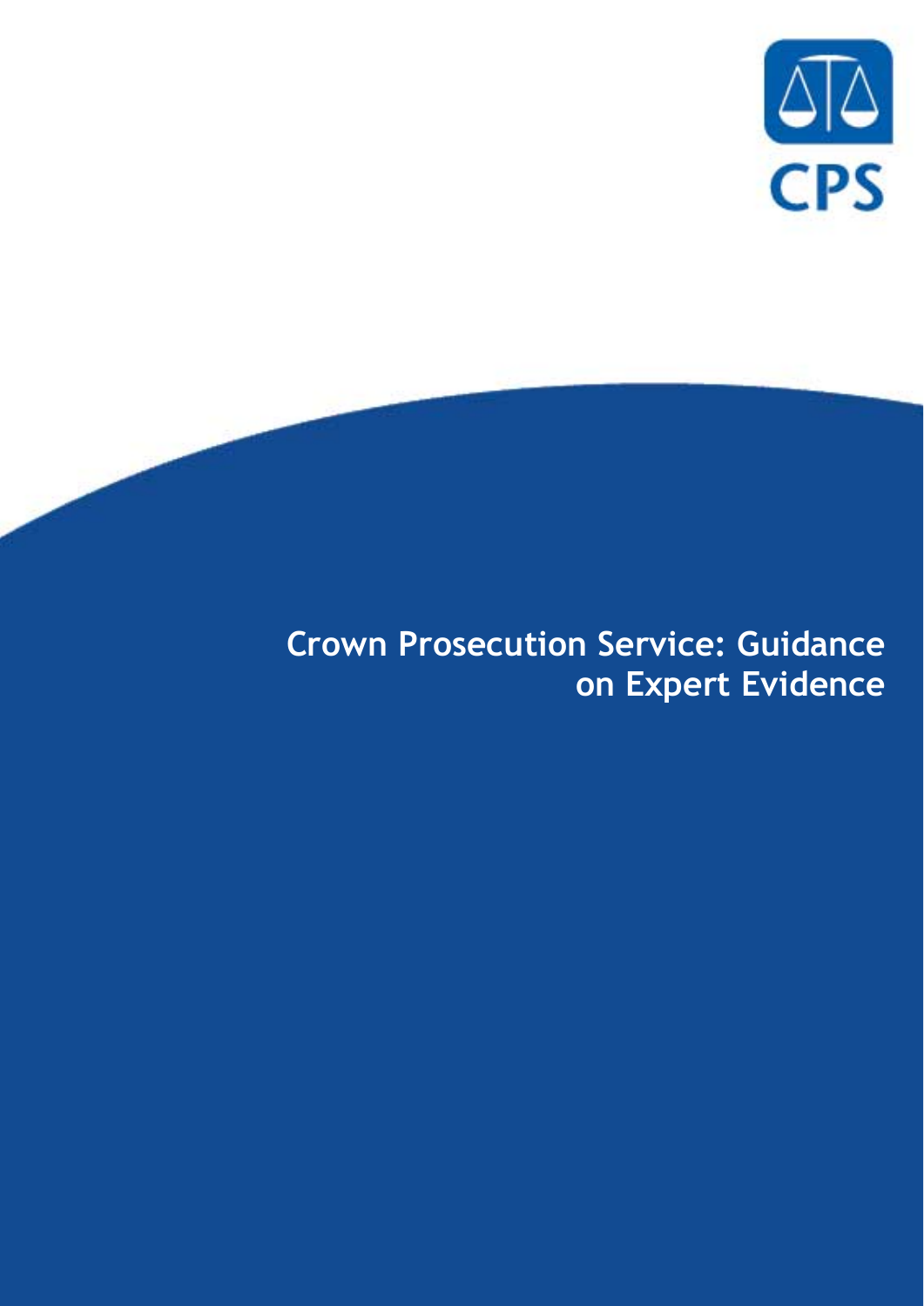CPS

# Crown Prosecution Service: Guidance on Expert Evidence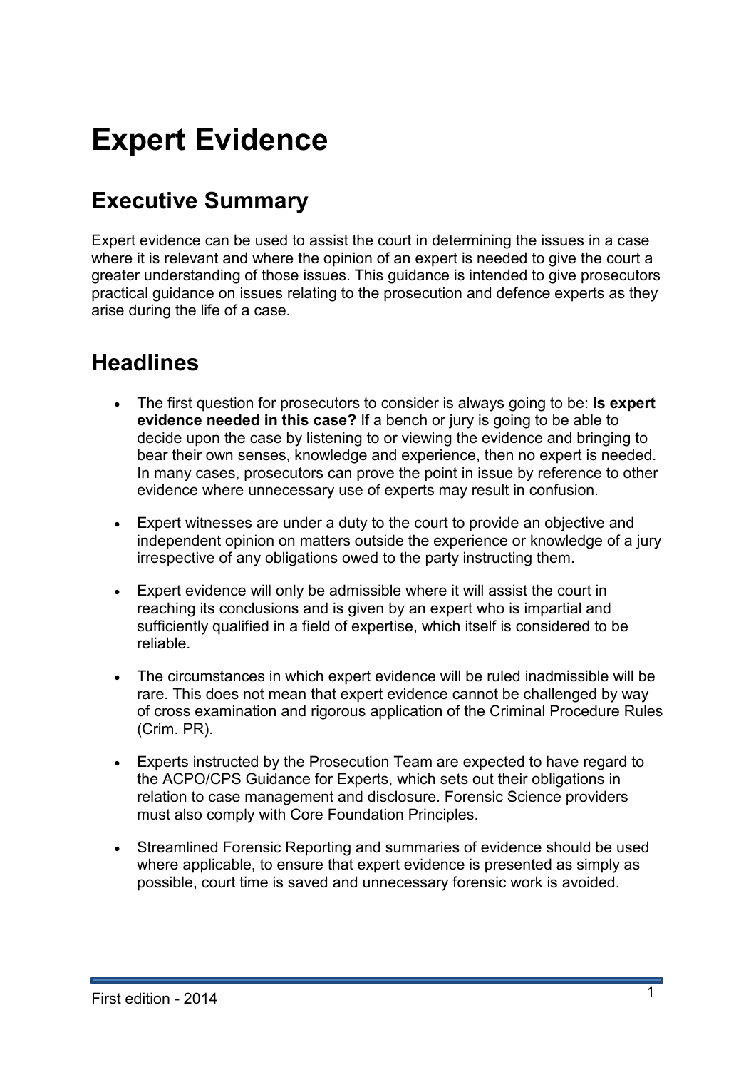# Expert Evidence

## Executive Summary

Expert evidence can be used to assist the court in determining the issues in a case where it is relevant and where the opinion of an expert is needed to give the court a greater understanding of those issues. This guidance is intended to give prosecutors practical guidance on issues relating to the prosecution and defence experts as they arise during the life of a case.

## Headlines

- The first question for prosecutors to consider is always going to be: **Is expert evidence needed in this case?** If a bench or jury is going to be able to decide upon the case by listening to or viewing the evidence and bringing to bear their own senses, knowledge and experience, then no expert is needed. In many cases, prosecutors can prove the point in issue by reference to other evidence where unnecessary use of experts may result in confusion.

- Expert witnesses are under a duty to the court to provide an objective and independent opinion on matters outside the experience or knowledge of a jury irrespective of any obligations owed to the party instructing them.

- Expert evidence will only be admissible where it will assist the court in reaching its conclusions and is given by an expert who is impartial and sufficiently qualified in a field of expertise, which itself is considered to be reliable.

- The circumstances in which expert evidence will be ruled inadmissible will be rare. This does not mean that expert evidence cannot be challenged by way of cross examination and rigorous application of the Criminal Procedure Rules (Crim. PR).

- Experts instructed by the Prosecution Team are expected to have regard to the ACPO/CPS Guidance for Experts, which sets out their obligations in relation to case management and disclosure. Forensic Science providers must also comply with Core Foundation Principles.

- Streamlined Forensic Reporting and summaries of evidence should be used where applicable, to ensure that expert evidence is presented as simply as possible, court time is saved and unnecessary forensic work is avoided.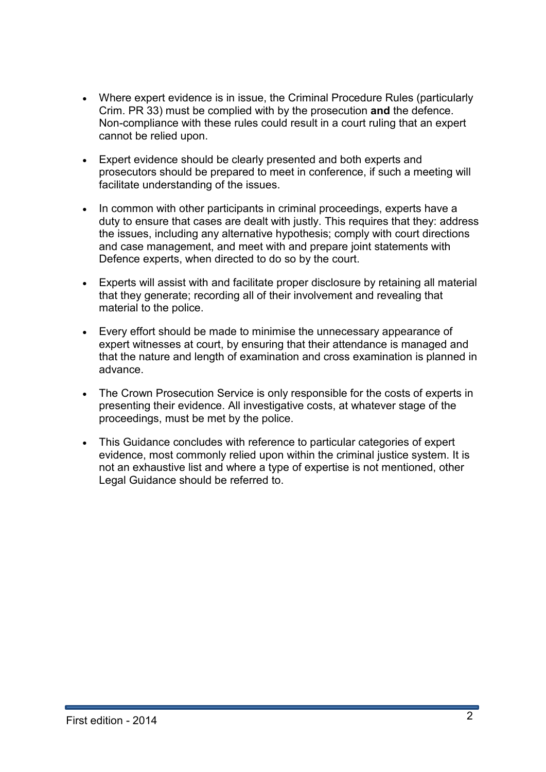- Where expert evidence is in issue, the Criminal Procedure Rules (particularly Crim. PR 33) must be complied with by the prosecution **and** the defence. Non-compliance with these rules could result in a court ruling that an expert cannot be relied upon.

- Expert evidence should be clearly presented and both experts and prosecutors should be prepared to meet in conference, if such a meeting will facilitate understanding of the issues.

- In common with other participants in criminal proceedings, experts have a duty to ensure that cases are dealt with justly. This requires that they: address the issues, including any alternative hypothesis; comply with court directions and case management, and meet with and prepare joint statements with Defence experts, when directed to do so by the court.

- Experts will assist with and facilitate proper disclosure by retaining all material that they generate; recording all of their involvement and revealing that material to the police.

- Every effort should be made to minimise the unnecessary appearance of expert witnesses at court, by ensuring that their attendance is managed and that the nature and length of examination and cross examination is planned in advance.

- The Crown Prosecution Service is only responsible for the costs of experts in presenting their evidence. All investigative costs, at whatever stage of the proceedings, must be met by the police.

- This Guidance concludes with reference to particular categories of expert evidence, most commonly relied upon within the criminal justice system. It is not an exhaustive list and where a type of expertise is not mentioned, other Legal Guidance should be referred to.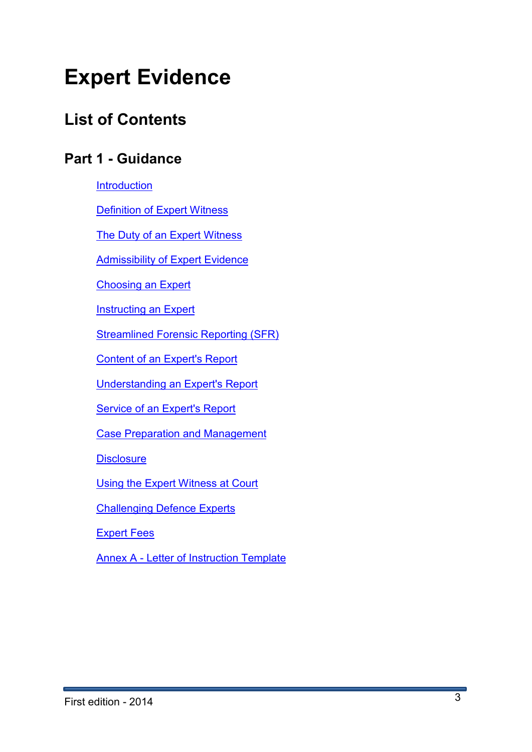# Expert Evidence

## List of Contents

### Part 1 - Guidance

- Introduction
- Definition of Expert Witness
- The Duty of an Expert Witness
- Admissibility of Expert Evidence
- Choosing an Expert
- Instructing an Expert
- Streamlined Forensic Reporting (SFR)
- Content of an Expert's Report
- Understanding an Expert's Report
- Service of an Expert's Report
- Case Preparation and Management
- Disclosure
- Using the Expert Witness at Court
- Challenging Defence Experts
- Expert Fees
- Annex A - Letter of Instruction Template

First edition - 2014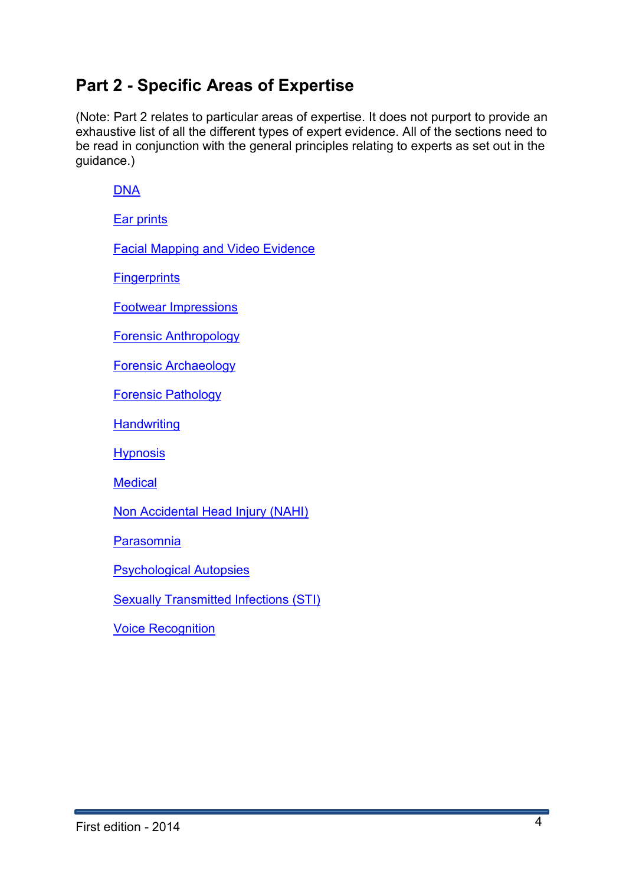## Part 2 - Specific Areas of Expertise

(Note: Part 2 relates to particular areas of expertise. It does not purport to provide an exhaustive list of all the different types of expert evidence. All of the sections need to be read in conjunction with the general principles relating to experts as set out in the guidance.)

- DNA
- Ear prints
- Facial Mapping and Video Evidence
- Fingerprints
- Footwear Impressions
- Forensic Anthropology
- Forensic Archaeology
- Forensic Pathology
- Handwriting
- Hypnosis
- Medical
- Non Accidental Head Injury (NAHI)
- Parasomnia
- Psychological Autopsies
- Sexually Transmitted Infections (STI)
- Voice Recognition

First edition - 2014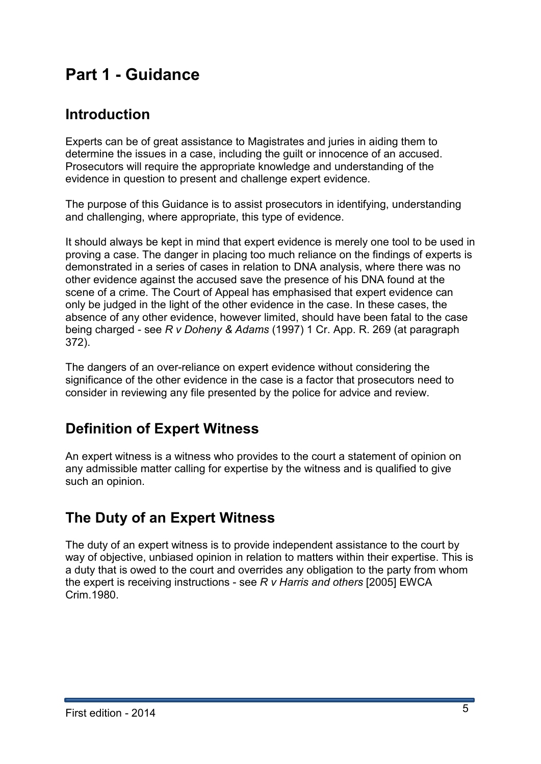# Part 1 - Guidance

## Introduction

Experts can be of great assistance to Magistrates and juries in aiding them to determine the issues in a case, including the guilt or innocence of an accused. Prosecutors will require the appropriate knowledge and understanding of the evidence in question to present and challenge expert evidence.

The purpose of this Guidance is to assist prosecutors in identifying, understanding and challenging, where appropriate, this type of evidence.

It should always be kept in mind that expert evidence is merely one tool to be used in proving a case. The danger in placing too much reliance on the findings of experts is demonstrated in a series of cases in relation to DNA analysis, where there was no other evidence against the accused save the presence of his DNA found at the scene of a crime. The Court of Appeal has emphasised that expert evidence can only be judged in the light of the other evidence in the case. In these cases, the absence of any other evidence, however limited, should have been fatal to the case being charged - see *R v Doheny & Adams* (1997) 1 Cr. App. R. 269 (at paragraph 372).

The dangers of an over-reliance on expert evidence without considering the significance of the other evidence in the case is a factor that prosecutors need to consider in reviewing any file presented by the police for advice and review.

## Definition of Expert Witness

An expert witness is a witness who provides to the court a statement of opinion on any admissible matter calling for expertise by the witness and is qualified to give such an opinion.

## The Duty of an Expert Witness

The duty of an expert witness is to provide independent assistance to the court by way of objective, unbiased opinion in relation to matters within their expertise. This is a duty that is owed to the court and overrides any obligation to the party from whom the expert is receiving instructions - see *R v Harris and others* [2005] EWCA Crim.1980.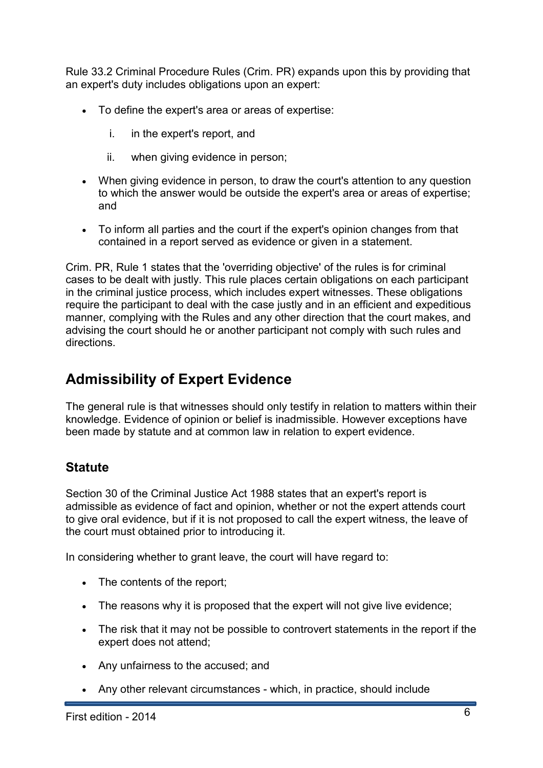Rule 33.2 Criminal Procedure Rules (Crim. PR) expands upon this by providing that an expert's duty includes obligations upon an expert:

- To define the expert's area or areas of expertise:
    i. in the expert's report, and
    ii. when giving evidence in person;
- When giving evidence in person, to draw the court's attention to any question to which the answer would be outside the expert's area or areas of expertise; and
- To inform all parties and the court if the expert's opinion changes from that contained in a report served as evidence or given in a statement.

Crim. PR, Rule 1 states that the 'overriding objective' of the rules is for criminal cases to be dealt with justly. This rule places certain obligations on each participant in the criminal justice process, which includes expert witnesses. These obligations require the participant to deal with the case justly and in an efficient and expeditious manner, complying with the Rules and any other direction that the court makes, and advising the court should he or another participant not comply with such rules and directions.

## Admissibility of Expert Evidence

The general rule is that witnesses should only testify in relation to matters within their knowledge. Evidence of opinion or belief is inadmissible. However exceptions have been made by statute and at common law in relation to expert evidence.

### Statute

Section 30 of the Criminal Justice Act 1988 states that an expert's report is admissible as evidence of fact and opinion, whether or not the expert attends court to give oral evidence, but if it is not proposed to call the expert witness, the leave of the court must obtained prior to introducing it.

In considering whether to grant leave, the court will have regard to:

- The contents of the report;
- The reasons why it is proposed that the expert will not give live evidence;
- The risk that it may not be possible to controvert statements in the report if the expert does not attend;
- Any unfairness to the accused; and
- Any other relevant circumstances - which, in practice, should include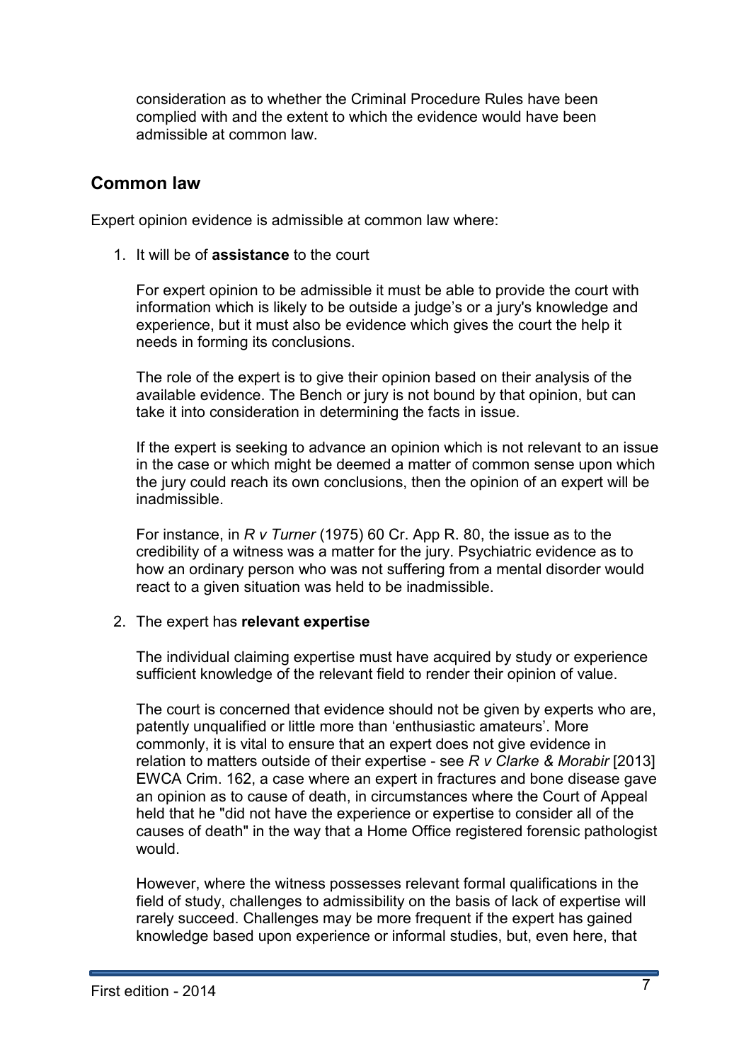consideration as to whether the Criminal Procedure Rules have been complied with and the extent to which the evidence would have been admissible at common law.

## Common law

Expert opinion evidence is admissible at common law where:

1. It will be of **assistance** to the court

   For expert opinion to be admissible it must be able to provide the court with information which is likely to be outside a judge's or a jury's knowledge and experience, but it must also be evidence which gives the court the help it needs in forming its conclusions.

   The role of the expert is to give their opinion based on their analysis of the available evidence. The Bench or jury is not bound by that opinion, but can take it into consideration in determining the facts in issue.

   If the expert is seeking to advance an opinion which is not relevant to an issue in the case or which might be deemed a matter of common sense upon which the jury could reach its own conclusions, then the opinion of an expert will be inadmissible.

   For instance, in *R v Turner* (1975) 60 Cr. App R. 80, the issue as to the credibility of a witness was a matter for the jury. Psychiatric evidence as to how an ordinary person who was not suffering from a mental disorder would react to a given situation was held to be inadmissible.

2. The expert has **relevant expertise**

   The individual claiming expertise must have acquired by study or experience sufficient knowledge of the relevant field to render their opinion of value.

   The court is concerned that evidence should not be given by experts who are, patently unqualified or little more than 'enthusiastic amateurs'. More commonly, it is vital to ensure that an expert does not give evidence in relation to matters outside of their expertise - see *R v Clarke & Morabir* [2013] EWCA Crim. 162, a case where an expert in fractures and bone disease gave an opinion as to cause of death, in circumstances where the Court of Appeal held that he "did not have the experience or expertise to consider all of the causes of death" in the way that a Home Office registered forensic pathologist would.

   However, where the witness possesses relevant formal qualifications in the field of study, challenges to admissibility on the basis of lack of expertise will rarely succeed. Challenges may be more frequent if the expert has gained knowledge based upon experience or informal studies, but, even here, that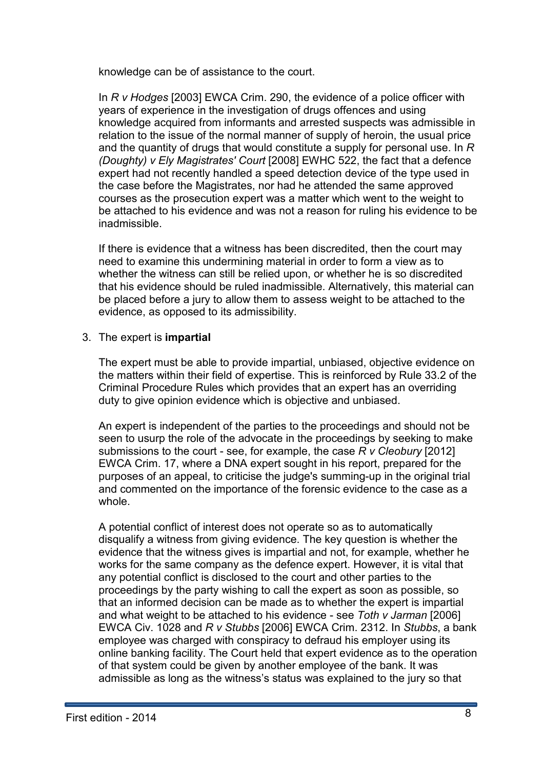knowledge can be of assistance to the court.

In *R v Hodges* [2003] EWCA Crim. 290, the evidence of a police officer with years of experience in the investigation of drugs offences and using knowledge acquired from informants and arrested suspects was admissible in relation to the issue of the normal manner of supply of heroin, the usual price and the quantity of drugs that would constitute a supply for personal use. In *R (Doughty) v Ely Magistrates' Court* [2008] EWHC 522, the fact that a defence expert had not recently handled a speed detection device of the type used in the case before the Magistrates, nor had he attended the same approved courses as the prosecution expert was a matter which went to the weight to be attached to his evidence and was not a reason for ruling his evidence to be inadmissible.

If there is evidence that a witness has been discredited, then the court may need to examine this undermining material in order to form a view as to whether the witness can still be relied upon, or whether he is so discredited that his evidence should be ruled inadmissible. Alternatively, this material can be placed before a jury to allow them to assess weight to be attached to the evidence, as opposed to its admissibility.

3. The expert is **impartial**

   The expert must be able to provide impartial, unbiased, objective evidence on the matters within their field of expertise. This is reinforced by Rule 33.2 of the Criminal Procedure Rules which provides that an expert has an overriding duty to give opinion evidence which is objective and unbiased.

   An expert is independent of the parties to the proceedings and should not be seen to usurp the role of the advocate in the proceedings by seeking to make submissions to the court - see, for example, the case *R v Cleobury* [2012] EWCA Crim. 17, where a DNA expert sought in his report, prepared for the purposes of an appeal, to criticise the judge's summing-up in the original trial and commented on the importance of the forensic evidence to the case as a whole.

   A potential conflict of interest does not operate so as to automatically disqualify a witness from giving evidence. The key question is whether the evidence that the witness gives is impartial and not, for example, whether he works for the same company as the defence expert. However, it is vital that any potential conflict is disclosed to the court and other parties to the proceedings by the party wishing to call the expert as soon as possible, so that an informed decision can be made as to whether the expert is impartial and what weight to be attached to his evidence - see *Toth v Jarman* [2006] EWCA Civ. 1028 and *R v Stubbs* [2006] EWCA Crim. 2312. In *Stubbs*, a bank employee was charged with conspiracy to defraud his employer using its online banking facility. The Court held that expert evidence as to the operation of that system could be given by another employee of the bank. It was admissible as long as the witness's status was explained to the jury so that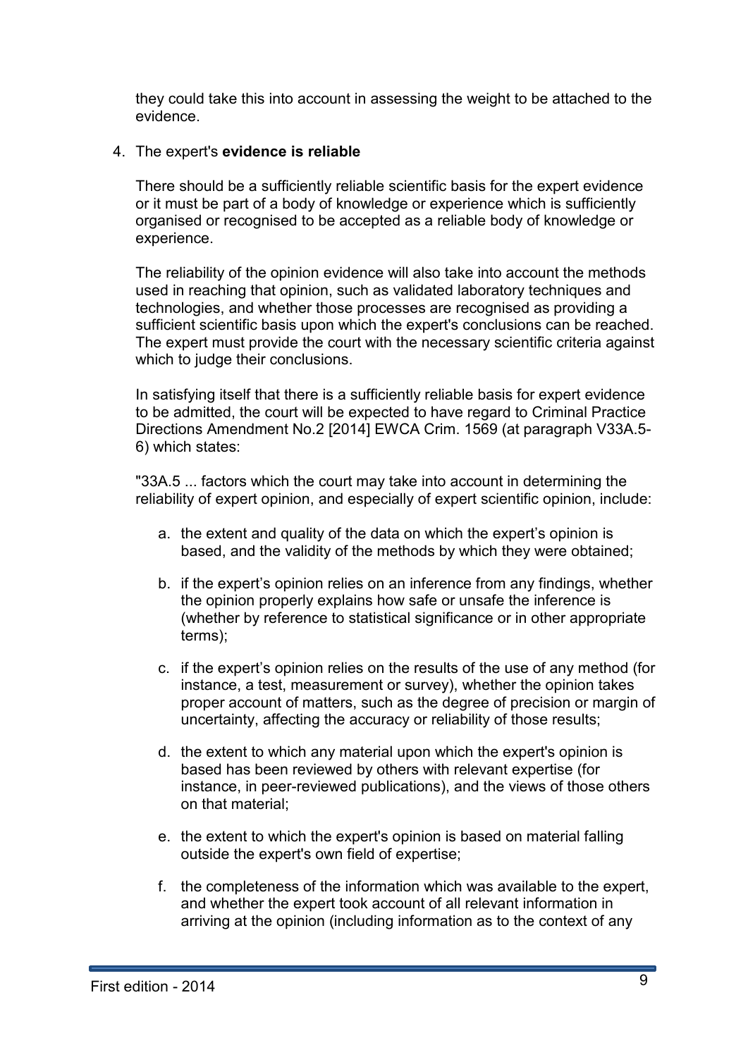they could take this into account in assessing the weight to be attached to the evidence.

4. The expert's **evidence is reliable**

   There should be a sufficiently reliable scientific basis for the expert evidence or it must be part of a body of knowledge or experience which is sufficiently organised or recognised to be accepted as a reliable body of knowledge or experience.

   The reliability of the opinion evidence will also take into account the methods used in reaching that opinion, such as validated laboratory techniques and technologies, and whether those processes are recognised as providing a sufficient scientific basis upon which the expert's conclusions can be reached. The expert must provide the court with the necessary scientific criteria against which to judge their conclusions.

   In satisfying itself that there is a sufficiently reliable basis for expert evidence to be admitted, the court will be expected to have regard to Criminal Practice Directions Amendment No.2 [2014] EWCA Crim. 1569 (at paragraph V33A.5-6) which states:

   "33A.5 ... factors which the court may take into account in determining the reliability of expert opinion, and especially of expert scientific opinion, include:

   a. the extent and quality of the data on which the expert's opinion is based, and the validity of the methods by which they were obtained;

   b. if the expert's opinion relies on an inference from any findings, whether the opinion properly explains how safe or unsafe the inference is (whether by reference to statistical significance or in other appropriate terms);

   c. if the expert's opinion relies on the results of the use of any method (for instance, a test, measurement or survey), whether the opinion takes proper account of matters, such as the degree of precision or margin of uncertainty, affecting the accuracy or reliability of those results;

   d. the extent to which any material upon which the expert's opinion is based has been reviewed by others with relevant expertise (for instance, in peer-reviewed publications), and the views of those others on that material;

   e. the extent to which the expert's opinion is based on material falling outside the expert's own field of expertise;

   f. the completeness of the information which was available to the expert, and whether the expert took account of all relevant information in arriving at the opinion (including information as to the context of any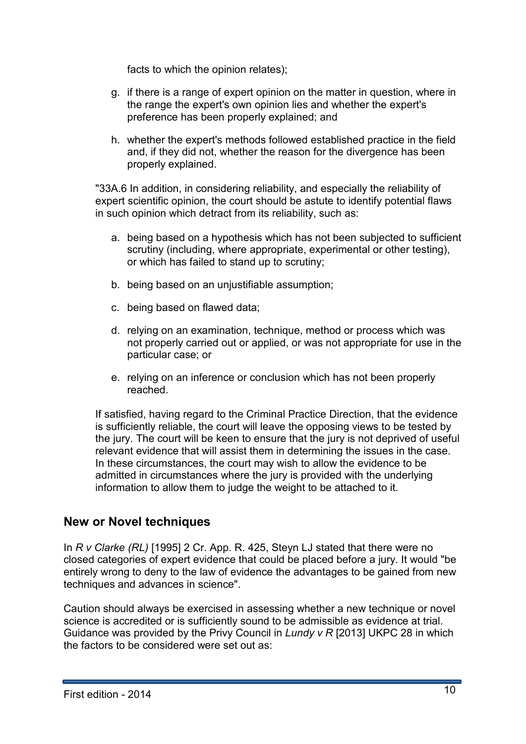facts to which the opinion relates);

g. if there is a range of expert opinion on the matter in question, where in the range the expert's own opinion lies and whether the expert's preference has been properly explained; and

h. whether the expert's methods followed established practice in the field and, if they did not, whether the reason for the divergence has been properly explained.

"33A.6 In addition, in considering reliability, and especially the reliability of expert scientific opinion, the court should be astute to identify potential flaws in such opinion which detract from its reliability, such as:

a. being based on a hypothesis which has not been subjected to sufficient scrutiny (including, where appropriate, experimental or other testing), or which has failed to stand up to scrutiny;

b. being based on an unjustifiable assumption;

c. being based on flawed data;

d. relying on an examination, technique, method or process which was not properly carried out or applied, or was not appropriate for use in the particular case; or

e. relying on an inference or conclusion which has not been properly reached.

If satisfied, having regard to the Criminal Practice Direction, that the evidence is sufficiently reliable, the court will leave the opposing views to be tested by the jury. The court will be keen to ensure that the jury is not deprived of useful relevant evidence that will assist them in determining the issues in the case. In these circumstances, the court may wish to allow the evidence to be admitted in circumstances where the jury is provided with the underlying information to allow them to judge the weight to be attached to it.

## New or Novel techniques

In *R v Clarke (RL)* [1995] 2 Cr. App. R. 425, Steyn LJ stated that there were no closed categories of expert evidence that could be placed before a jury. It would "be entirely wrong to deny to the law of evidence the advantages to be gained from new techniques and advances in science".

Caution should always be exercised in assessing whether a new technique or novel science is accredited or is sufficiently sound to be admissible as evidence at trial. Guidance was provided by the Privy Council in *Lundy v R* [2013] UKPC 28 in which the factors to be considered were set out as: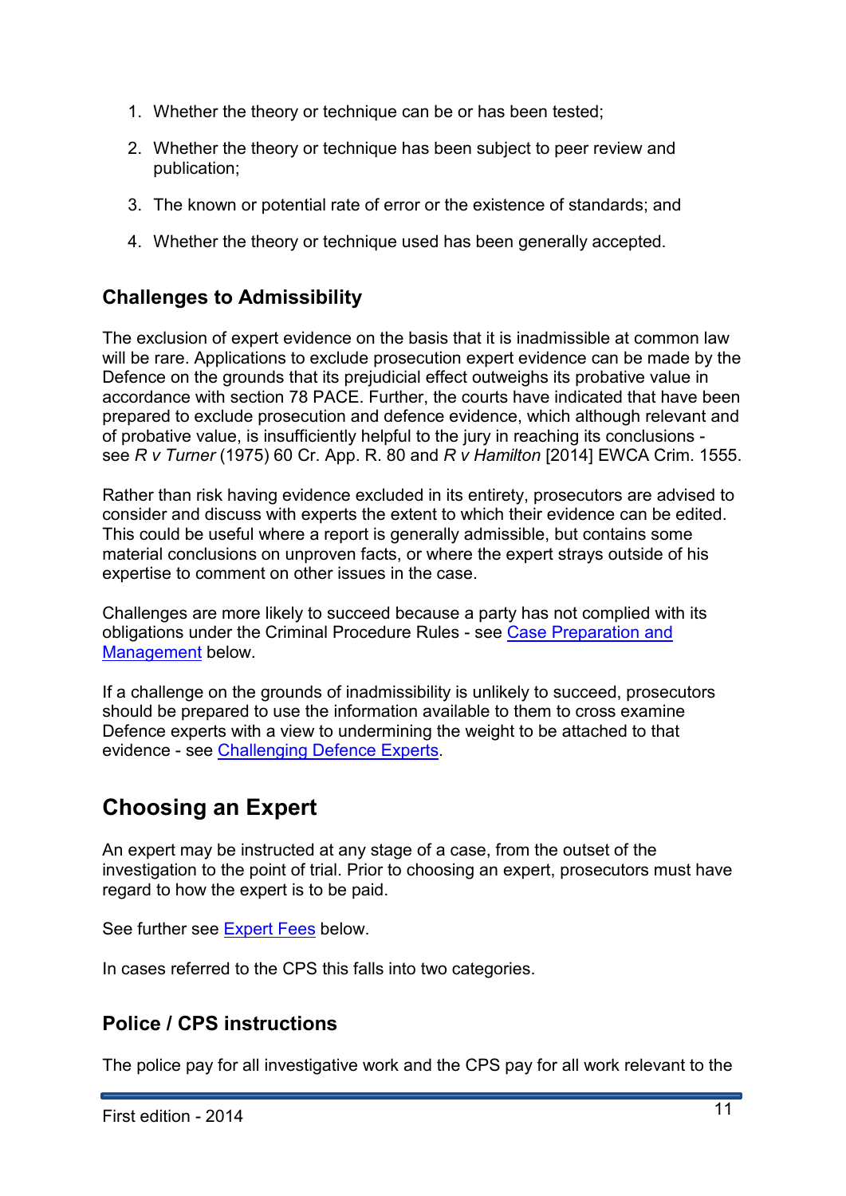1. Whether the theory or technique can be or has been tested;
2. Whether the theory or technique has been subject to peer review and publication;
3. The known or potential rate of error or the existence of standards; and
4. Whether the theory or technique used has been generally accepted.

### Challenges to Admissibility

The exclusion of expert evidence on the basis that it is inadmissible at common law will be rare. Applications to exclude prosecution expert evidence can be made by the Defence on the grounds that its prejudicial effect outweighs its probative value in accordance with section 78 PACE. Further, the courts have indicated that have been prepared to exclude prosecution and defence evidence, which although relevant and of probative value, is insufficiently helpful to the jury in reaching its conclusions - see *R v Turner* (1975) 60 Cr. App. R. 80 and *R v Hamilton* [2014] EWCA Crim. 1555.

Rather than risk having evidence excluded in its entirety, prosecutors are advised to consider and discuss with experts the extent to which their evidence can be edited. This could be useful where a report is generally admissible, but contains some material conclusions on unproven facts, or where the expert strays outside of his expertise to comment on other issues in the case.

Challenges are more likely to succeed because a party has not complied with its obligations under the Criminal Procedure Rules - see Case Preparation and Management below.

If a challenge on the grounds of inadmissibility is unlikely to succeed, prosecutors should be prepared to use the information available to them to cross examine Defence experts with a view to undermining the weight to be attached to that evidence - see Challenging Defence Experts.

## Choosing an Expert

An expert may be instructed at any stage of a case, from the outset of the investigation to the point of trial. Prior to choosing an expert, prosecutors must have regard to how the expert is to be paid.

See further see Expert Fees below.

In cases referred to the CPS this falls into two categories.

### Police / CPS instructions

The police pay for all investigative work and the CPS pay for all work relevant to the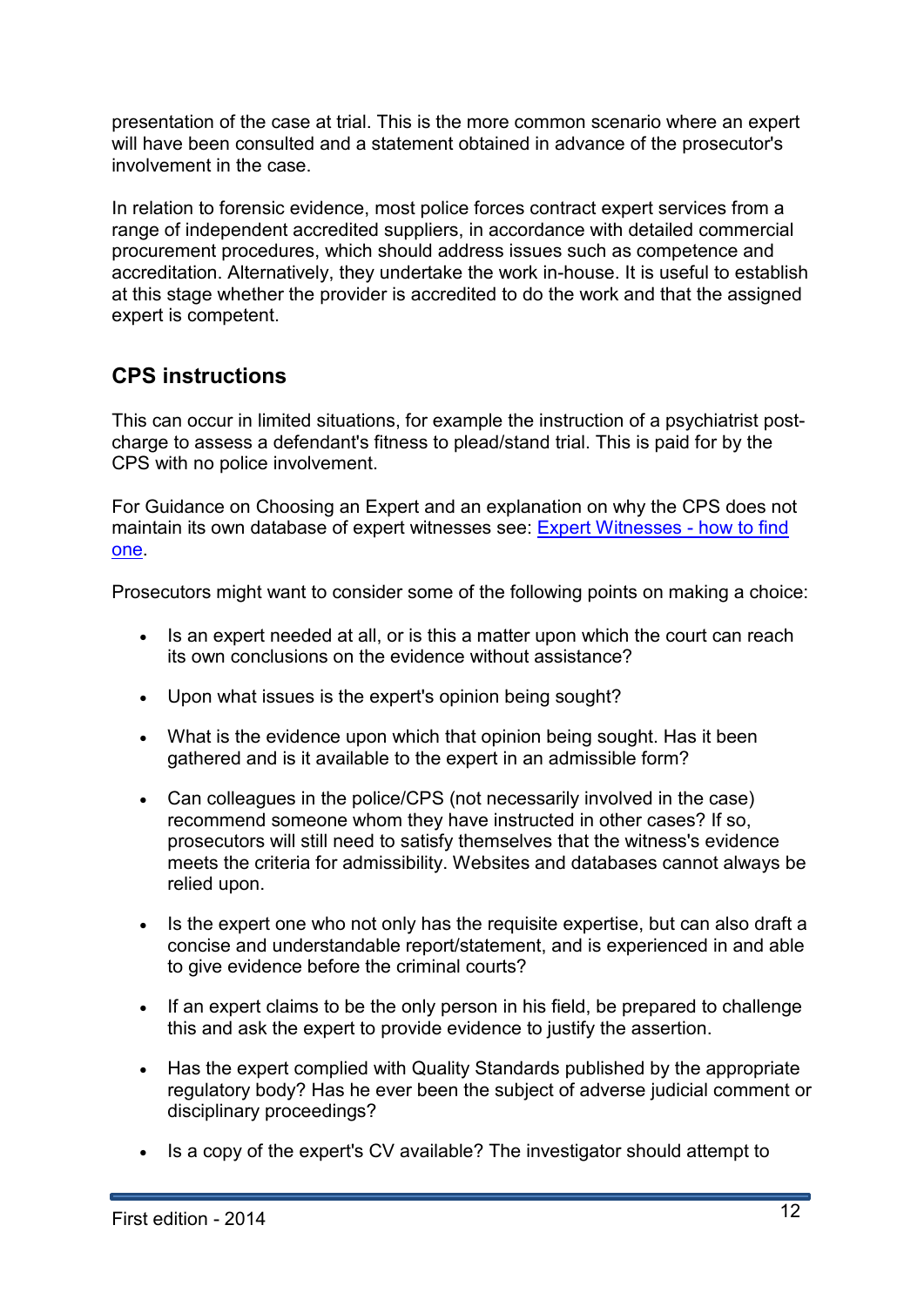presentation of the case at trial. This is the more common scenario where an expert will have been consulted and a statement obtained in advance of the prosecutor's involvement in the case.

In relation to forensic evidence, most police forces contract expert services from a range of independent accredited suppliers, in accordance with detailed commercial procurement procedures, which should address issues such as competence and accreditation. Alternatively, they undertake the work in-house. It is useful to establish at this stage whether the provider is accredited to do the work and that the assigned expert is competent.

## CPS instructions

This can occur in limited situations, for example the instruction of a psychiatrist post-charge to assess a defendant's fitness to plead/stand trial. This is paid for by the CPS with no police involvement.

For Guidance on Choosing an Expert and an explanation on why the CPS does not maintain its own database of expert witnesses see: Expert Witnesses - how to find one.

Prosecutors might want to consider some of the following points on making a choice:

- Is an expert needed at all, or is this a matter upon which the court can reach its own conclusions on the evidence without assistance?
- Upon what issues is the expert's opinion being sought?
- What is the evidence upon which that opinion being sought. Has it been gathered and is it available to the expert in an admissible form?
- Can colleagues in the police/CPS (not necessarily involved in the case) recommend someone whom they have instructed in other cases? If so, prosecutors will still need to satisfy themselves that the witness's evidence meets the criteria for admissibility. Websites and databases cannot always be relied upon.
- Is the expert one who not only has the requisite expertise, but can also draft a concise and understandable report/statement, and is experienced in and able to give evidence before the criminal courts?
- If an expert claims to be the only person in his field, be prepared to challenge this and ask the expert to provide evidence to justify the assertion.
- Has the expert complied with Quality Standards published by the appropriate regulatory body? Has he ever been the subject of adverse judicial comment or disciplinary proceedings?
- Is a copy of the expert's CV available? The investigator should attempt to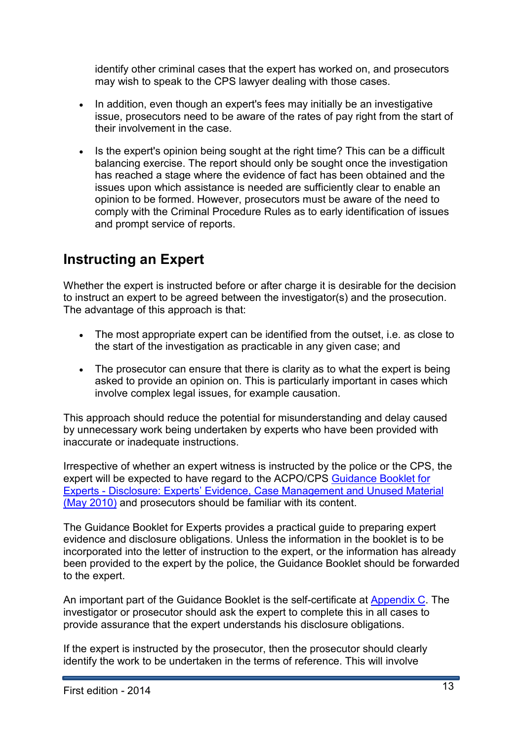identify other criminal cases that the expert has worked on, and prosecutors may wish to speak to the CPS lawyer dealing with those cases.

- In addition, even though an expert's fees may initially be an investigative issue, prosecutors need to be aware of the rates of pay right from the start of their involvement in the case.

- Is the expert's opinion being sought at the right time? This can be a difficult balancing exercise. The report should only be sought once the investigation has reached a stage where the evidence of fact has been obtained and the issues upon which assistance is needed are sufficiently clear to enable an opinion to be formed. However, prosecutors must be aware of the need to comply with the Criminal Procedure Rules as to early identification of issues and prompt service of reports.

## Instructing an Expert

Whether the expert is instructed before or after charge it is desirable for the decision to instruct an expert to be agreed between the investigator(s) and the prosecution. The advantage of this approach is that:

- The most appropriate expert can be identified from the outset, i.e. as close to the start of the investigation as practicable in any given case; and

- The prosecutor can ensure that there is clarity as to what the expert is being asked to provide an opinion on. This is particularly important in cases which involve complex legal issues, for example causation.

This approach should reduce the potential for misunderstanding and delay caused by unnecessary work being undertaken by experts who have been provided with inaccurate or inadequate instructions.

Irrespective of whether an expert witness is instructed by the police or the CPS, the expert will be expected to have regard to the ACPO/CPS Guidance Booklet for Experts - Disclosure: Experts' Evidence, Case Management and Unused Material (May 2010) and prosecutors should be familiar with its content.

The Guidance Booklet for Experts provides a practical guide to preparing expert evidence and disclosure obligations. Unless the information in the booklet is to be incorporated into the letter of instruction to the expert, or the information has already been provided to the expert by the police, the Guidance Booklet should be forwarded to the expert.

An important part of the Guidance Booklet is the self-certificate at Appendix C. The investigator or prosecutor should ask the expert to complete this in all cases to provide assurance that the expert understands his disclosure obligations.

If the expert is instructed by the prosecutor, then the prosecutor should clearly identify the work to be undertaken in the terms of reference. This will involve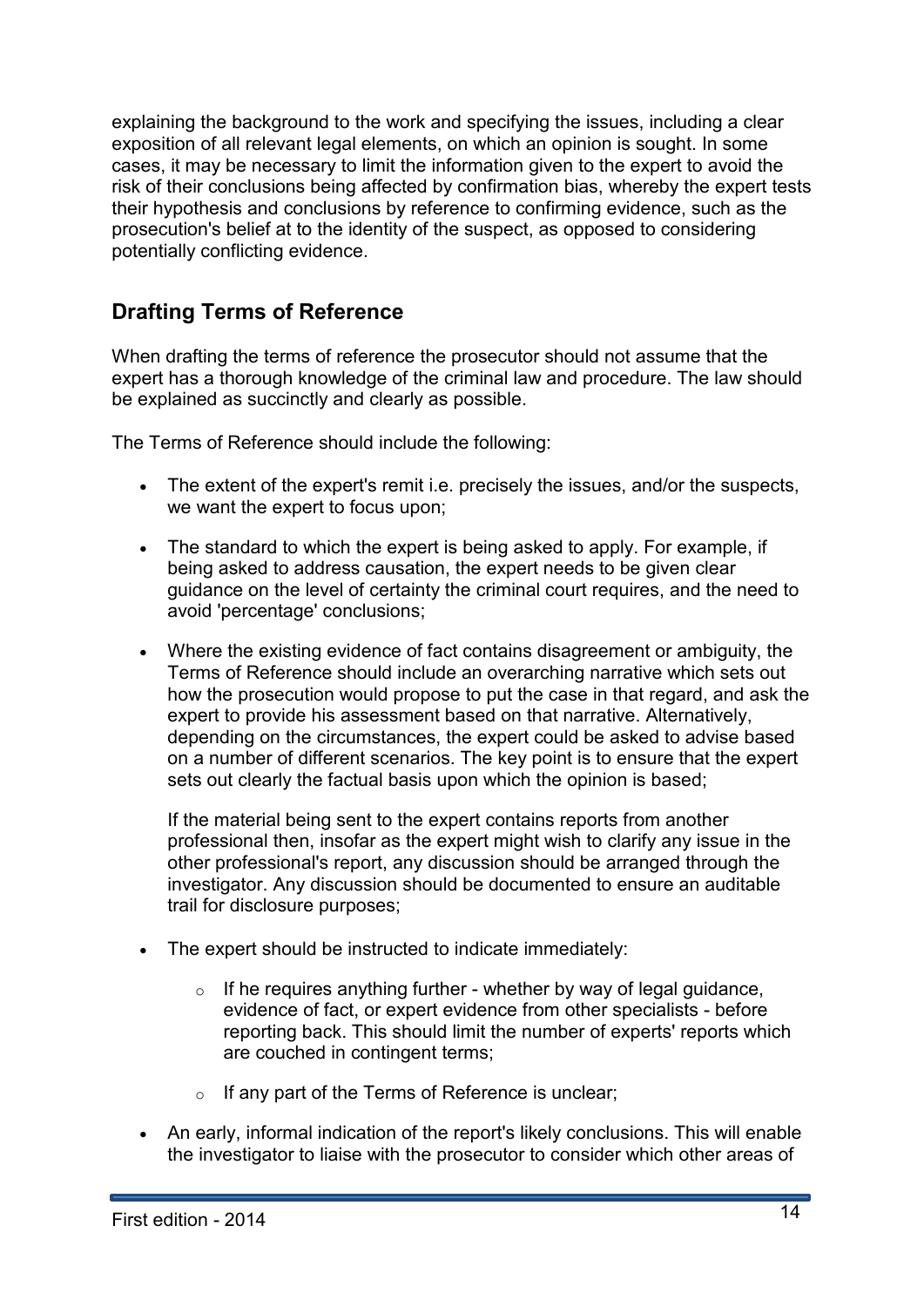explaining the background to the work and specifying the issues, including a clear exposition of all relevant legal elements, on which an opinion is sought. In some cases, it may be necessary to limit the information given to the expert to avoid the risk of their conclusions being affected by confirmation bias, whereby the expert tests their hypothesis and conclusions by reference to confirming evidence, such as the prosecution's belief at to the identity of the suspect, as opposed to considering potentially conflicting evidence.

## Drafting Terms of Reference

When drafting the terms of reference the prosecutor should not assume that the expert has a thorough knowledge of the criminal law and procedure. The law should be explained as succinctly and clearly as possible.

The Terms of Reference should include the following:

- The extent of the expert's remit i.e. precisely the issues, and/or the suspects, we want the expert to focus upon;
- The standard to which the expert is being asked to apply. For example, if being asked to address causation, the expert needs to be given clear guidance on the level of certainty the criminal court requires, and the need to avoid 'percentage' conclusions;
- Where the existing evidence of fact contains disagreement or ambiguity, the Terms of Reference should include an overarching narrative which sets out how the prosecution would propose to put the case in that regard, and ask the expert to provide his assessment based on that narrative. Alternatively, depending on the circumstances, the expert could be asked to advise based on a number of different scenarios. The key point is to ensure that the expert sets out clearly the factual basis upon which the opinion is based;

  If the material being sent to the expert contains reports from another professional then, insofar as the expert might wish to clarify any issue in the other professional's report, any discussion should be arranged through the investigator. Any discussion should be documented to ensure an auditable trail for disclosure purposes;
- The expert should be instructed to indicate immediately:
  - If he requires anything further - whether by way of legal guidance, evidence of fact, or expert evidence from other specialists - before reporting back. This should limit the number of experts' reports which are couched in contingent terms;
  - If any part of the Terms of Reference is unclear;
- An early, informal indication of the report's likely conclusions. This will enable the investigator to liaise with the prosecutor to consider which other areas of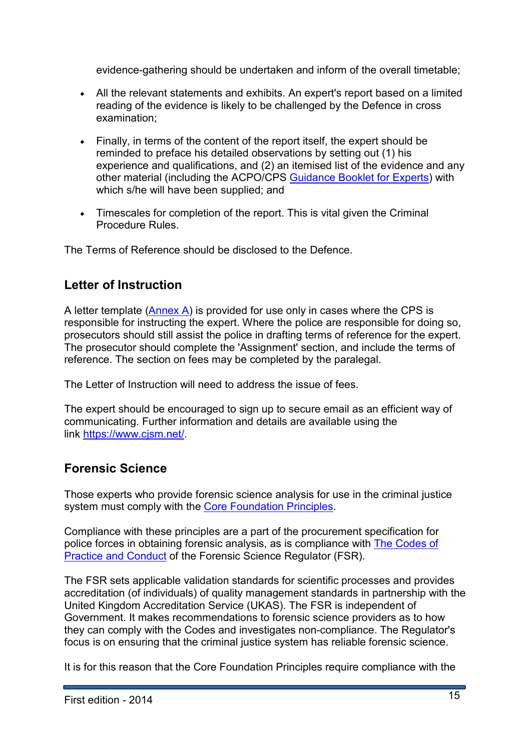evidence-gathering should be undertaken and inform of the overall timetable;

- All the relevant statements and exhibits. An expert's report based on a limited reading of the evidence is likely to be challenged by the Defence in cross examination;

- Finally, in terms of the content of the report itself, the expert should be reminded to preface his detailed observations by setting out (1) his experience and qualifications, and (2) an itemised list of the evidence and any other material (including the ACPO/CPS Guidance Booklet for Experts) with which s/he will have been supplied; and

- Timescales for completion of the report. This is vital given the Criminal Procedure Rules.

The Terms of Reference should be disclosed to the Defence.

## Letter of Instruction

A letter template (Annex A) is provided for use only in cases where the CPS is responsible for instructing the expert. Where the police are responsible for doing so, prosecutors should still assist the police in drafting terms of reference for the expert. The prosecutor should complete the 'Assignment' section, and include the terms of reference. The section on fees may be completed by the paralegal.

The Letter of Instruction will need to address the issue of fees.

The expert should be encouraged to sign up to secure email as an efficient way of communicating. Further information and details are available using the link https://www.cjsm.net/.

## Forensic Science

Those experts who provide forensic science analysis for use in the criminal justice system must comply with the Core Foundation Principles.

Compliance with these principles are a part of the procurement specification for police forces in obtaining forensic analysis, as is compliance with The Codes of Practice and Conduct of the Forensic Science Regulator (FSR).

The FSR sets applicable validation standards for scientific processes and provides accreditation (of individuals) of quality management standards in partnership with the United Kingdom Accreditation Service (UKAS). The FSR is independent of Government. It makes recommendations to forensic science providers as to how they can comply with the Codes and investigates non-compliance. The Regulator's focus is on ensuring that the criminal justice system has reliable forensic science.

It is for this reason that the Core Foundation Principles require compliance with the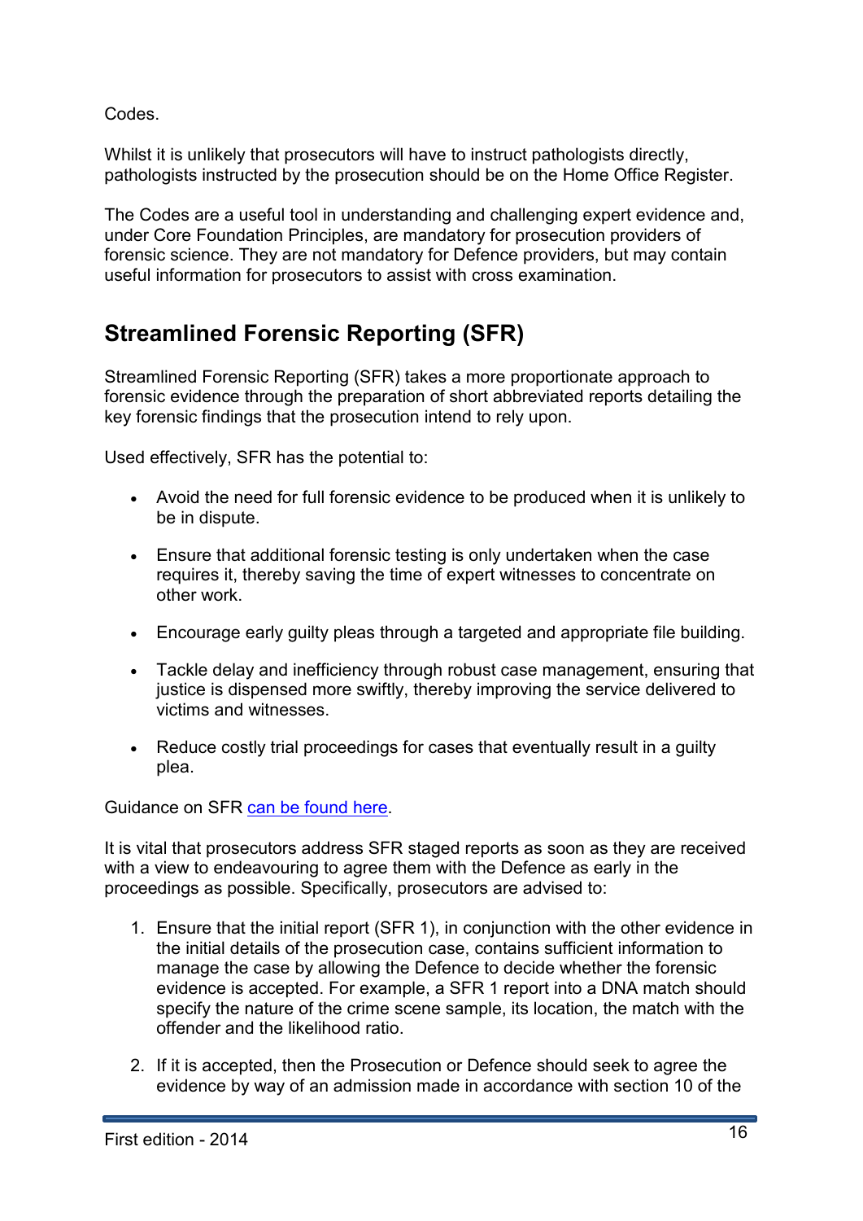Codes.

Whilst it is unlikely that prosecutors will have to instruct pathologists directly, pathologists instructed by the prosecution should be on the Home Office Register.

The Codes are a useful tool in understanding and challenging expert evidence and, under Core Foundation Principles, are mandatory for prosecution providers of forensic science. They are not mandatory for Defence providers, but may contain useful information for prosecutors to assist with cross examination.

## Streamlined Forensic Reporting (SFR)

Streamlined Forensic Reporting (SFR) takes a more proportionate approach to forensic evidence through the preparation of short abbreviated reports detailing the key forensic findings that the prosecution intend to rely upon.

Used effectively, SFR has the potential to:

- Avoid the need for full forensic evidence to be produced when it is unlikely to be in dispute.
- Ensure that additional forensic testing is only undertaken when the case requires it, thereby saving the time of expert witnesses to concentrate on other work.
- Encourage early guilty pleas through a targeted and appropriate file building.
- Tackle delay and inefficiency through robust case management, ensuring that justice is dispensed more swiftly, thereby improving the service delivered to victims and witnesses.
- Reduce costly trial proceedings for cases that eventually result in a guilty plea.

Guidance on SFR can be found here.

It is vital that prosecutors address SFR staged reports as soon as they are received with a view to endeavouring to agree them with the Defence as early in the proceedings as possible. Specifically, prosecutors are advised to:

1. Ensure that the initial report (SFR 1), in conjunction with the other evidence in the initial details of the prosecution case, contains sufficient information to manage the case by allowing the Defence to decide whether the forensic evidence is accepted. For example, a SFR 1 report into a DNA match should specify the nature of the crime scene sample, its location, the match with the offender and the likelihood ratio.
2. If it is accepted, then the Prosecution or Defence should seek to agree the evidence by way of an admission made in accordance with section 10 of the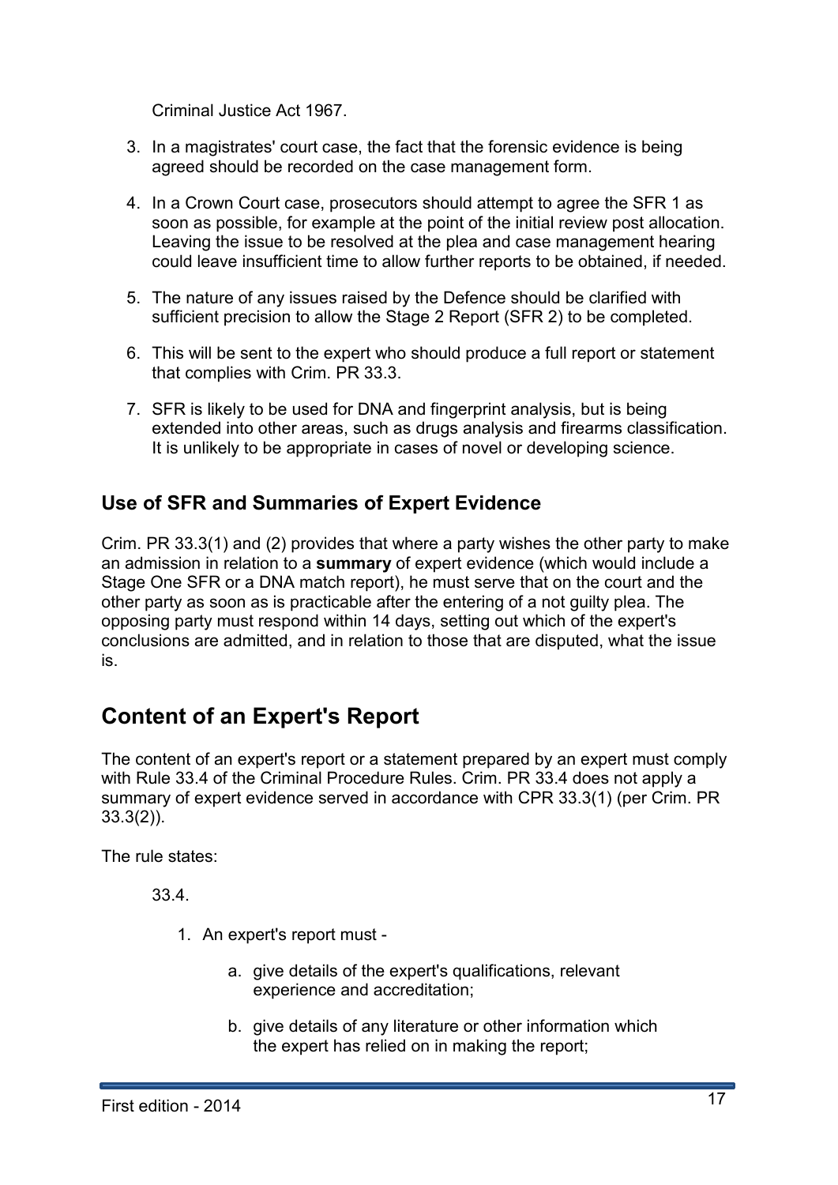Criminal Justice Act 1967.

3. In a magistrates' court case, the fact that the forensic evidence is being agreed should be recorded on the case management form.
4. In a Crown Court case, prosecutors should attempt to agree the SFR 1 as soon as possible, for example at the point of the initial review post allocation. Leaving the issue to be resolved at the plea and case management hearing could leave insufficient time to allow further reports to be obtained, if needed.
5. The nature of any issues raised by the Defence should be clarified with sufficient precision to allow the Stage 2 Report (SFR 2) to be completed.
6. This will be sent to the expert who should produce a full report or statement that complies with Crim. PR 33.3.
7. SFR is likely to be used for DNA and fingerprint analysis, but is being extended into other areas, such as drugs analysis and firearms classification. It is unlikely to be appropriate in cases of novel or developing science.

### Use of SFR and Summaries of Expert Evidence

Crim. PR 33.3(1) and (2) provides that where a party wishes the other party to make an admission in relation to a **summary** of expert evidence (which would include a Stage One SFR or a DNA match report), he must serve that on the court and the other party as soon as is practicable after the entering of a not guilty plea. The opposing party must respond within 14 days, setting out which of the expert's conclusions are admitted, and in relation to those that are disputed, what the issue is.

## Content of an Expert's Report

The content of an expert's report or a statement prepared by an expert must comply with Rule 33.4 of the Criminal Procedure Rules. Crim. PR 33.4 does not apply a summary of expert evidence served in accordance with CPR 33.3(1) (per Crim. PR 33.3(2)).

The rule states:

33.4.

1. An expert's report must -
   a. give details of the expert's qualifications, relevant experience and accreditation;
   b. give details of any literature or other information which the expert has relied on in making the report;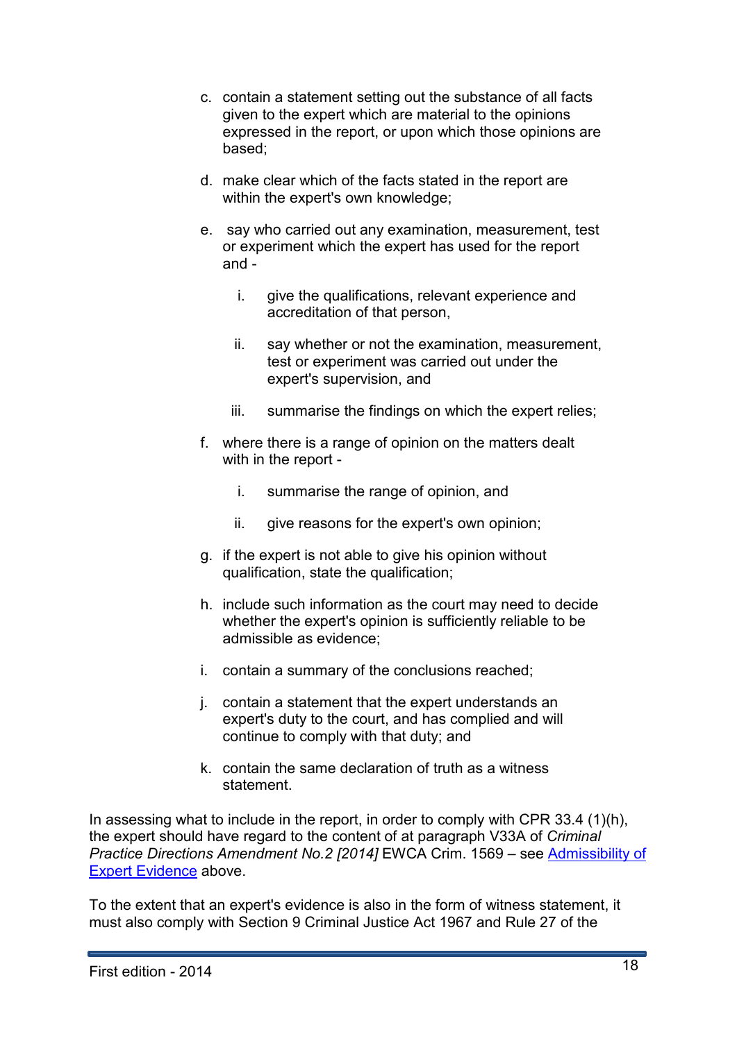c. contain a statement setting out the substance of all facts given to the expert which are material to the opinions expressed in the report, or upon which those opinions are based;

d. make clear which of the facts stated in the report are within the expert's own knowledge;

e. say who carried out any examination, measurement, test or experiment which the expert has used for the report and -

   i. give the qualifications, relevant experience and accreditation of that person,

   ii. say whether or not the examination, measurement, test or experiment was carried out under the expert's supervision, and

   iii. summarise the findings on which the expert relies;

f. where there is a range of opinion on the matters dealt with in the report -

   i. summarise the range of opinion, and

   ii. give reasons for the expert's own opinion;

g. if the expert is not able to give his opinion without qualification, state the qualification;

h. include such information as the court may need to decide whether the expert's opinion is sufficiently reliable to be admissible as evidence;

i. contain a summary of the conclusions reached;

j. contain a statement that the expert understands an expert's duty to the court, and has complied and will continue to comply with that duty; and

k. contain the same declaration of truth as a witness statement.

In assessing what to include in the report, in order to comply with CPR 33.4 (1)(h), the expert should have regard to the content of at paragraph V33A of *Criminal Practice Directions Amendment No.2 [2014]* EWCA Crim. 1569 – see [Admissibility of Expert Evidence]() above.

To the extent that an expert's evidence is also in the form of witness statement, it must also comply with Section 9 Criminal Justice Act 1967 and Rule 27 of the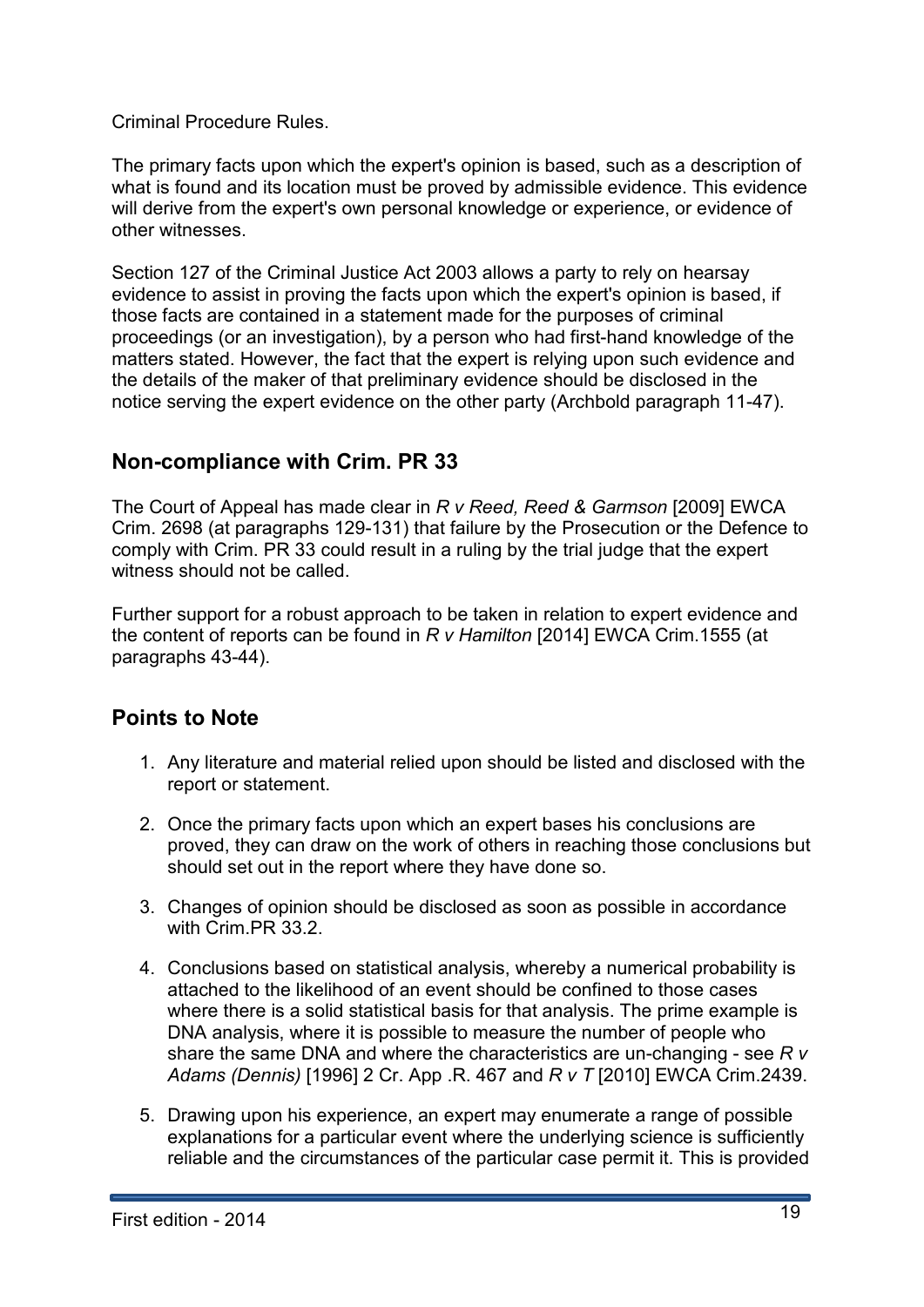Criminal Procedure Rules.

The primary facts upon which the expert's opinion is based, such as a description of what is found and its location must be proved by admissible evidence. This evidence will derive from the expert's own personal knowledge or experience, or evidence of other witnesses.

Section 127 of the Criminal Justice Act 2003 allows a party to rely on hearsay evidence to assist in proving the facts upon which the expert's opinion is based, if those facts are contained in a statement made for the purposes of criminal proceedings (or an investigation), by a person who had first-hand knowledge of the matters stated. However, the fact that the expert is relying upon such evidence and the details of the maker of that preliminary evidence should be disclosed in the notice serving the expert evidence on the other party (Archbold paragraph 11-47).

## Non-compliance with Crim. PR 33

The Court of Appeal has made clear in *R v Reed, Reed & Garmson* [2009] EWCA Crim. 2698 (at paragraphs 129-131) that failure by the Prosecution or the Defence to comply with Crim. PR 33 could result in a ruling by the trial judge that the expert witness should not be called.

Further support for a robust approach to be taken in relation to expert evidence and the content of reports can be found in *R v Hamilton* [2014] EWCA Crim.1555 (at paragraphs 43-44).

## Points to Note

1. Any literature and material relied upon should be listed and disclosed with the report or statement.
2. Once the primary facts upon which an expert bases his conclusions are proved, they can draw on the work of others in reaching those conclusions but should set out in the report where they have done so.
3. Changes of opinion should be disclosed as soon as possible in accordance with Crim.PR 33.2.
4. Conclusions based on statistical analysis, whereby a numerical probability is attached to the likelihood of an event should be confined to those cases where there is a solid statistical basis for that analysis. The prime example is DNA analysis, where it is possible to measure the number of people who share the same DNA and where the characteristics are un-changing - see *R v Adams (Dennis)* [1996] 2 Cr. App .R. 467 and *R v T* [2010] EWCA Crim.2439.
5. Drawing upon his experience, an expert may enumerate a range of possible explanations for a particular event where the underlying science is sufficiently reliable and the circumstances of the particular case permit it. This is provided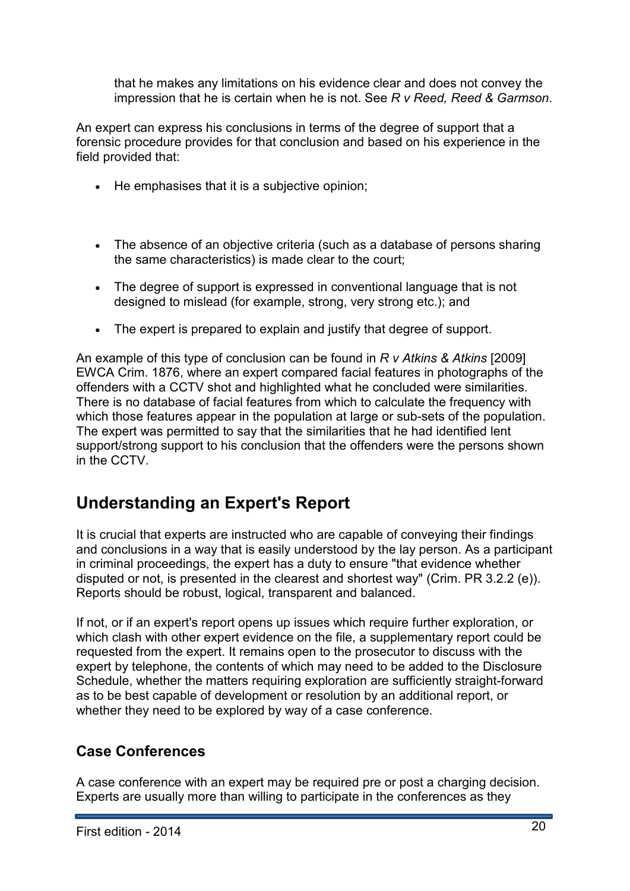that he makes any limitations on his evidence clear and does not convey the impression that he is certain when he is not. See *R v Reed, Reed & Garmson*.

An expert can express his conclusions in terms of the degree of support that a forensic procedure provides for that conclusion and based on his experience in the field provided that:

- He emphasises that it is a subjective opinion;
- The absence of an objective criteria (such as a database of persons sharing the same characteristics) is made clear to the court;
- The degree of support is expressed in conventional language that is not designed to mislead (for example, strong, very strong etc.); and
- The expert is prepared to explain and justify that degree of support.

An example of this type of conclusion can be found in *R v Atkins & Atkins* [2009] EWCA Crim. 1876, where an expert compared facial features in photographs of the offenders with a CCTV shot and highlighted what he concluded were similarities. There is no database of facial features from which to calculate the frequency with which those features appear in the population at large or sub-sets of the population. The expert was permitted to say that the similarities that he had identified lent support/strong support to his conclusion that the offenders were the persons shown in the CCTV.

## Understanding an Expert's Report

It is crucial that experts are instructed who are capable of conveying their findings and conclusions in a way that is easily understood by the lay person. As a participant in criminal proceedings, the expert has a duty to ensure "that evidence whether disputed or not, is presented in the clearest and shortest way" (Crim. PR 3.2.2 (e)). Reports should be robust, logical, transparent and balanced.

If not, or if an expert's report opens up issues which require further exploration, or which clash with other expert evidence on the file, a supplementary report could be requested from the expert. It remains open to the prosecutor to discuss with the expert by telephone, the contents of which may need to be added to the Disclosure Schedule, whether the matters requiring exploration are sufficiently straight-forward as to be best capable of development or resolution by an additional report, or whether they need to be explored by way of a case conference.

### Case Conferences

A case conference with an expert may be required pre or post a charging decision. Experts are usually more than willing to participate in the conferences as they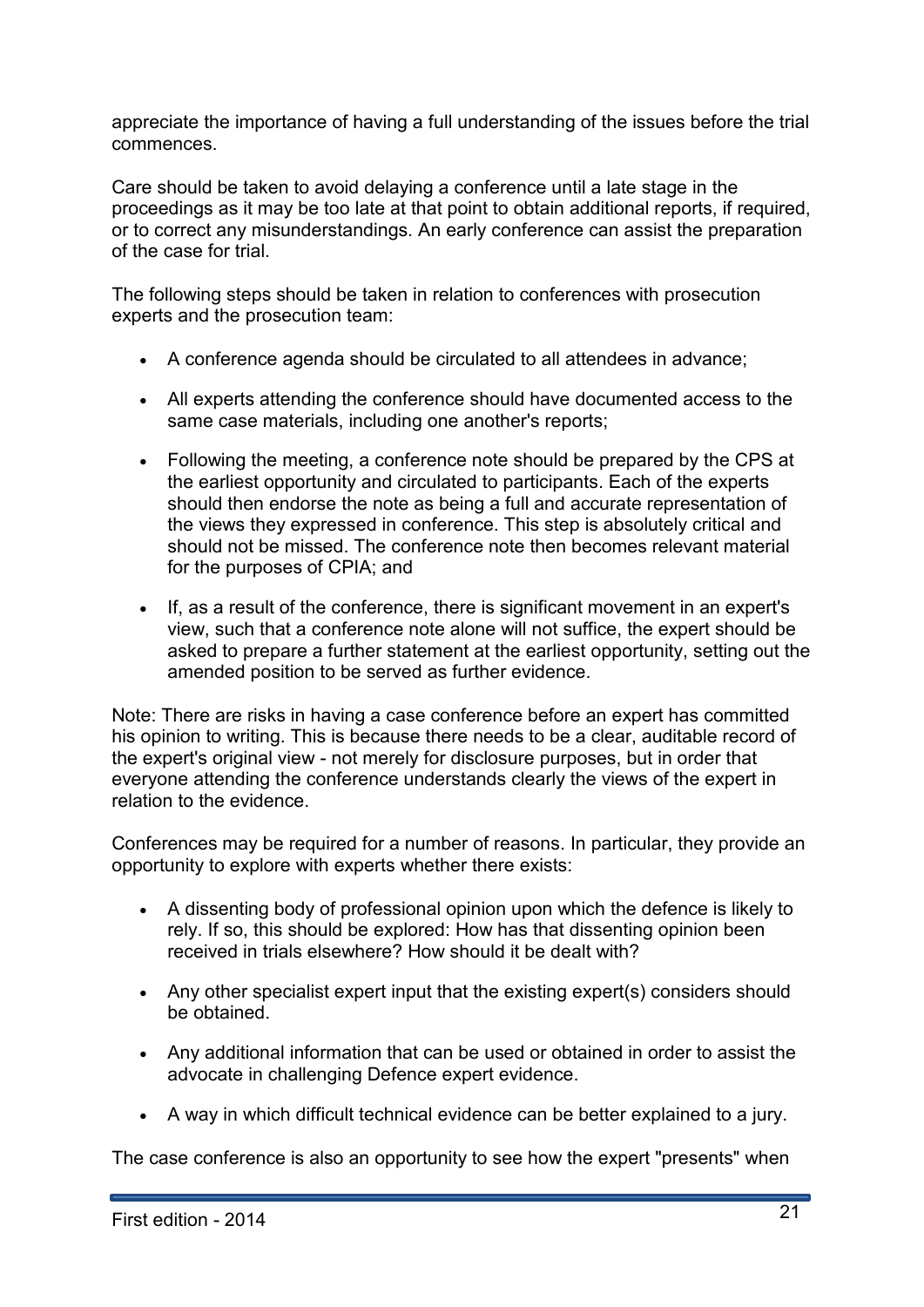appreciate the importance of having a full understanding of the issues before the trial commences.

Care should be taken to avoid delaying a conference until a late stage in the proceedings as it may be too late at that point to obtain additional reports, if required, or to correct any misunderstandings. An early conference can assist the preparation of the case for trial.

The following steps should be taken in relation to conferences with prosecution experts and the prosecution team:

- A conference agenda should be circulated to all attendees in advance;
- All experts attending the conference should have documented access to the same case materials, including one another's reports;
- Following the meeting, a conference note should be prepared by the CPS at the earliest opportunity and circulated to participants. Each of the experts should then endorse the note as being a full and accurate representation of the views they expressed in conference. This step is absolutely critical and should not be missed. The conference note then becomes relevant material for the purposes of CPIA; and
- If, as a result of the conference, there is significant movement in an expert's view, such that a conference note alone will not suffice, the expert should be asked to prepare a further statement at the earliest opportunity, setting out the amended position to be served as further evidence.

Note: There are risks in having a case conference before an expert has committed his opinion to writing. This is because there needs to be a clear, auditable record of the expert's original view - not merely for disclosure purposes, but in order that everyone attending the conference understands clearly the views of the expert in relation to the evidence.

Conferences may be required for a number of reasons. In particular, they provide an opportunity to explore with experts whether there exists:

- A dissenting body of professional opinion upon which the defence is likely to rely. If so, this should be explored: How has that dissenting opinion been received in trials elsewhere? How should it be dealt with?
- Any other specialist expert input that the existing expert(s) considers should be obtained.
- Any additional information that can be used or obtained in order to assist the advocate in challenging Defence expert evidence.
- A way in which difficult technical evidence can be better explained to a jury.

The case conference is also an opportunity to see how the expert "presents" when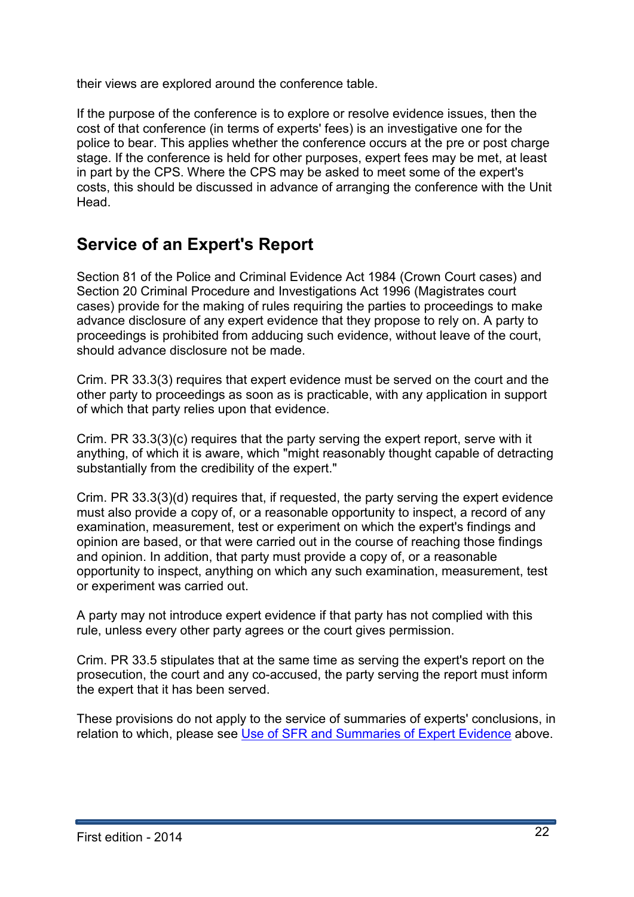their views are explored around the conference table.

If the purpose of the conference is to explore or resolve evidence issues, then the cost of that conference (in terms of experts' fees) is an investigative one for the police to bear. This applies whether the conference occurs at the pre or post charge stage. If the conference is held for other purposes, expert fees may be met, at least in part by the CPS. Where the CPS may be asked to meet some of the expert's costs, this should be discussed in advance of arranging the conference with the Unit Head.

## Service of an Expert's Report

Section 81 of the Police and Criminal Evidence Act 1984 (Crown Court cases) and Section 20 Criminal Procedure and Investigations Act 1996 (Magistrates court cases) provide for the making of rules requiring the parties to proceedings to make advance disclosure of any expert evidence that they propose to rely on. A party to proceedings is prohibited from adducing such evidence, without leave of the court, should advance disclosure not be made.

Crim. PR 33.3(3) requires that expert evidence must be served on the court and the other party to proceedings as soon as is practicable, with any application in support of which that party relies upon that evidence.

Crim. PR 33.3(3)(c) requires that the party serving the expert report, serve with it anything, of which it is aware, which "might reasonably thought capable of detracting substantially from the credibility of the expert."

Crim. PR 33.3(3)(d) requires that, if requested, the party serving the expert evidence must also provide a copy of, or a reasonable opportunity to inspect, a record of any examination, measurement, test or experiment on which the expert's findings and opinion are based, or that were carried out in the course of reaching those findings and opinion. In addition, that party must provide a copy of, or a reasonable opportunity to inspect, anything on which any such examination, measurement, test or experiment was carried out.

A party may not introduce expert evidence if that party has not complied with this rule, unless every other party agrees or the court gives permission.

Crim. PR 33.5 stipulates that at the same time as serving the expert's report on the prosecution, the court and any co-accused, the party serving the report must inform the expert that it has been served.

These provisions do not apply to the service of summaries of experts' conclusions, in relation to which, please see [Use of SFR and Summaries of Expert Evidence]() above.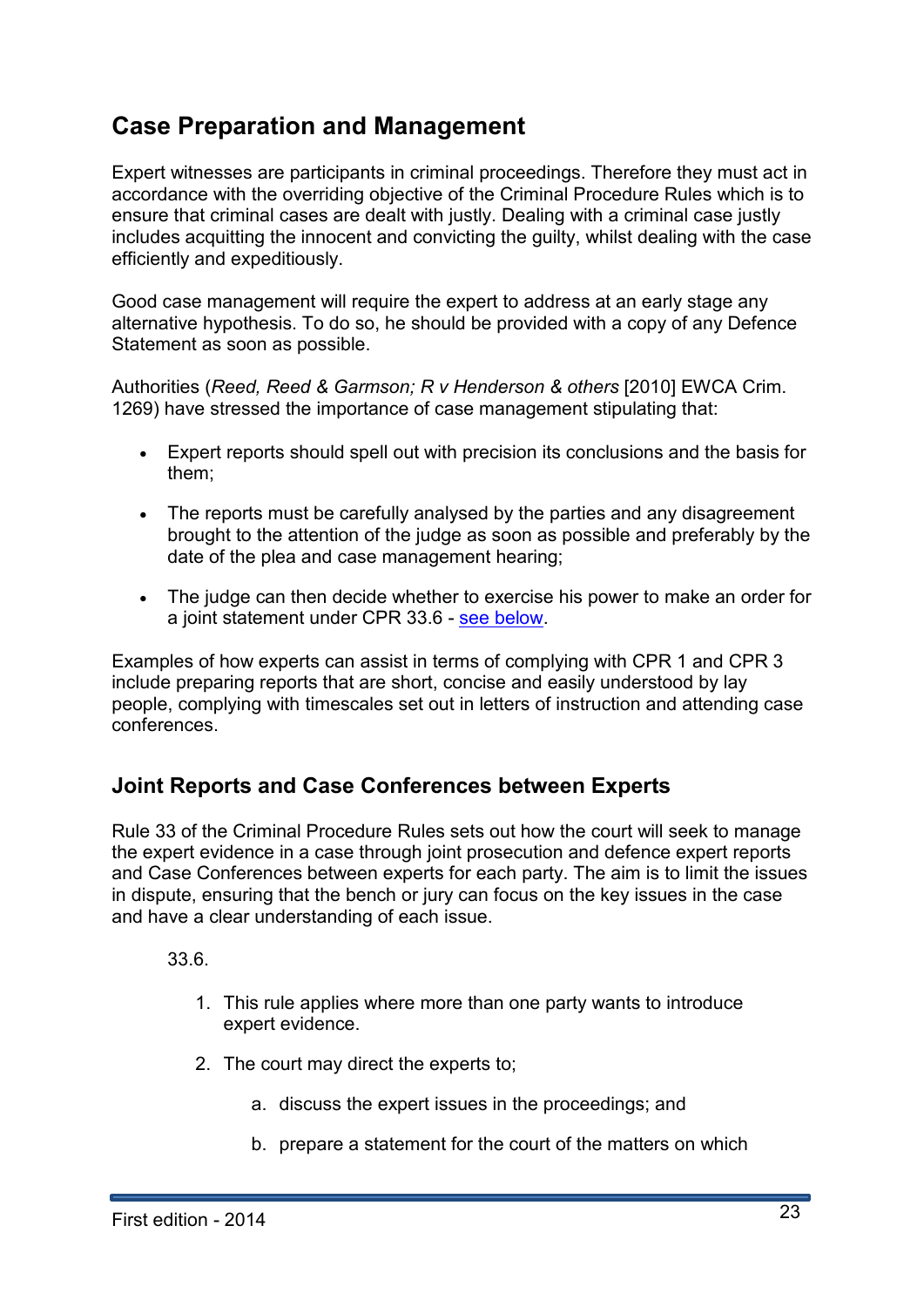## Case Preparation and Management

Expert witnesses are participants in criminal proceedings. Therefore they must act in accordance with the overriding objective of the Criminal Procedure Rules which is to ensure that criminal cases are dealt with justly. Dealing with a criminal case justly includes acquitting the innocent and convicting the guilty, whilst dealing with the case efficiently and expeditiously.

Good case management will require the expert to address at an early stage any alternative hypothesis. To do so, he should be provided with a copy of any Defence Statement as soon as possible.

Authorities (*Reed, Reed & Garmson; R v Henderson & others* [2010] EWCA Crim. 1269) have stressed the importance of case management stipulating that:

- Expert reports should spell out with precision its conclusions and the basis for them;
- The reports must be carefully analysed by the parties and any disagreement brought to the attention of the judge as soon as possible and preferably by the date of the plea and case management hearing;
- The judge can then decide whether to exercise his power to make an order for a joint statement under CPR 33.6 - see below.

Examples of how experts can assist in terms of complying with CPR 1 and CPR 3 include preparing reports that are short, concise and easily understood by lay people, complying with timescales set out in letters of instruction and attending case conferences.

### Joint Reports and Case Conferences between Experts

Rule 33 of the Criminal Procedure Rules sets out how the court will seek to manage the expert evidence in a case through joint prosecution and defence expert reports and Case Conferences between experts for each party. The aim is to limit the issues in dispute, ensuring that the bench or jury can focus on the key issues in the case and have a clear understanding of each issue.

33.6.

1. This rule applies where more than one party wants to introduce expert evidence.
2. The court may direct the experts to;
   a. discuss the expert issues in the proceedings; and
   b. prepare a statement for the court of the matters on which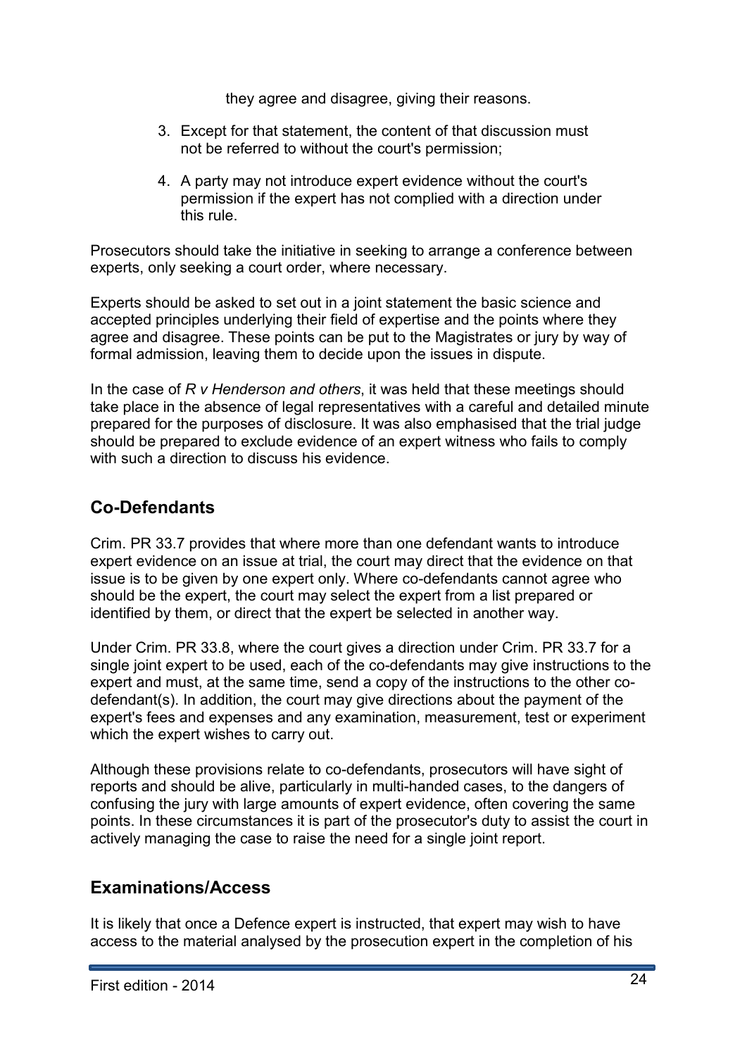they agree and disagree, giving their reasons.

3. Except for that statement, the content of that discussion must not be referred to without the court's permission;

4. A party may not introduce expert evidence without the court's permission if the expert has not complied with a direction under this rule.

Prosecutors should take the initiative in seeking to arrange a conference between experts, only seeking a court order, where necessary.

Experts should be asked to set out in a joint statement the basic science and accepted principles underlying their field of expertise and the points where they agree and disagree. These points can be put to the Magistrates or jury by way of formal admission, leaving them to decide upon the issues in dispute.

In the case of *R v Henderson and others*, it was held that these meetings should take place in the absence of legal representatives with a careful and detailed minute prepared for the purposes of disclosure. It was also emphasised that the trial judge should be prepared to exclude evidence of an expert witness who fails to comply with such a direction to discuss his evidence.

## Co-Defendants

Crim. PR 33.7 provides that where more than one defendant wants to introduce expert evidence on an issue at trial, the court may direct that the evidence on that issue is to be given by one expert only. Where co-defendants cannot agree who should be the expert, the court may select the expert from a list prepared or identified by them, or direct that the expert be selected in another way.

Under Crim. PR 33.8, where the court gives a direction under Crim. PR 33.7 for a single joint expert to be used, each of the co-defendants may give instructions to the expert and must, at the same time, send a copy of the instructions to the other co-defendant(s). In addition, the court may give directions about the payment of the expert's fees and expenses and any examination, measurement, test or experiment which the expert wishes to carry out.

Although these provisions relate to co-defendants, prosecutors will have sight of reports and should be alive, particularly in multi-handed cases, to the dangers of confusing the jury with large amounts of expert evidence, often covering the same points. In these circumstances it is part of the prosecutor's duty to assist the court in actively managing the case to raise the need for a single joint report.

## Examinations/Access

It is likely that once a Defence expert is instructed, that expert may wish to have access to the material analysed by the prosecution expert in the completion of his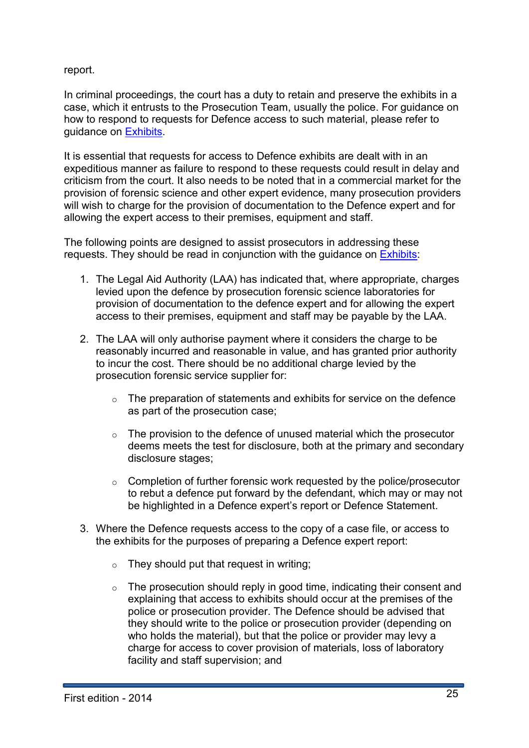report.

In criminal proceedings, the court has a duty to retain and preserve the exhibits in a case, which it entrusts to the Prosecution Team, usually the police. For guidance on how to respond to requests for Defence access to such material, please refer to guidance on [Exhibits](#).

It is essential that requests for access to Defence exhibits are dealt with in an expeditious manner as failure to respond to these requests could result in delay and criticism from the court. It also needs to be noted that in a commercial market for the provision of forensic science and other expert evidence, many prosecution providers will wish to charge for the provision of documentation to the Defence expert and for allowing the expert access to their premises, equipment and staff.

The following points are designed to assist prosecutors in addressing these requests. They should be read in conjunction with the guidance on [Exhibits](#):

1. The Legal Aid Authority (LAA) has indicated that, where appropriate, charges levied upon the defence by prosecution forensic science laboratories for provision of documentation to the defence expert and for allowing the expert access to their premises, equipment and staff may be payable by the LAA.

2. The LAA will only authorise payment where it considers the charge to be reasonably incurred and reasonable in value, and has granted prior authority to incur the cost. There should be no additional charge levied by the prosecution forensic service supplier for:

   - The preparation of statements and exhibits for service on the defence as part of the prosecution case;

   - The provision to the defence of unused material which the prosecutor deems meets the test for disclosure, both at the primary and secondary disclosure stages;

   - Completion of further forensic work requested by the police/prosecutor to rebut a defence put forward by the defendant, which may or may not be highlighted in a Defence expert's report or Defence Statement.

3. Where the Defence requests access to the copy of a case file, or access to the exhibits for the purposes of preparing a Defence expert report:

   - They should put that request in writing;

   - The prosecution should reply in good time, indicating their consent and explaining that access to exhibits should occur at the premises of the police or prosecution provider. The Defence should be advised that they should write to the police or prosecution provider (depending on who holds the material), but that the police or provider may levy a charge for access to cover provision of materials, loss of laboratory facility and staff supervision; and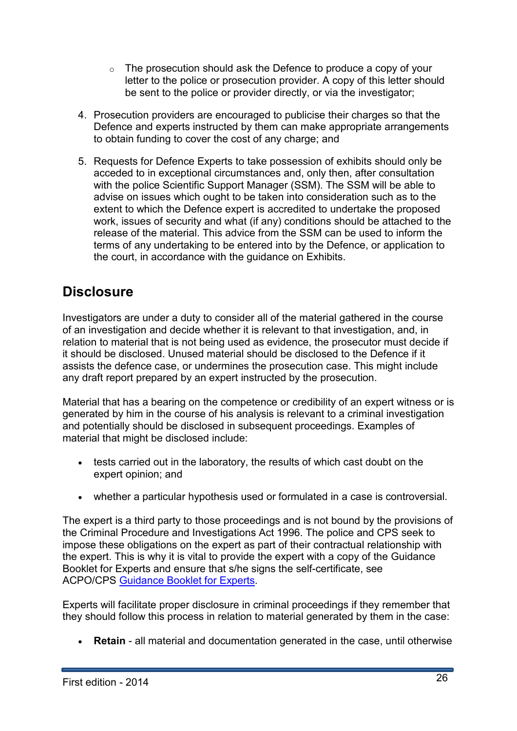- The prosecution should ask the Defence to produce a copy of your letter to the police or prosecution provider. A copy of this letter should be sent to the police or provider directly, or via the investigator;

4. Prosecution providers are encouraged to publicise their charges so that the Defence and experts instructed by them can make appropriate arrangements to obtain funding to cover the cost of any charge; and

5. Requests for Defence Experts to take possession of exhibits should only be acceded to in exceptional circumstances and, only then, after consultation with the police Scientific Support Manager (SSM). The SSM will be able to advise on issues which ought to be taken into consideration such as to the extent to which the Defence expert is accredited to undertake the proposed work, issues of security and what (if any) conditions should be attached to the release of the material. This advice from the SSM can be used to inform the terms of any undertaking to be entered into by the Defence, or application to the court, in accordance with the guidance on Exhibits.

## Disclosure

Investigators are under a duty to consider all of the material gathered in the course of an investigation and decide whether it is relevant to that investigation, and, in relation to material that is not being used as evidence, the prosecutor must decide if it should be disclosed. Unused material should be disclosed to the Defence if it assists the defence case, or undermines the prosecution case. This might include any draft report prepared by an expert instructed by the prosecution.

Material that has a bearing on the competence or credibility of an expert witness or is generated by him in the course of his analysis is relevant to a criminal investigation and potentially should be disclosed in subsequent proceedings. Examples of material that might be disclosed include:

- tests carried out in the laboratory, the results of which cast doubt on the expert opinion; and

- whether a particular hypothesis used or formulated in a case is controversial.

The expert is a third party to those proceedings and is not bound by the provisions of the Criminal Procedure and Investigations Act 1996. The police and CPS seek to impose these obligations on the expert as part of their contractual relationship with the expert. This is why it is vital to provide the expert with a copy of the Guidance Booklet for Experts and ensure that s/he signs the self-certificate, see ACPO/CPS Guidance Booklet for Experts.

Experts will facilitate proper disclosure in criminal proceedings if they remember that they should follow this process in relation to material generated by them in the case:

- **Retain** - all material and documentation generated in the case, until otherwise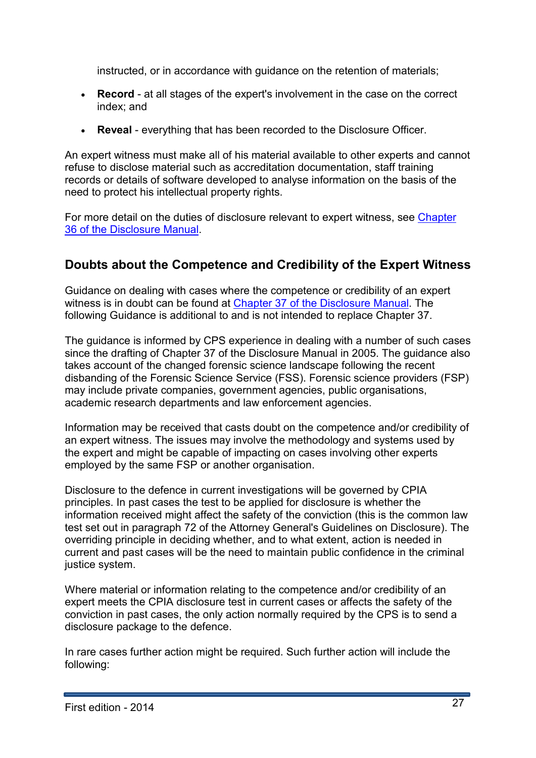instructed, or in accordance with guidance on the retention of materials;

- **Record** - at all stages of the expert's involvement in the case on the correct index; and
- **Reveal** - everything that has been recorded to the Disclosure Officer.

An expert witness must make all of his material available to other experts and cannot refuse to disclose material such as accreditation documentation, staff training records or details of software developed to analyse information on the basis of the need to protect his intellectual property rights.

For more detail on the duties of disclosure relevant to expert witness, see Chapter 36 of the Disclosure Manual.

## Doubts about the Competence and Credibility of the Expert Witness

Guidance on dealing with cases where the competence or credibility of an expert witness is in doubt can be found at Chapter 37 of the Disclosure Manual. The following Guidance is additional to and is not intended to replace Chapter 37.

The guidance is informed by CPS experience in dealing with a number of such cases since the drafting of Chapter 37 of the Disclosure Manual in 2005. The guidance also takes account of the changed forensic science landscape following the recent disbanding of the Forensic Science Service (FSS). Forensic science providers (FSP) may include private companies, government agencies, public organisations, academic research departments and law enforcement agencies.

Information may be received that casts doubt on the competence and/or credibility of an expert witness. The issues may involve the methodology and systems used by the expert and might be capable of impacting on cases involving other experts employed by the same FSP or another organisation.

Disclosure to the defence in current investigations will be governed by CPIA principles. In past cases the test to be applied for disclosure is whether the information received might affect the safety of the conviction (this is the common law test set out in paragraph 72 of the Attorney General's Guidelines on Disclosure). The overriding principle in deciding whether, and to what extent, action is needed in current and past cases will be the need to maintain public confidence in the criminal justice system.

Where material or information relating to the competence and/or credibility of an expert meets the CPIA disclosure test in current cases or affects the safety of the conviction in past cases, the only action normally required by the CPS is to send a disclosure package to the defence.

In rare cases further action might be required. Such further action will include the following: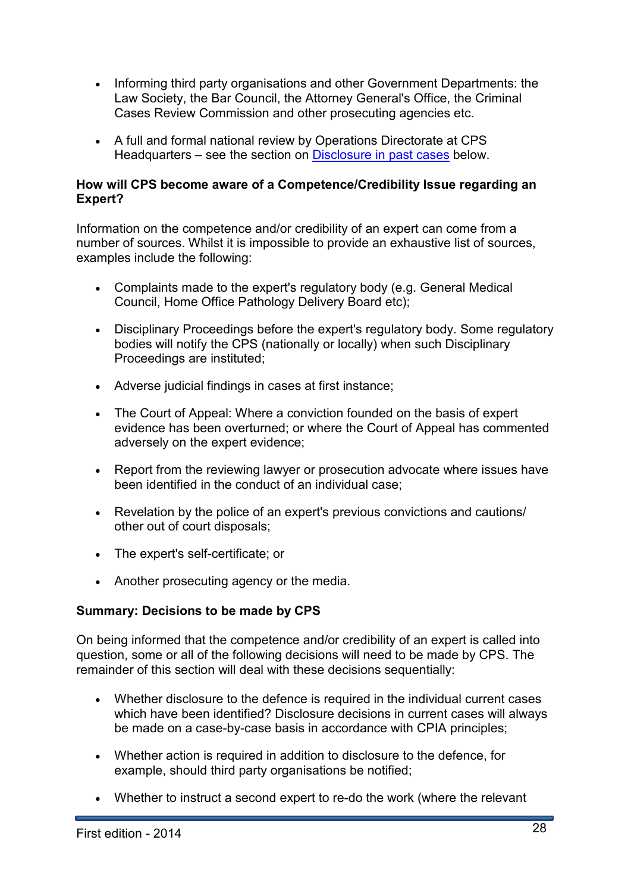- Informing third party organisations and other Government Departments: the Law Society, the Bar Council, the Attorney General's Office, the Criminal Cases Review Commission and other prosecuting agencies etc.

- A full and formal national review by Operations Directorate at CPS Headquarters – see the section on Disclosure in past cases below.

**How will CPS become aware of a Competence/Credibility Issue regarding an Expert?**

Information on the competence and/or credibility of an expert can come from a number of sources. Whilst it is impossible to provide an exhaustive list of sources, examples include the following:

- Complaints made to the expert's regulatory body (e.g. General Medical Council, Home Office Pathology Delivery Board etc);

- Disciplinary Proceedings before the expert's regulatory body. Some regulatory bodies will notify the CPS (nationally or locally) when such Disciplinary Proceedings are instituted;

- Adverse judicial findings in cases at first instance;

- The Court of Appeal: Where a conviction founded on the basis of expert evidence has been overturned; or where the Court of Appeal has commented adversely on the expert evidence;

- Report from the reviewing lawyer or prosecution advocate where issues have been identified in the conduct of an individual case;

- Revelation by the police of an expert's previous convictions and cautions/ other out of court disposals;

- The expert's self-certificate; or

- Another prosecuting agency or the media.

**Summary: Decisions to be made by CPS**

On being informed that the competence and/or credibility of an expert is called into question, some or all of the following decisions will need to be made by CPS. The remainder of this section will deal with these decisions sequentially:

- Whether disclosure to the defence is required in the individual current cases which have been identified? Disclosure decisions in current cases will always be made on a case-by-case basis in accordance with CPIA principles;

- Whether action is required in addition to disclosure to the defence, for example, should third party organisations be notified;

- Whether to instruct a second expert to re-do the work (where the relevant

First edition - 2014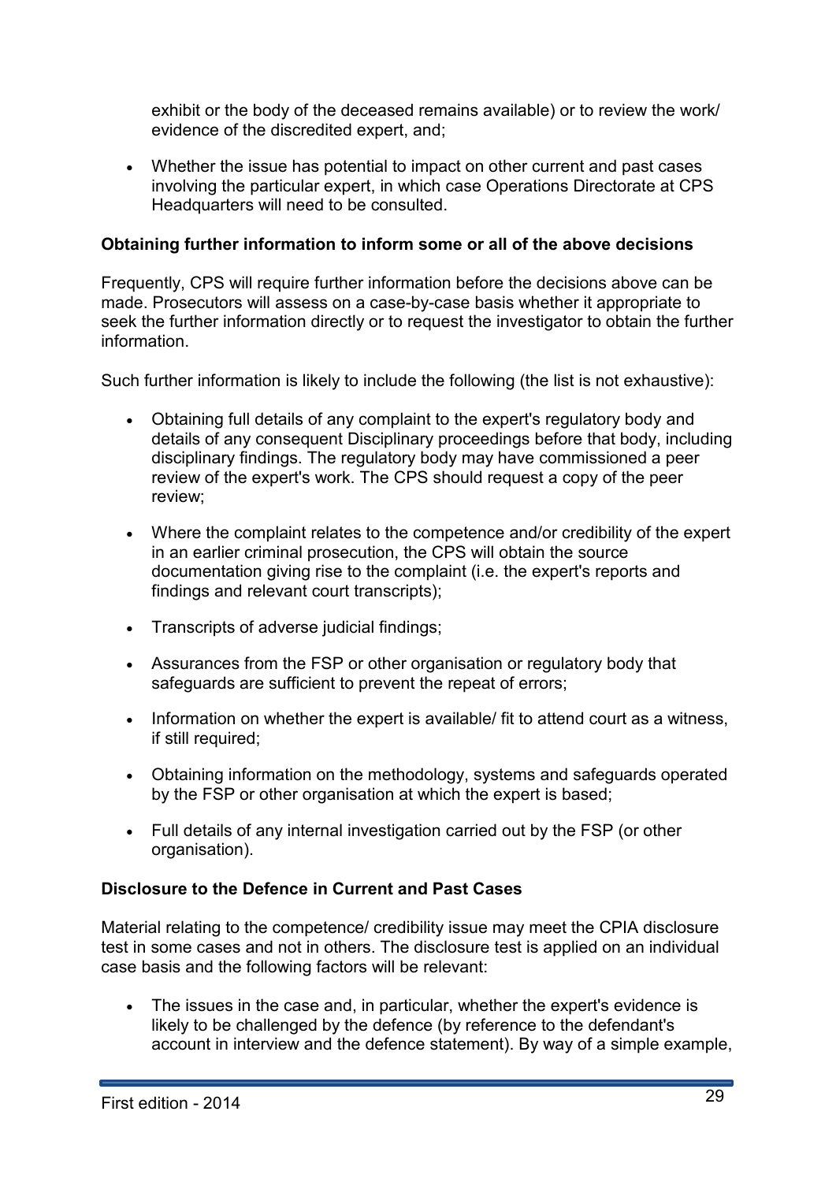exhibit or the body of the deceased remains available) or to review the work/ evidence of the discredited expert, and;

- Whether the issue has potential to impact on other current and past cases involving the particular expert, in which case Operations Directorate at CPS Headquarters will need to be consulted.

**Obtaining further information to inform some or all of the above decisions**

Frequently, CPS will require further information before the decisions above can be made. Prosecutors will assess on a case-by-case basis whether it appropriate to seek the further information directly or to request the investigator to obtain the further information.

Such further information is likely to include the following (the list is not exhaustive):

- Obtaining full details of any complaint to the expert's regulatory body and details of any consequent Disciplinary proceedings before that body, including disciplinary findings. The regulatory body may have commissioned a peer review of the expert's work. The CPS should request a copy of the peer review;
- Where the complaint relates to the competence and/or credibility of the expert in an earlier criminal prosecution, the CPS will obtain the source documentation giving rise to the complaint (i.e. the expert's reports and findings and relevant court transcripts);
- Transcripts of adverse judicial findings;
- Assurances from the FSP or other organisation or regulatory body that safeguards are sufficient to prevent the repeat of errors;
- Information on whether the expert is available/ fit to attend court as a witness, if still required;
- Obtaining information on the methodology, systems and safeguards operated by the FSP or other organisation at which the expert is based;
- Full details of any internal investigation carried out by the FSP (or other organisation).

**Disclosure to the Defence in Current and Past Cases**

Material relating to the competence/ credibility issue may meet the CPIA disclosure test in some cases and not in others. The disclosure test is applied on an individual case basis and the following factors will be relevant:

- The issues in the case and, in particular, whether the expert's evidence is likely to be challenged by the defence (by reference to the defendant's account in interview and the defence statement). By way of a simple example,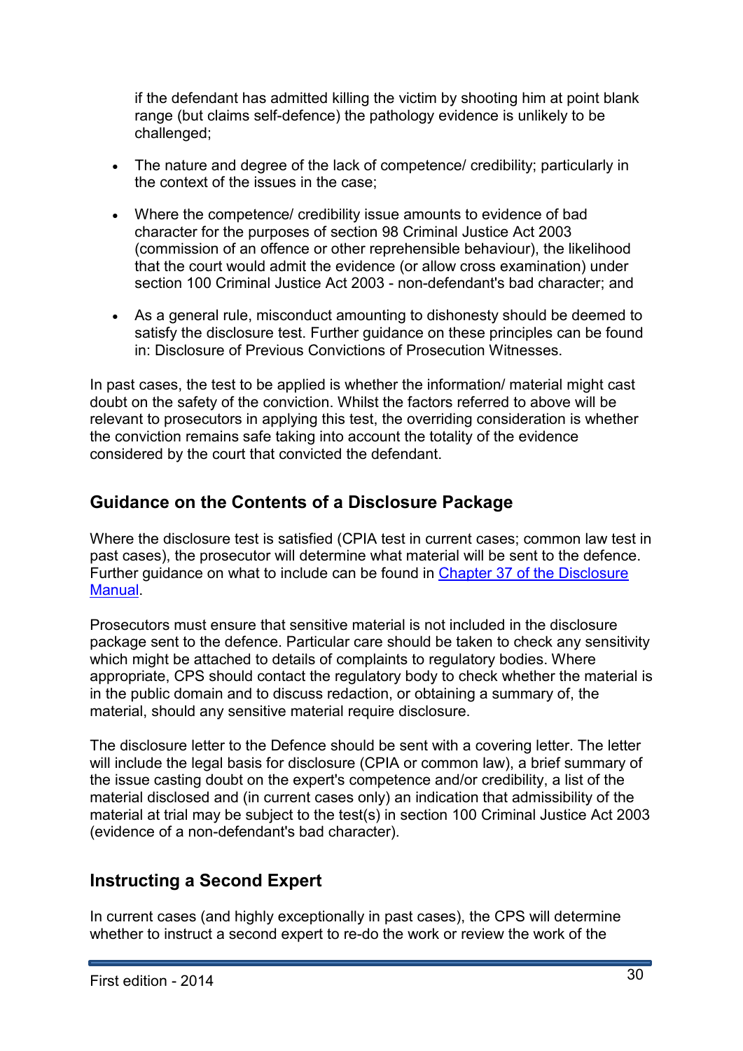if the defendant has admitted killing the victim by shooting him at point blank range (but claims self-defence) the pathology evidence is unlikely to be challenged;

- The nature and degree of the lack of competence/ credibility; particularly in the context of the issues in the case;
- Where the competence/ credibility issue amounts to evidence of bad character for the purposes of section 98 Criminal Justice Act 2003 (commission of an offence or other reprehensible behaviour), the likelihood that the court would admit the evidence (or allow cross examination) under section 100 Criminal Justice Act 2003 - non-defendant's bad character; and
- As a general rule, misconduct amounting to dishonesty should be deemed to satisfy the disclosure test. Further guidance on these principles can be found in: Disclosure of Previous Convictions of Prosecution Witnesses.

In past cases, the test to be applied is whether the information/ material might cast doubt on the safety of the conviction. Whilst the factors referred to above will be relevant to prosecutors in applying this test, the overriding consideration is whether the conviction remains safe taking into account the totality of the evidence considered by the court that convicted the defendant.

## Guidance on the Contents of a Disclosure Package

Where the disclosure test is satisfied (CPIA test in current cases; common law test in past cases), the prosecutor will determine what material will be sent to the defence. Further guidance on what to include can be found in Chapter 37 of the Disclosure Manual.

Prosecutors must ensure that sensitive material is not included in the disclosure package sent to the defence. Particular care should be taken to check any sensitivity which might be attached to details of complaints to regulatory bodies. Where appropriate, CPS should contact the regulatory body to check whether the material is in the public domain and to discuss redaction, or obtaining a summary of, the material, should any sensitive material require disclosure.

The disclosure letter to the Defence should be sent with a covering letter. The letter will include the legal basis for disclosure (CPIA or common law), a brief summary of the issue casting doubt on the expert's competence and/or credibility, a list of the material disclosed and (in current cases only) an indication that admissibility of the material at trial may be subject to the test(s) in section 100 Criminal Justice Act 2003 (evidence of a non-defendant's bad character).

## Instructing a Second Expert

In current cases (and highly exceptionally in past cases), the CPS will determine whether to instruct a second expert to re-do the work or review the work of the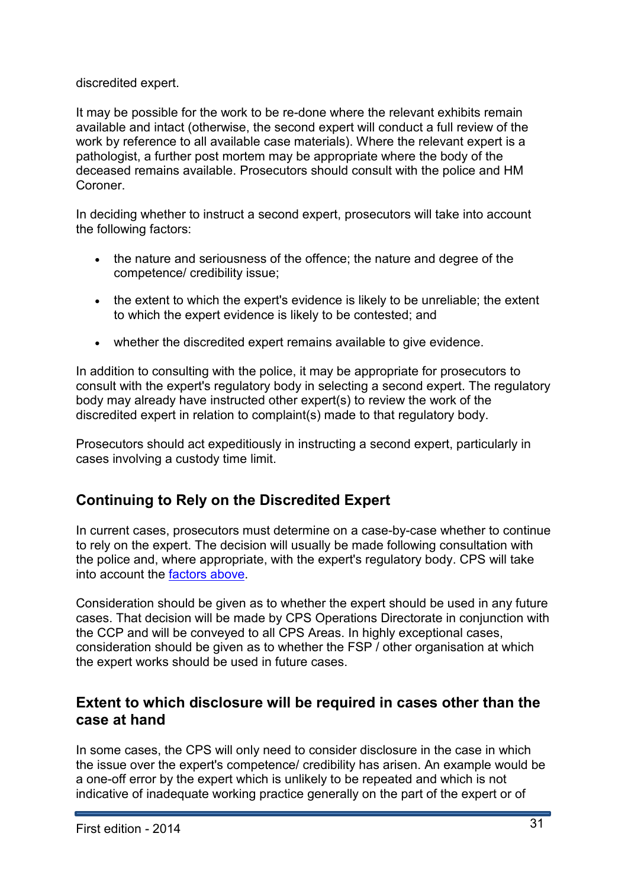discredited expert.

It may be possible for the work to be re-done where the relevant exhibits remain available and intact (otherwise, the second expert will conduct a full review of the work by reference to all available case materials). Where the relevant expert is a pathologist, a further post mortem may be appropriate where the body of the deceased remains available. Prosecutors should consult with the police and HM Coroner.

In deciding whether to instruct a second expert, prosecutors will take into account the following factors:

- the nature and seriousness of the offence; the nature and degree of the competence/ credibility issue;
- the extent to which the expert's evidence is likely to be unreliable; the extent to which the expert evidence is likely to be contested; and
- whether the discredited expert remains available to give evidence.

In addition to consulting with the police, it may be appropriate for prosecutors to consult with the expert's regulatory body in selecting a second expert. The regulatory body may already have instructed other expert(s) to review the work of the discredited expert in relation to complaint(s) made to that regulatory body.

Prosecutors should act expeditiously in instructing a second expert, particularly in cases involving a custody time limit.

## Continuing to Rely on the Discredited Expert

In current cases, prosecutors must determine on a case-by-case whether to continue to rely on the expert. The decision will usually be made following consultation with the police and, where appropriate, with the expert's regulatory body. CPS will take into account the factors above.

Consideration should be given as to whether the expert should be used in any future cases. That decision will be made by CPS Operations Directorate in conjunction with the CCP and will be conveyed to all CPS Areas. In highly exceptional cases, consideration should be given as to whether the FSP / other organisation at which the expert works should be used in future cases.

## Extent to which disclosure will be required in cases other than the case at hand

In some cases, the CPS will only need to consider disclosure in the case in which the issue over the expert's competence/ credibility has arisen. An example would be a one-off error by the expert which is unlikely to be repeated and which is not indicative of inadequate working practice generally on the part of the expert or of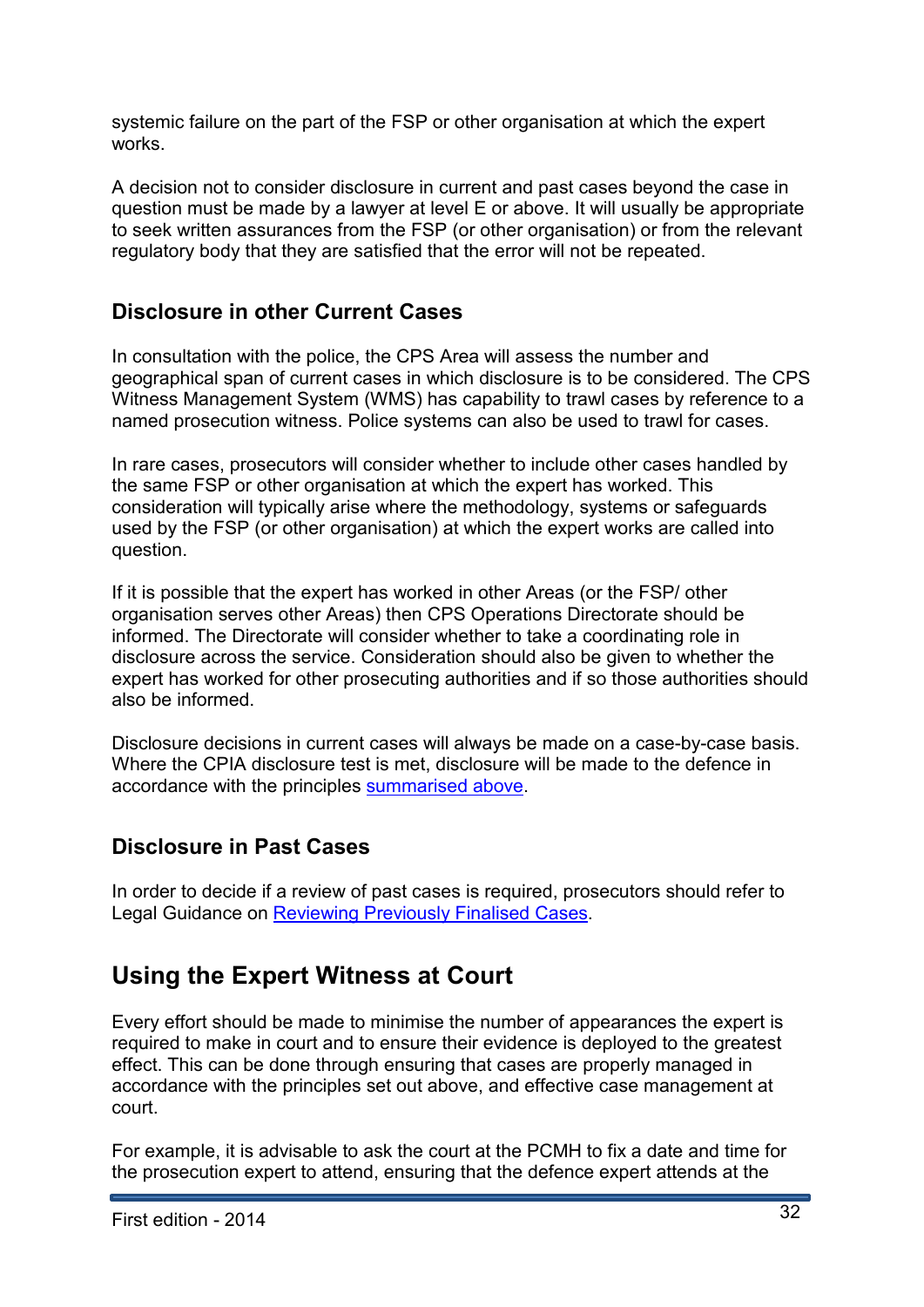systemic failure on the part of the FSP or other organisation at which the expert works.

A decision not to consider disclosure in current and past cases beyond the case in question must be made by a lawyer at level E or above. It will usually be appropriate to seek written assurances from the FSP (or other organisation) or from the relevant regulatory body that they are satisfied that the error will not be repeated.

### Disclosure in other Current Cases

In consultation with the police, the CPS Area will assess the number and geographical span of current cases in which disclosure is to be considered. The CPS Witness Management System (WMS) has capability to trawl cases by reference to a named prosecution witness. Police systems can also be used to trawl for cases.

In rare cases, prosecutors will consider whether to include other cases handled by the same FSP or other organisation at which the expert has worked. This consideration will typically arise where the methodology, systems or safeguards used by the FSP (or other organisation) at which the expert works are called into question.

If it is possible that the expert has worked in other Areas (or the FSP/ other organisation serves other Areas) then CPS Operations Directorate should be informed. The Directorate will consider whether to take a coordinating role in disclosure across the service. Consideration should also be given to whether the expert has worked for other prosecuting authorities and if so those authorities should also be informed.

Disclosure decisions in current cases will always be made on a case-by-case basis. Where the CPIA disclosure test is met, disclosure will be made to the defence in accordance with the principles summarised above.

### Disclosure in Past Cases

In order to decide if a review of past cases is required, prosecutors should refer to Legal Guidance on Reviewing Previously Finalised Cases.

## Using the Expert Witness at Court

Every effort should be made to minimise the number of appearances the expert is required to make in court and to ensure their evidence is deployed to the greatest effect. This can be done through ensuring that cases are properly managed in accordance with the principles set out above, and effective case management at court.

For example, it is advisable to ask the court at the PCMH to fix a date and time for the prosecution expert to attend, ensuring that the defence expert attends at the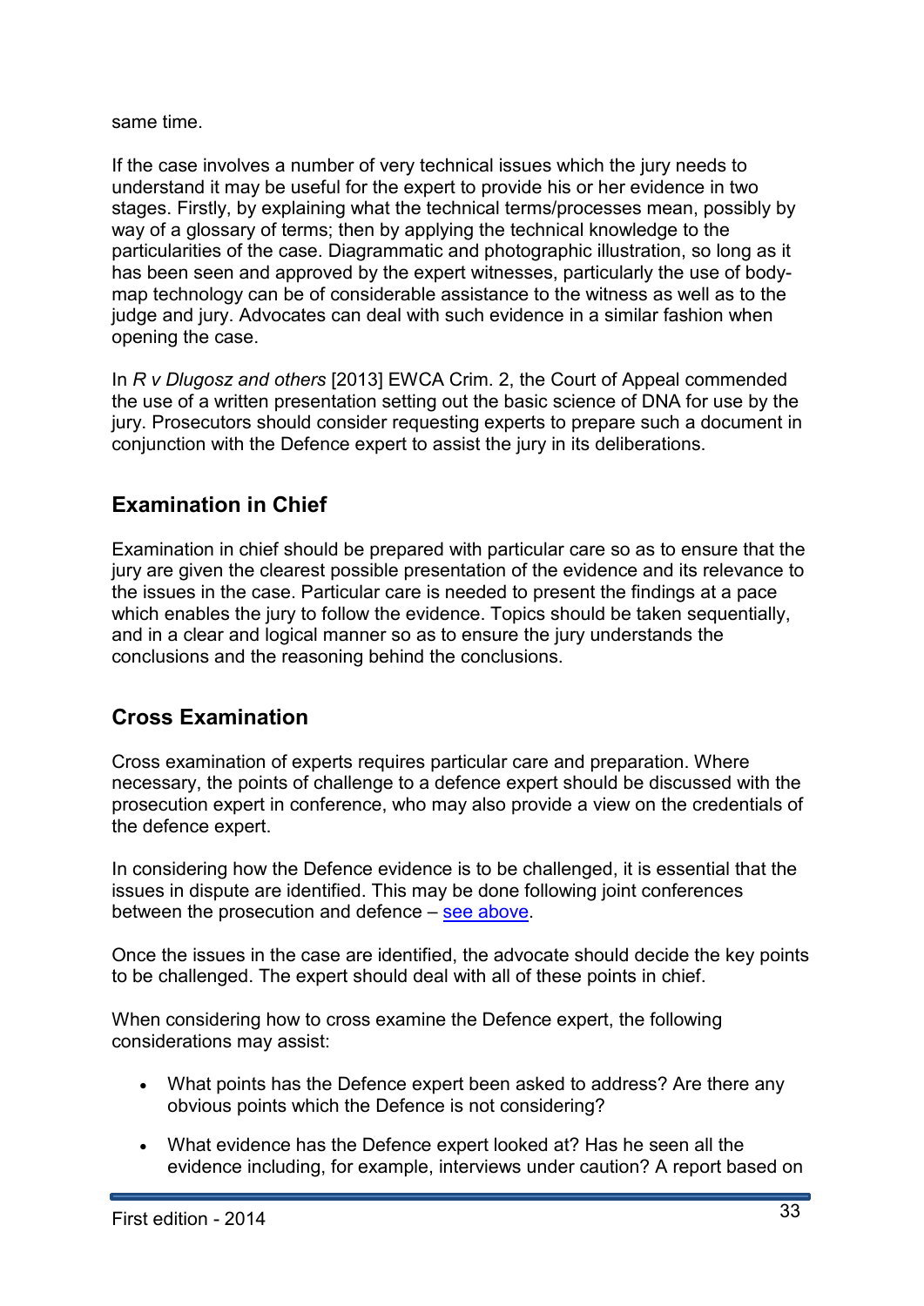same time.

If the case involves a number of very technical issues which the jury needs to understand it may be useful for the expert to provide his or her evidence in two stages. Firstly, by explaining what the technical terms/processes mean, possibly by way of a glossary of terms; then by applying the technical knowledge to the particularities of the case. Diagrammatic and photographic illustration, so long as it has been seen and approved by the expert witnesses, particularly the use of body-map technology can be of considerable assistance to the witness as well as to the judge and jury. Advocates can deal with such evidence in a similar fashion when opening the case.

In *R v Dlugosz and others* [2013] EWCA Crim. 2, the Court of Appeal commended the use of a written presentation setting out the basic science of DNA for use by the jury. Prosecutors should consider requesting experts to prepare such a document in conjunction with the Defence expert to assist the jury in its deliberations.

## Examination in Chief

Examination in chief should be prepared with particular care so as to ensure that the jury are given the clearest possible presentation of the evidence and its relevance to the issues in the case. Particular care is needed to present the findings at a pace which enables the jury to follow the evidence. Topics should be taken sequentially, and in a clear and logical manner so as to ensure the jury understands the conclusions and the reasoning behind the conclusions.

## Cross Examination

Cross examination of experts requires particular care and preparation. Where necessary, the points of challenge to a defence expert should be discussed with the prosecution expert in conference, who may also provide a view on the credentials of the defence expert.

In considering how the Defence evidence is to be challenged, it is essential that the issues in dispute are identified. This may be done following joint conferences between the prosecution and defence – see above.

Once the issues in the case are identified, the advocate should decide the key points to be challenged. The expert should deal with all of these points in chief.

When considering how to cross examine the Defence expert, the following considerations may assist:

- What points has the Defence expert been asked to address? Are there any obvious points which the Defence is not considering?
- What evidence has the Defence expert looked at? Has he seen all the evidence including, for example, interviews under caution? A report based on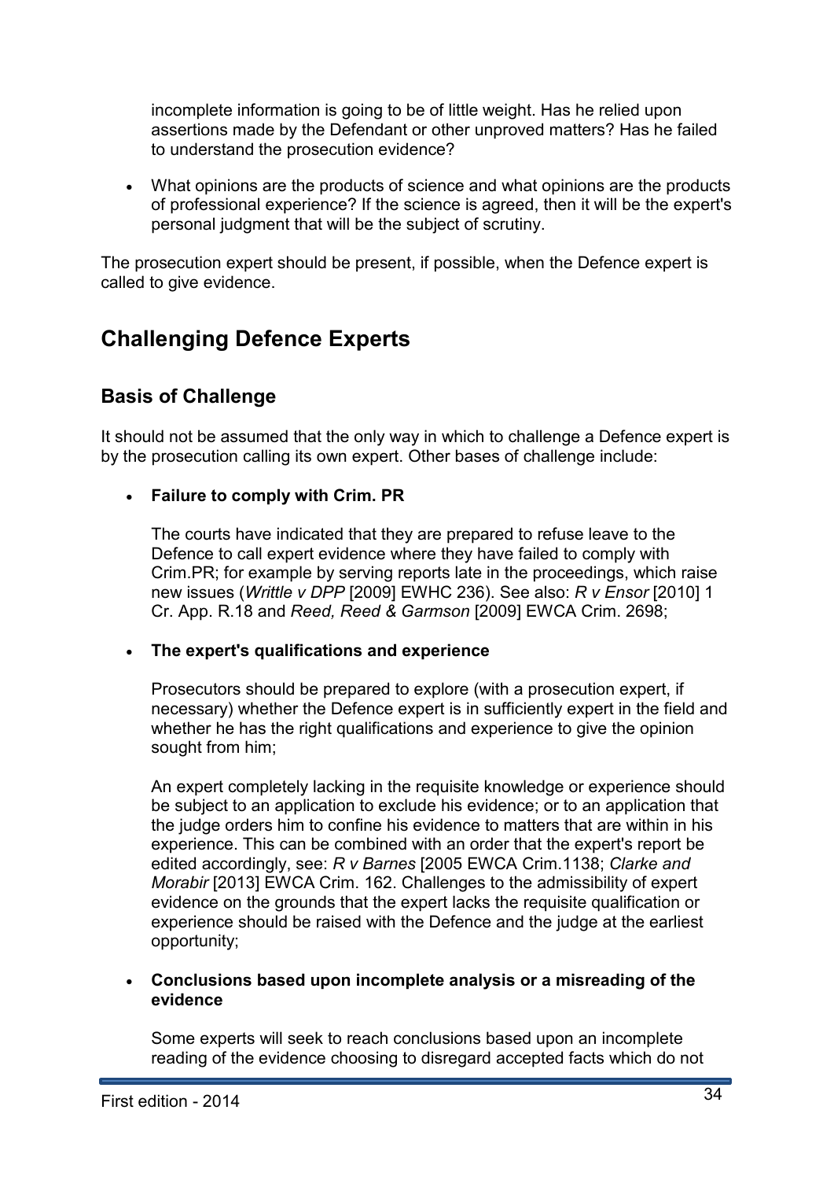incomplete information is going to be of little weight. Has he relied upon assertions made by the Defendant or other unproved matters? Has he failed to understand the prosecution evidence?

- What opinions are the products of science and what opinions are the products of professional experience? If the science is agreed, then it will be the expert's personal judgment that will be the subject of scrutiny.

The prosecution expert should be present, if possible, when the Defence expert is called to give evidence.

## Challenging Defence Experts

### Basis of Challenge

It should not be assumed that the only way in which to challenge a Defence expert is by the prosecution calling its own expert. Other bases of challenge include:

- **Failure to comply with Crim. PR**

  The courts have indicated that they are prepared to refuse leave to the Defence to call expert evidence where they have failed to comply with Crim.PR; for example by serving reports late in the proceedings, which raise new issues (*Writtle v DPP* [2009] EWHC 236). See also: *R v Ensor* [2010] 1 Cr. App. R.18 and *Reed, Reed & Garmson* [2009] EWCA Crim. 2698;

- **The expert's qualifications and experience**

  Prosecutors should be prepared to explore (with a prosecution expert, if necessary) whether the Defence expert is in sufficiently expert in the field and whether he has the right qualifications and experience to give the opinion sought from him;

  An expert completely lacking in the requisite knowledge or experience should be subject to an application to exclude his evidence; or to an application that the judge orders him to confine his evidence to matters that are within in his experience. This can be combined with an order that the expert's report be edited accordingly, see: *R v Barnes* [2005 EWCA Crim.1138; *Clarke and Morabir* [2013] EWCA Crim. 162. Challenges to the admissibility of expert evidence on the grounds that the expert lacks the requisite qualification or experience should be raised with the Defence and the judge at the earliest opportunity;

- **Conclusions based upon incomplete analysis or a misreading of the evidence**

  Some experts will seek to reach conclusions based upon an incomplete reading of the evidence choosing to disregard accepted facts which do not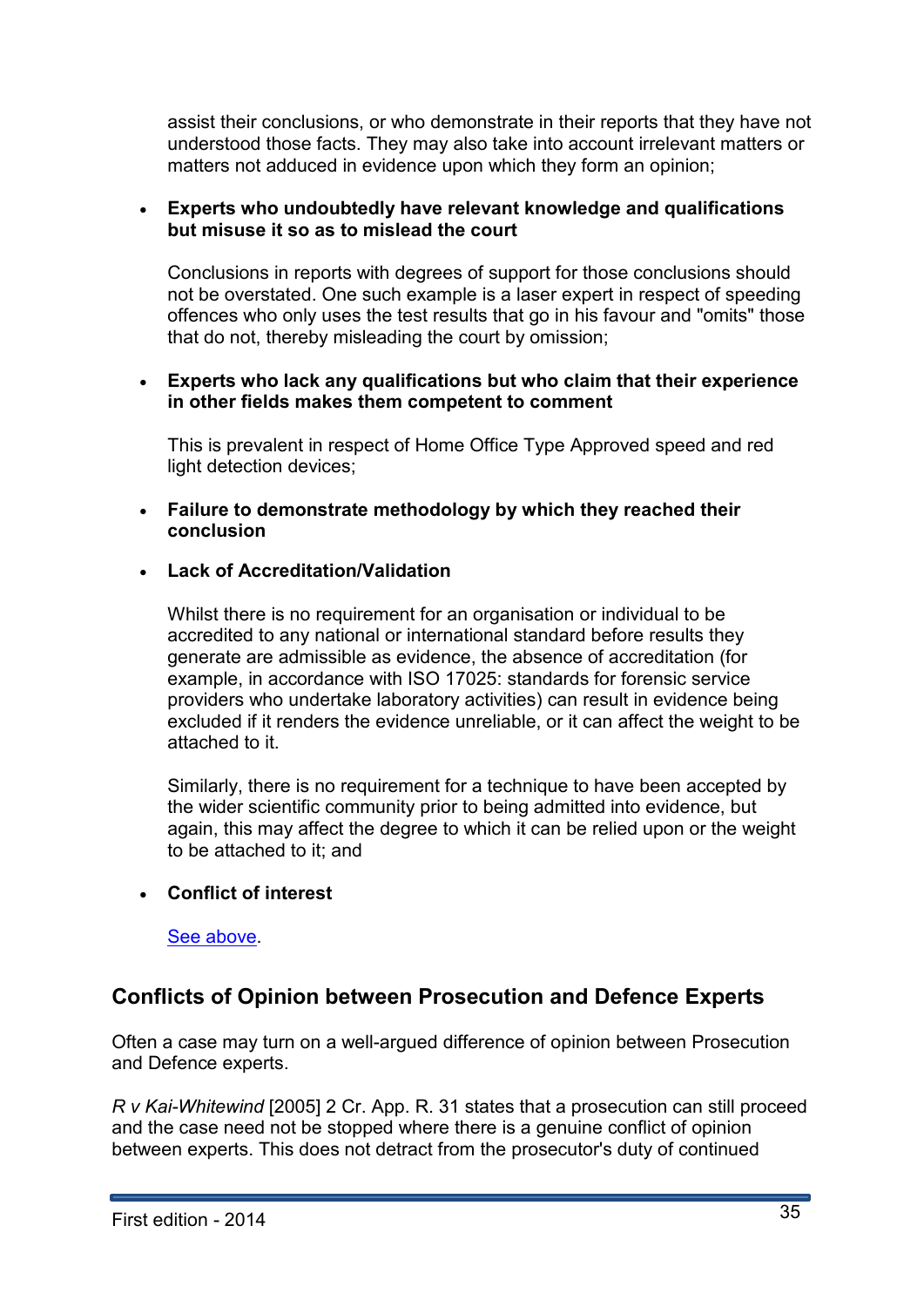assist their conclusions, or who demonstrate in their reports that they have not understood those facts. They may also take into account irrelevant matters or matters not adduced in evidence upon which they form an opinion;

- **Experts who undoubtedly have relevant knowledge and qualifications but misuse it so as to mislead the court**

  Conclusions in reports with degrees of support for those conclusions should not be overstated. One such example is a laser expert in respect of speeding offences who only uses the test results that go in his favour and "omits" those that do not, thereby misleading the court by omission;

- **Experts who lack any qualifications but who claim that their experience in other fields makes them competent to comment**

  This is prevalent in respect of Home Office Type Approved speed and red light detection devices;

- **Failure to demonstrate methodology by which they reached their conclusion**

- **Lack of Accreditation/Validation**

  Whilst there is no requirement for an organisation or individual to be accredited to any national or international standard before results they generate are admissible as evidence, the absence of accreditation (for example, in accordance with ISO 17025: standards for forensic service providers who undertake laboratory activities) can result in evidence being excluded if it renders the evidence unreliable, or it can affect the weight to be attached to it.

  Similarly, there is no requirement for a technique to have been accepted by the wider scientific community prior to being admitted into evidence, but again, this may affect the degree to which it can be relied upon or the weight to be attached to it; and

- **Conflict of interest**

  See above.

## Conflicts of Opinion between Prosecution and Defence Experts

Often a case may turn on a well-argued difference of opinion between Prosecution and Defence experts.

*R v Kai-Whitewind* [2005] 2 Cr. App. R. 31 states that a prosecution can still proceed and the case need not be stopped where there is a genuine conflict of opinion between experts. This does not detract from the prosecutor's duty of continued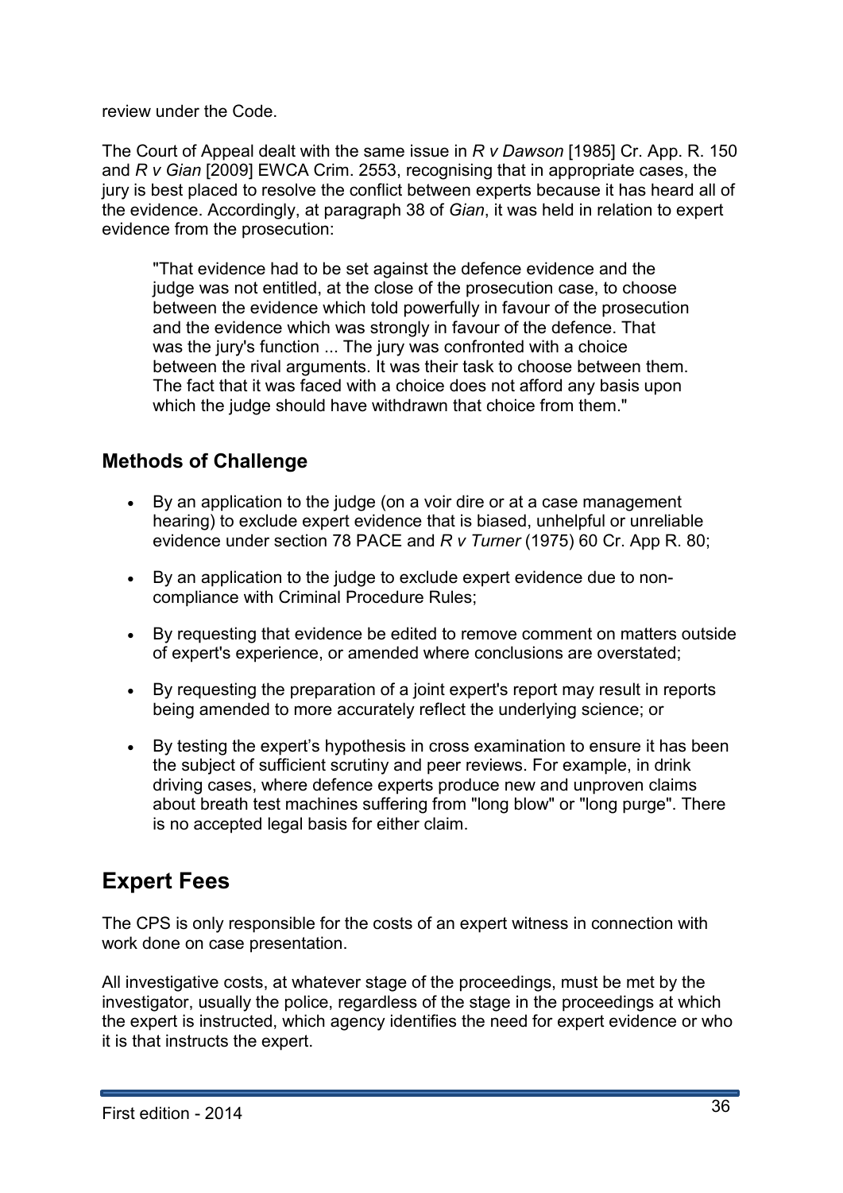review under the Code.

The Court of Appeal dealt with the same issue in *R v Dawson* [1985] Cr. App. R. 150 and *R v Gian* [2009] EWCA Crim. 2553, recognising that in appropriate cases, the jury is best placed to resolve the conflict between experts because it has heard all of the evidence. Accordingly, at paragraph 38 of *Gian*, it was held in relation to expert evidence from the prosecution:

> "That evidence had to be set against the defence evidence and the judge was not entitled, at the close of the prosecution case, to choose between the evidence which told powerfully in favour of the prosecution and the evidence which was strongly in favour of the defence. That was the jury's function ... The jury was confronted with a choice between the rival arguments. It was their task to choose between them. The fact that it was faced with a choice does not afford any basis upon which the judge should have withdrawn that choice from them."

### Methods of Challenge

- By an application to the judge (on a voir dire or at a case management hearing) to exclude expert evidence that is biased, unhelpful or unreliable evidence under section 78 PACE and *R v Turner* (1975) 60 Cr. App R. 80;
- By an application to the judge to exclude expert evidence due to non-compliance with Criminal Procedure Rules;
- By requesting that evidence be edited to remove comment on matters outside of expert's experience, or amended where conclusions are overstated;
- By requesting the preparation of a joint expert's report may result in reports being amended to more accurately reflect the underlying science; or
- By testing the expert's hypothesis in cross examination to ensure it has been the subject of sufficient scrutiny and peer reviews. For example, in drink driving cases, where defence experts produce new and unproven claims about breath test machines suffering from "long blow" or "long purge". There is no accepted legal basis for either claim.

## Expert Fees

The CPS is only responsible for the costs of an expert witness in connection with work done on case presentation.

All investigative costs, at whatever stage of the proceedings, must be met by the investigator, usually the police, regardless of the stage in the proceedings at which the expert is instructed, which agency identifies the need for expert evidence or who it is that instructs the expert.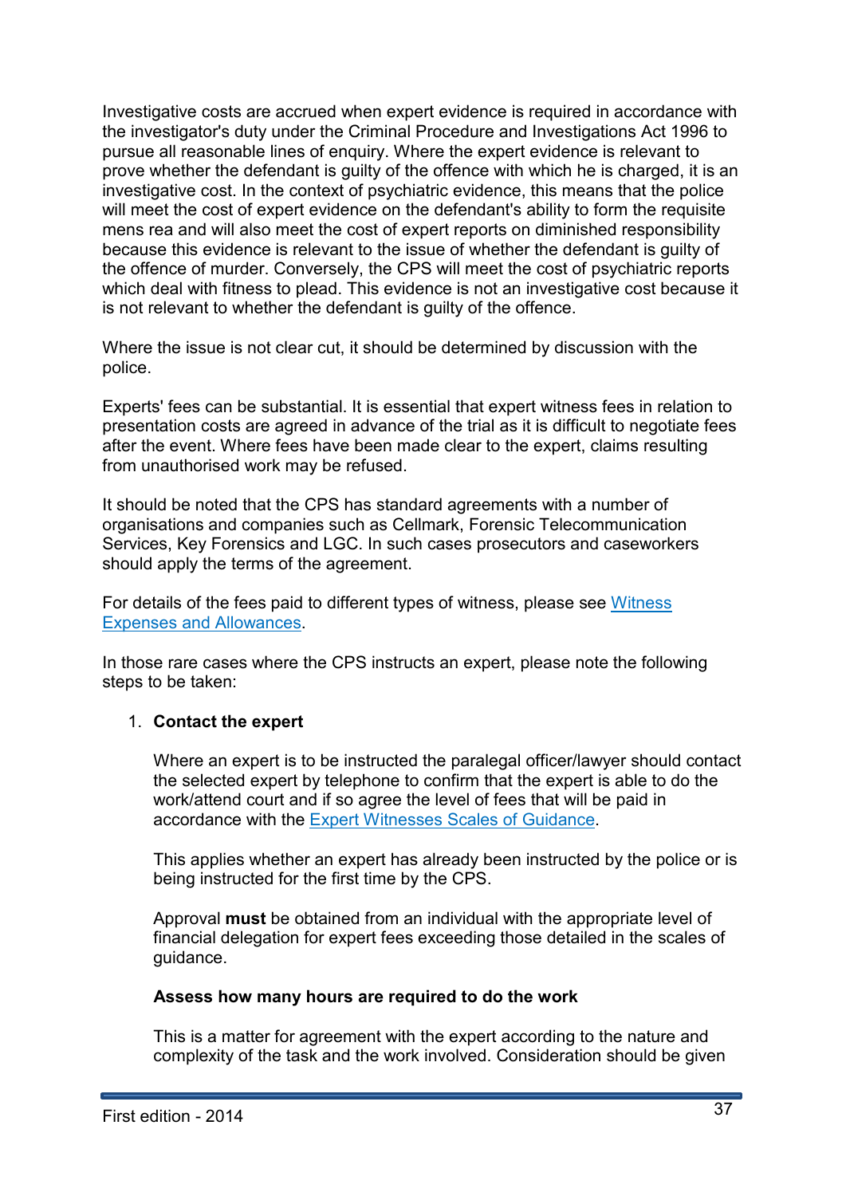Investigative costs are accrued when expert evidence is required in accordance with the investigator's duty under the Criminal Procedure and Investigations Act 1996 to pursue all reasonable lines of enquiry. Where the expert evidence is relevant to prove whether the defendant is guilty of the offence with which he is charged, it is an investigative cost. In the context of psychiatric evidence, this means that the police will meet the cost of expert evidence on the defendant's ability to form the requisite mens rea and will also meet the cost of expert reports on diminished responsibility because this evidence is relevant to the issue of whether the defendant is guilty of the offence of murder. Conversely, the CPS will meet the cost of psychiatric reports which deal with fitness to plead. This evidence is not an investigative cost because it is not relevant to whether the defendant is guilty of the offence.

Where the issue is not clear cut, it should be determined by discussion with the police.

Experts' fees can be substantial. It is essential that expert witness fees in relation to presentation costs are agreed in advance of the trial as it is difficult to negotiate fees after the event. Where fees have been made clear to the expert, claims resulting from unauthorised work may be refused.

It should be noted that the CPS has standard agreements with a number of organisations and companies such as Cellmark, Forensic Telecommunication Services, Key Forensics and LGC. In such cases prosecutors and caseworkers should apply the terms of the agreement.

For details of the fees paid to different types of witness, please see [Witness Expenses and Allowances](Witness Expenses and Allowances).

In those rare cases where the CPS instructs an expert, please note the following steps to be taken:

1. **Contact the expert**

   Where an expert is to be instructed the paralegal officer/lawyer should contact the selected expert by telephone to confirm that the expert is able to do the work/attend court and if so agree the level of fees that will be paid in accordance with the [Expert Witnesses Scales of Guidance](Expert Witnesses Scales of Guidance).

   This applies whether an expert has already been instructed by the police or is being instructed for the first time by the CPS.

   Approval **must** be obtained from an individual with the appropriate level of financial delegation for expert fees exceeding those detailed in the scales of guidance.

   **Assess how many hours are required to do the work**

   This is a matter for agreement with the expert according to the nature and complexity of the task and the work involved. Consideration should be given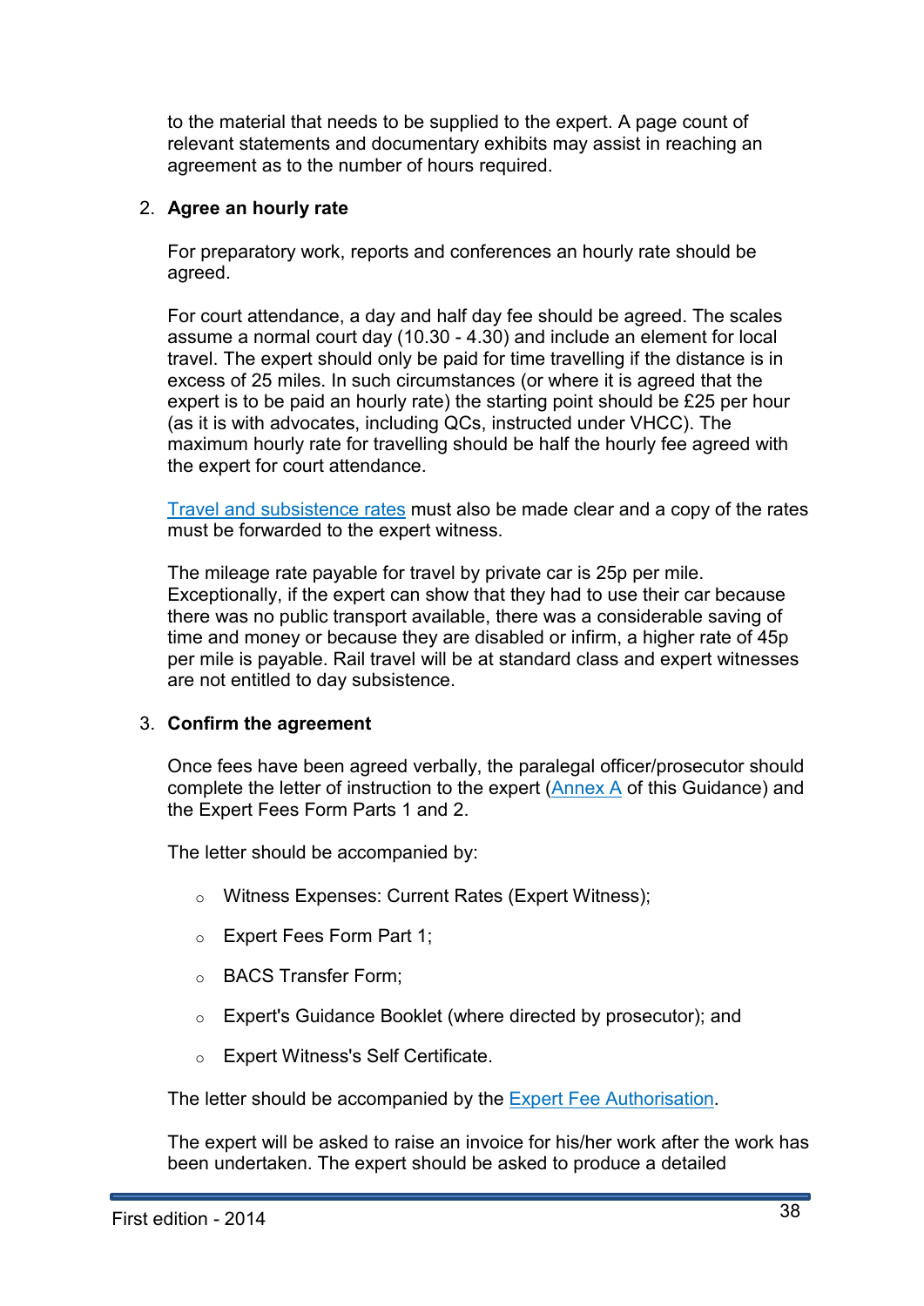to the material that needs to be supplied to the expert. A page count of relevant statements and documentary exhibits may assist in reaching an agreement as to the number of hours required.

2. **Agree an hourly rate**

   For preparatory work, reports and conferences an hourly rate should be agreed.

   For court attendance, a day and half day fee should be agreed. The scales assume a normal court day (10.30 - 4.30) and include an element for local travel. The expert should only be paid for time travelling if the distance is in excess of 25 miles. In such circumstances (or where it is agreed that the expert is to be paid an hourly rate) the starting point should be £25 per hour (as it is with advocates, including QCs, instructed under VHCC). The maximum hourly rate for travelling should be half the hourly fee agreed with the expert for court attendance.

   Travel and subsistence rates must also be made clear and a copy of the rates must be forwarded to the expert witness.

   The mileage rate payable for travel by private car is 25p per mile. Exceptionally, if the expert can show that they had to use their car because there was no public transport available, there was a considerable saving of time and money or because they are disabled or infirm, a higher rate of 45p per mile is payable. Rail travel will be at standard class and expert witnesses are not entitled to day subsistence.

3. **Confirm the agreement**

   Once fees have been agreed verbally, the paralegal officer/prosecutor should complete the letter of instruction to the expert (Annex A of this Guidance) and the Expert Fees Form Parts 1 and 2.

   The letter should be accompanied by:

   - Witness Expenses: Current Rates (Expert Witness);
   - Expert Fees Form Part 1;
   - BACS Transfer Form;
   - Expert's Guidance Booklet (where directed by prosecutor); and
   - Expert Witness's Self Certificate.

   The letter should be accompanied by the Expert Fee Authorisation.

   The expert will be asked to raise an invoice for his/her work after the work has been undertaken. The expert should be asked to produce a detailed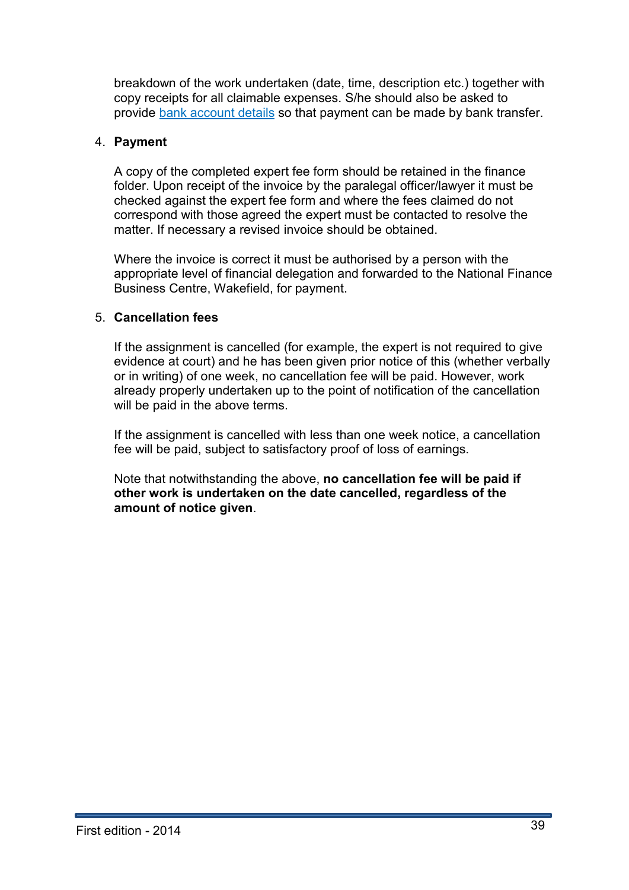breakdown of the work undertaken (date, time, description etc.) together with copy receipts for all claimable expenses. S/he should also be asked to provide bank account details so that payment can be made by bank transfer.

4. **Payment**

   A copy of the completed expert fee form should be retained in the finance folder. Upon receipt of the invoice by the paralegal officer/lawyer it must be checked against the expert fee form and where the fees claimed do not correspond with those agreed the expert must be contacted to resolve the matter. If necessary a revised invoice should be obtained.

   Where the invoice is correct it must be authorised by a person with the appropriate level of financial delegation and forwarded to the National Finance Business Centre, Wakefield, for payment.

5. **Cancellation fees**

   If the assignment is cancelled (for example, the expert is not required to give evidence at court) and he has been given prior notice of this (whether verbally or in writing) of one week, no cancellation fee will be paid. However, work already properly undertaken up to the point of notification of the cancellation will be paid in the above terms.

   If the assignment is cancelled with less than one week notice, a cancellation fee will be paid, subject to satisfactory proof of loss of earnings.

   Note that notwithstanding the above, **no cancellation fee will be paid if other work is undertaken on the date cancelled, regardless of the amount of notice given**.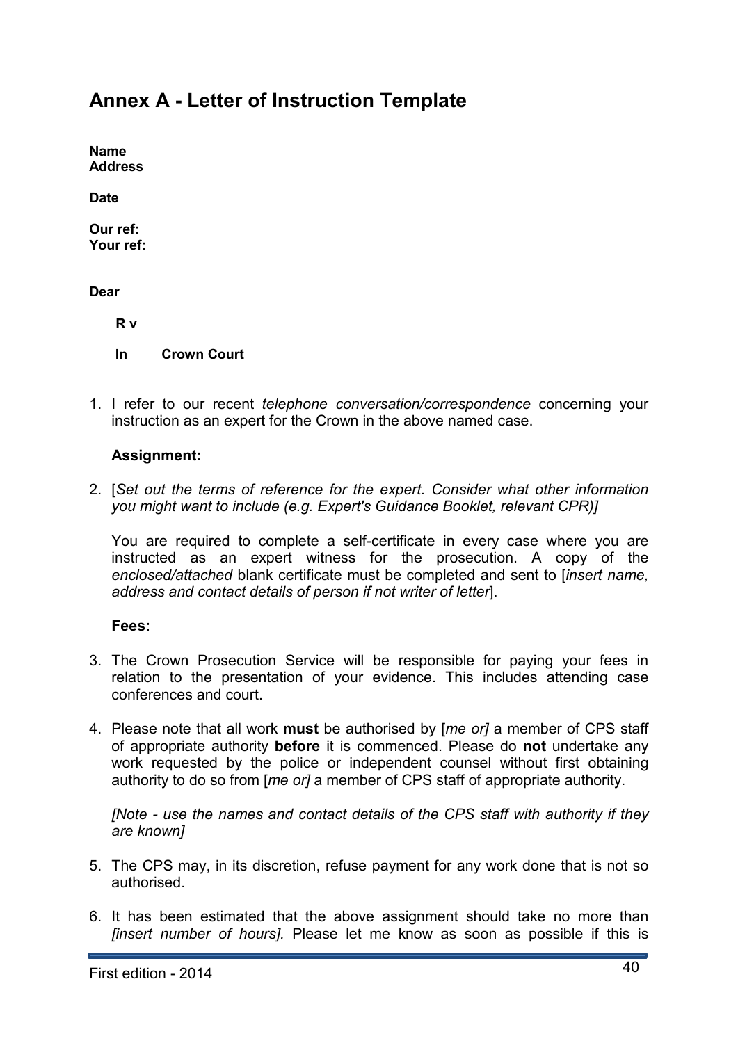## Annex A - Letter of Instruction Template

**Name**
**Address**

**Date**

**Our ref:**
**Your ref:**

**Dear**

**R v**

**In Crown Court**

1. I refer to our recent *telephone conversation/correspondence* concerning your instruction as an expert for the Crown in the above named case.

   **Assignment:**

2. [*Set out the terms of reference for the expert. Consider what other information you might want to include (e.g. Expert's Guidance Booklet, relevant CPR)]*

   You are required to complete a self-certificate in every case where you are instructed as an expert witness for the prosecution. A copy of the *enclosed/attached* blank certificate must be completed and sent to [*insert name, address and contact details of person if not writer of letter*].

   **Fees:**

3. The Crown Prosecution Service will be responsible for paying your fees in relation to the presentation of your evidence. This includes attending case conferences and court.

4. Please note that all work **must** be authorised by [*me or]* a member of CPS staff of appropriate authority **before** it is commenced. Please do **not** undertake any work requested by the police or independent counsel without first obtaining authority to do so from [*me or]* a member of CPS staff of appropriate authority.

   *[Note - use the names and contact details of the CPS staff with authority if they are known]*

5. The CPS may, in its discretion, refuse payment for any work done that is not so authorised.

6. It has been estimated that the above assignment should take no more than *[insert number of hours].* Please let me know as soon as possible if this is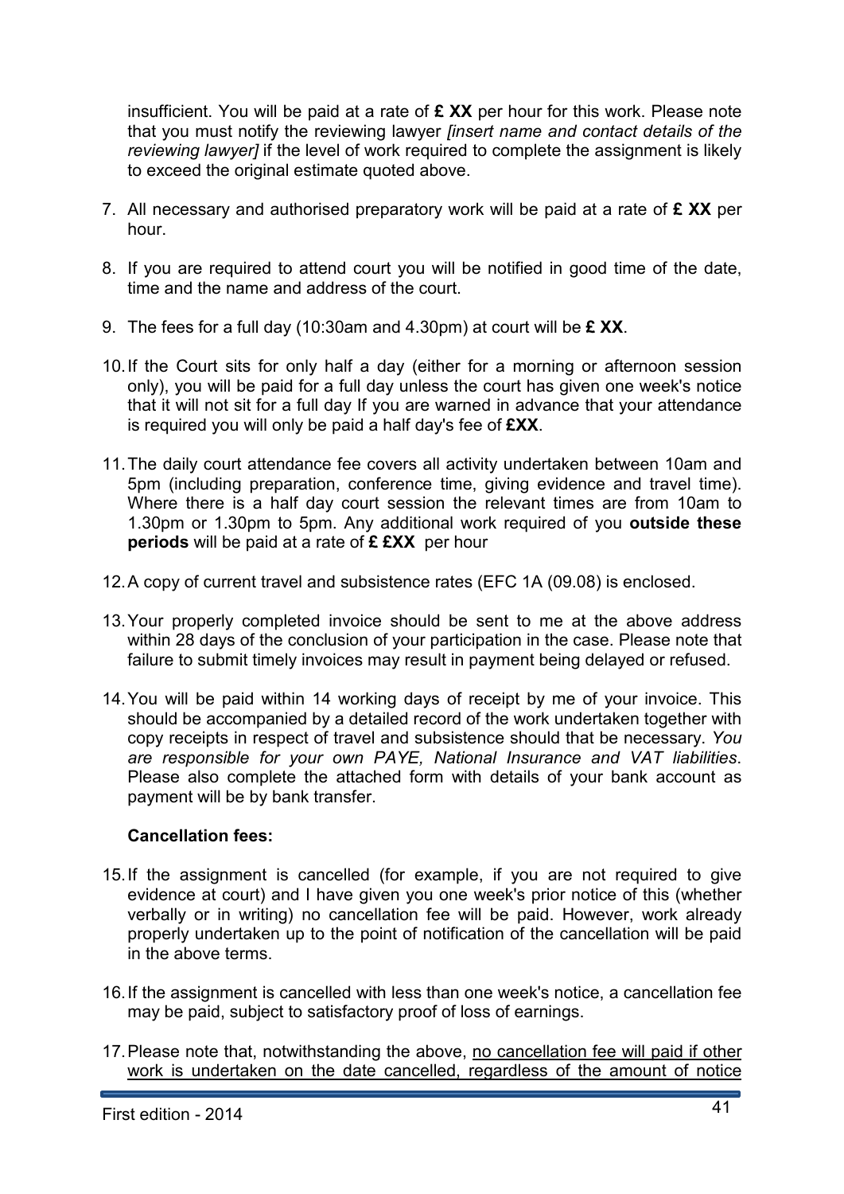insufficient. You will be paid at a rate of **£ XX** per hour for this work. Please note that you must notify the reviewing lawyer *[insert name and contact details of the reviewing lawyer]* if the level of work required to complete the assignment is likely to exceed the original estimate quoted above.

7. All necessary and authorised preparatory work will be paid at a rate of **£ XX** per hour.

8. If you are required to attend court you will be notified in good time of the date, time and the name and address of the court.

9. The fees for a full day (10:30am and 4.30pm) at court will be **£ XX**.

10. If the Court sits for only half a day (either for a morning or afternoon session only), you will be paid for a full day unless the court has given one week's notice that it will not sit for a full day If you are warned in advance that your attendance is required you will only be paid a half day's fee of **£XX**.

11. The daily court attendance fee covers all activity undertaken between 10am and 5pm (including preparation, conference time, giving evidence and travel time). Where there is a half day court session the relevant times are from 10am to 1.30pm or 1.30pm to 5pm. Any additional work required of you **outside these periods** will be paid at a rate of **£ £XX** per hour

12. A copy of current travel and subsistence rates (EFC 1A (09.08) is enclosed.

13. Your properly completed invoice should be sent to me at the above address within 28 days of the conclusion of your participation in the case. Please note that failure to submit timely invoices may result in payment being delayed or refused.

14. You will be paid within 14 working days of receipt by me of your invoice. This should be accompanied by a detailed record of the work undertaken together with copy receipts in respect of travel and subsistence should that be necessary. *You are responsible for your own PAYE, National Insurance and VAT liabilities*. Please also complete the attached form with details of your bank account as payment will be by bank transfer.

**Cancellation fees:**

15. If the assignment is cancelled (for example, if you are not required to give evidence at court) and I have given you one week's prior notice of this (whether verbally or in writing) no cancellation fee will be paid. However, work already properly undertaken up to the point of notification of the cancellation will be paid in the above terms.

16. If the assignment is cancelled with less than one week's notice, a cancellation fee may be paid, subject to satisfactory proof of loss of earnings.

17. Please note that, notwithstanding the above, <u>no cancellation fee will paid if other work is undertaken on the date cancelled, regardless of the amount of notice</u>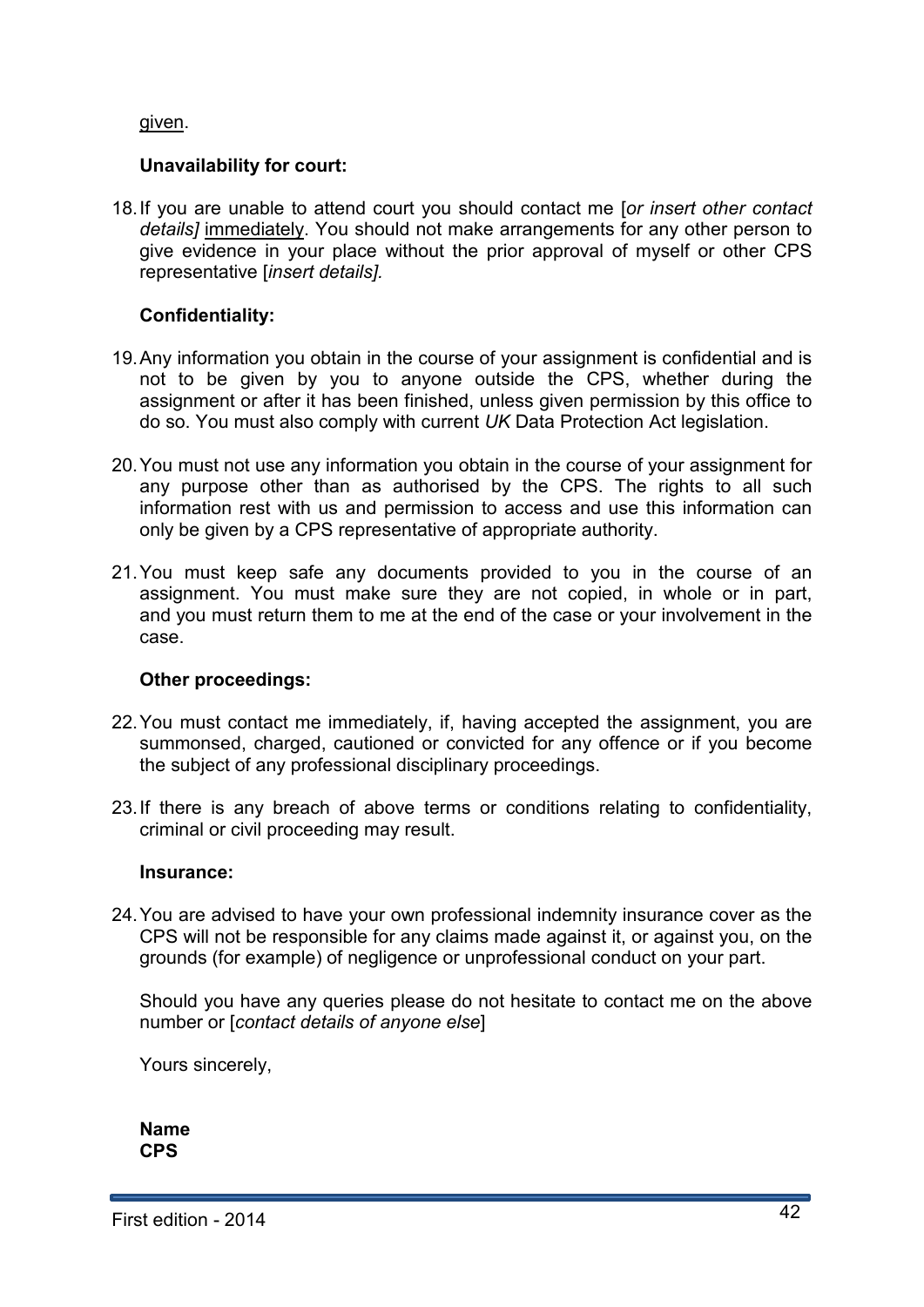given.

**Unavailability for court:**

18. If you are unable to attend court you should contact me [*or insert other contact details]* immediately. You should not make arrangements for any other person to give evidence in your place without the prior approval of myself or other CPS representative [*insert details].*

**Confidentiality:**

19. Any information you obtain in the course of your assignment is confidential and is not to be given by you to anyone outside the CPS, whether during the assignment or after it has been finished, unless given permission by this office to do so. You must also comply with current *UK* Data Protection Act legislation.

20. You must not use any information you obtain in the course of your assignment for any purpose other than as authorised by the CPS. The rights to all such information rest with us and permission to access and use this information can only be given by a CPS representative of appropriate authority.

21. You must keep safe any documents provided to you in the course of an assignment. You must make sure they are not copied, in whole or in part, and you must return them to me at the end of the case or your involvement in the case.

**Other proceedings:**

22. You must contact me immediately, if, having accepted the assignment, you are summonsed, charged, cautioned or convicted for any offence or if you become the subject of any professional disciplinary proceedings.

23. If there is any breach of above terms or conditions relating to confidentiality, criminal or civil proceeding may result.

**Insurance:**

24. You are advised to have your own professional indemnity insurance cover as the CPS will not be responsible for any claims made against it, or against you, on the grounds (for example) of negligence or unprofessional conduct on your part.

Should you have any queries please do not hesitate to contact me on the above number or [*contact details of anyone else*]

Yours sincerely,

**Name**
**CPS**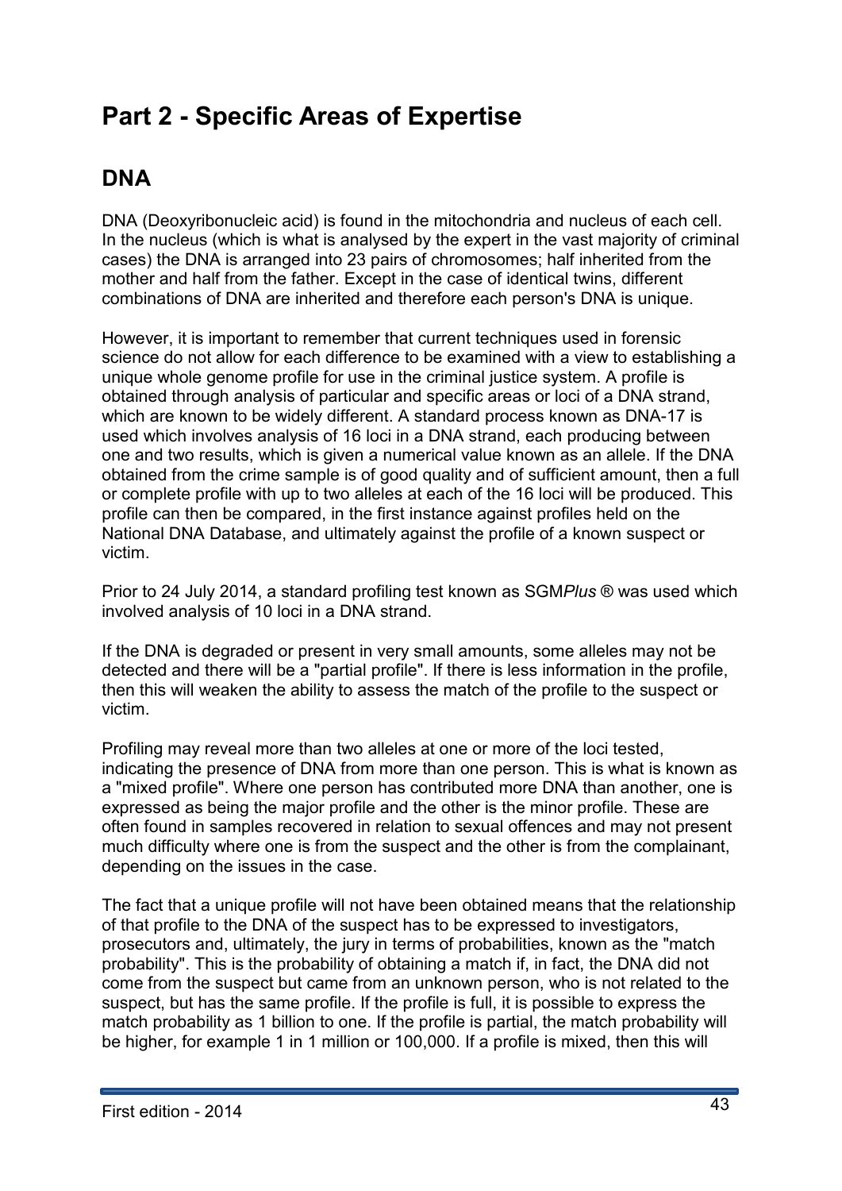# Part 2 - Specific Areas of Expertise

## DNA

DNA (Deoxyribonucleic acid) is found in the mitochondria and nucleus of each cell. In the nucleus (which is what is analysed by the expert in the vast majority of criminal cases) the DNA is arranged into 23 pairs of chromosomes; half inherited from the mother and half from the father. Except in the case of identical twins, different combinations of DNA are inherited and therefore each person's DNA is unique.

However, it is important to remember that current techniques used in forensic science do not allow for each difference to be examined with a view to establishing a unique whole genome profile for use in the criminal justice system. A profile is obtained through analysis of particular and specific areas or loci of a DNA strand, which are known to be widely different. A standard process known as DNA-17 is used which involves analysis of 16 loci in a DNA strand, each producing between one and two results, which is given a numerical value known as an allele. If the DNA obtained from the crime sample is of good quality and of sufficient amount, then a full or complete profile with up to two alleles at each of the 16 loci will be produced. This profile can then be compared, in the first instance against profiles held on the National DNA Database, and ultimately against the profile of a known suspect or victim.

Prior to 24 July 2014, a standard profiling test known as SGM*Plus* ® was used which involved analysis of 10 loci in a DNA strand.

If the DNA is degraded or present in very small amounts, some alleles may not be detected and there will be a "partial profile". If there is less information in the profile, then this will weaken the ability to assess the match of the profile to the suspect or victim.

Profiling may reveal more than two alleles at one or more of the loci tested, indicating the presence of DNA from more than one person. This is what is known as a "mixed profile". Where one person has contributed more DNA than another, one is expressed as being the major profile and the other is the minor profile. These are often found in samples recovered in relation to sexual offences and may not present much difficulty where one is from the suspect and the other is from the complainant, depending on the issues in the case.

The fact that a unique profile will not have been obtained means that the relationship of that profile to the DNA of the suspect has to be expressed to investigators, prosecutors and, ultimately, the jury in terms of probabilities, known as the "match probability". This is the probability of obtaining a match if, in fact, the DNA did not come from the suspect but came from an unknown person, who is not related to the suspect, but has the same profile. If the profile is full, it is possible to express the match probability as 1 billion to one. If the profile is partial, the match probability will be higher, for example 1 in 1 million or 100,000. If a profile is mixed, then this will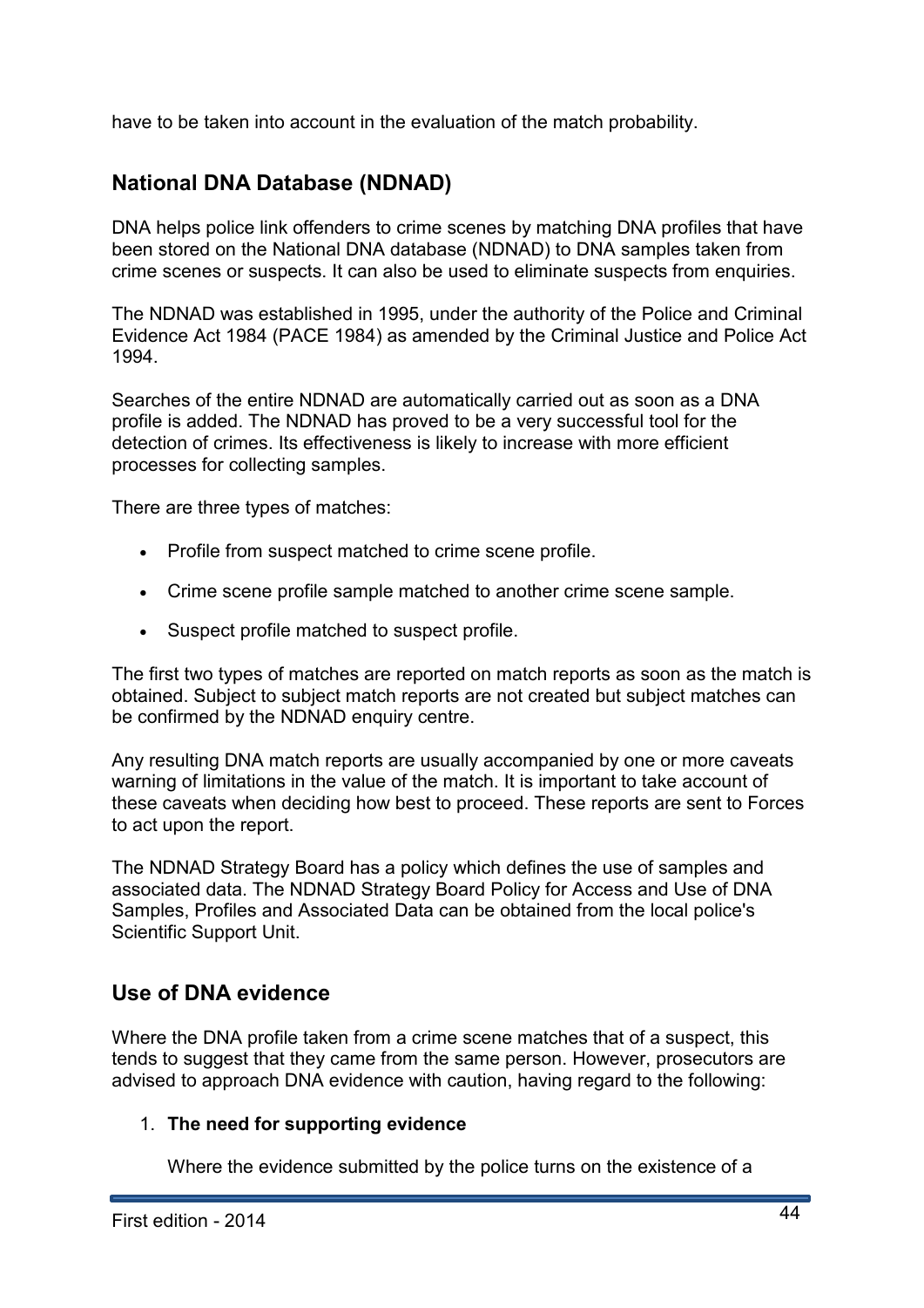have to be taken into account in the evaluation of the match probability.

## National DNA Database (NDNAD)

DNA helps police link offenders to crime scenes by matching DNA profiles that have been stored on the National DNA database (NDNAD) to DNA samples taken from crime scenes or suspects. It can also be used to eliminate suspects from enquiries.

The NDNAD was established in 1995, under the authority of the Police and Criminal Evidence Act 1984 (PACE 1984) as amended by the Criminal Justice and Police Act 1994.

Searches of the entire NDNAD are automatically carried out as soon as a DNA profile is added. The NDNAD has proved to be a very successful tool for the detection of crimes. Its effectiveness is likely to increase with more efficient processes for collecting samples.

There are three types of matches:

- Profile from suspect matched to crime scene profile.
- Crime scene profile sample matched to another crime scene sample.
- Suspect profile matched to suspect profile.

The first two types of matches are reported on match reports as soon as the match is obtained. Subject to subject match reports are not created but subject matches can be confirmed by the NDNAD enquiry centre.

Any resulting DNA match reports are usually accompanied by one or more caveats warning of limitations in the value of the match. It is important to take account of these caveats when deciding how best to proceed. These reports are sent to Forces to act upon the report.

The NDNAD Strategy Board has a policy which defines the use of samples and associated data. The NDNAD Strategy Board Policy for Access and Use of DNA Samples, Profiles and Associated Data can be obtained from the local police's Scientific Support Unit.

## Use of DNA evidence

Where the DNA profile taken from a crime scene matches that of a suspect, this tends to suggest that they came from the same person. However, prosecutors are advised to approach DNA evidence with caution, having regard to the following:

1. **The need for supporting evidence**

   Where the evidence submitted by the police turns on the existence of a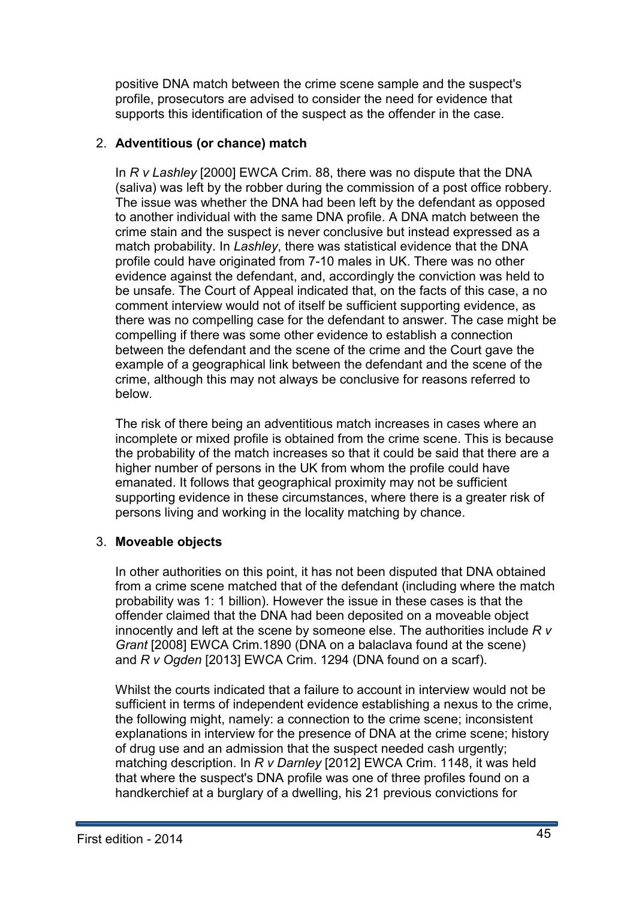positive DNA match between the crime scene sample and the suspect's profile, prosecutors are advised to consider the need for evidence that supports this identification of the suspect as the offender in the case.

2. **Adventitious (or chance) match**

   In *R v Lashley* [2000] EWCA Crim. 88, there was no dispute that the DNA (saliva) was left by the robber during the commission of a post office robbery. The issue was whether the DNA had been left by the defendant as opposed to another individual with the same DNA profile. A DNA match between the crime stain and the suspect is never conclusive but instead expressed as a match probability. In *Lashley*, there was statistical evidence that the DNA profile could have originated from 7-10 males in UK. There was no other evidence against the defendant, and, accordingly the conviction was held to be unsafe. The Court of Appeal indicated that, on the facts of this case, a no comment interview would not of itself be sufficient supporting evidence, as there was no compelling case for the defendant to answer. The case might be compelling if there was some other evidence to establish a connection between the defendant and the scene of the crime and the Court gave the example of a geographical link between the defendant and the scene of the crime, although this may not always be conclusive for reasons referred to below.

   The risk of there being an adventitious match increases in cases where an incomplete or mixed profile is obtained from the crime scene. This is because the probability of the match increases so that it could be said that there are a higher number of persons in the UK from whom the profile could have emanated. It follows that geographical proximity may not be sufficient supporting evidence in these circumstances, where there is a greater risk of persons living and working in the locality matching by chance.

3. **Moveable objects**

   In other authorities on this point, it has not been disputed that DNA obtained from a crime scene matched that of the defendant (including where the match probability was 1: 1 billion). However the issue in these cases is that the offender claimed that the DNA had been deposited on a moveable object innocently and left at the scene by someone else. The authorities include *R v Grant* [2008] EWCA Crim.1890 (DNA on a balaclava found at the scene) and *R v Ogden* [2013] EWCA Crim. 1294 (DNA found on a scarf).

   Whilst the courts indicated that a failure to account in interview would not be sufficient in terms of independent evidence establishing a nexus to the crime, the following might, namely: a connection to the crime scene; inconsistent explanations in interview for the presence of DNA at the crime scene; history of drug use and an admission that the suspect needed cash urgently; matching description. In *R v Darnley* [2012] EWCA Crim. 1148, it was held that where the suspect's DNA profile was one of three profiles found on a handkerchief at a burglary of a dwelling, his 21 previous convictions for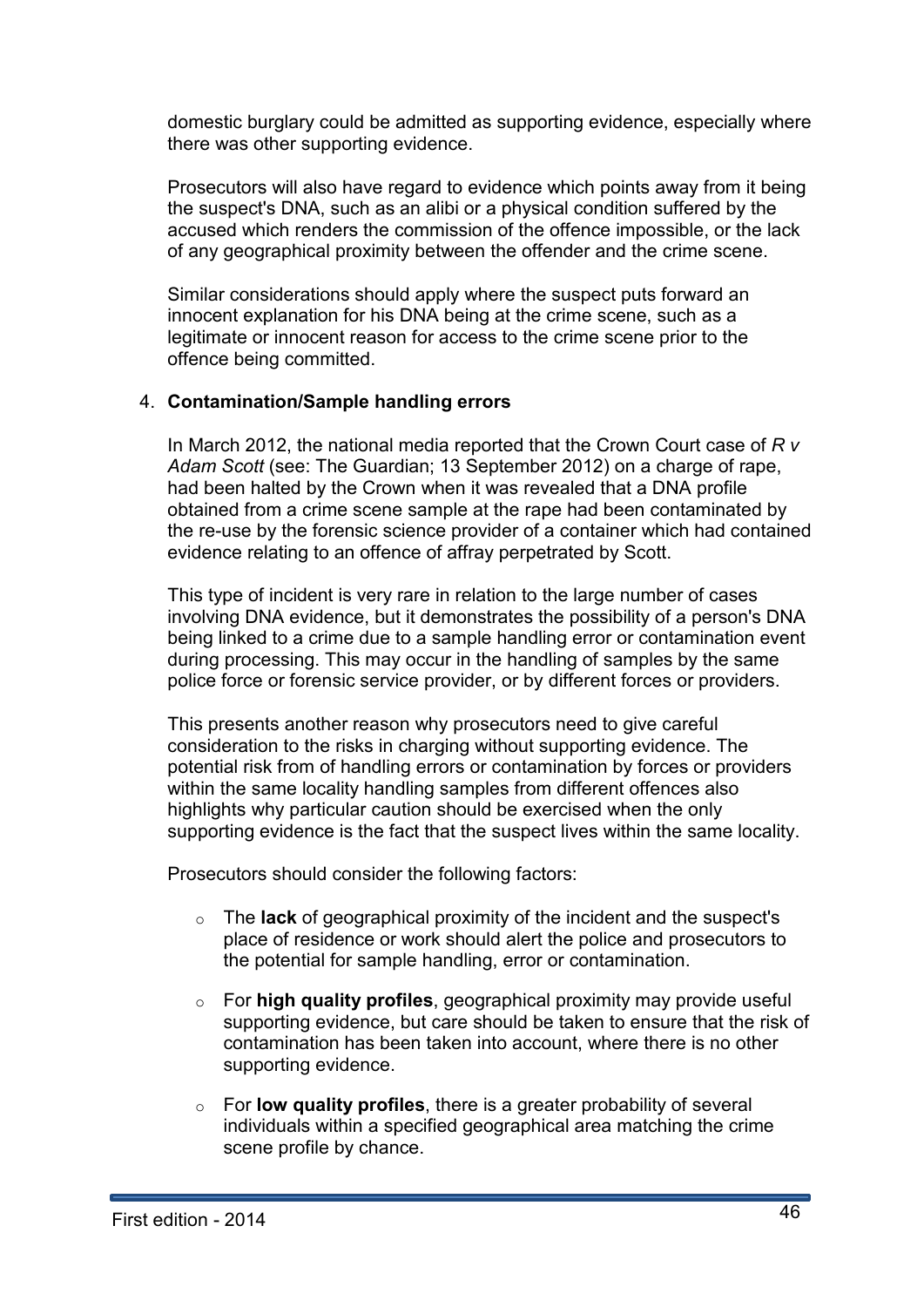domestic burglary could be admitted as supporting evidence, especially where there was other supporting evidence.

Prosecutors will also have regard to evidence which points away from it being the suspect's DNA, such as an alibi or a physical condition suffered by the accused which renders the commission of the offence impossible, or the lack of any geographical proximity between the offender and the crime scene.

Similar considerations should apply where the suspect puts forward an innocent explanation for his DNA being at the crime scene, such as a legitimate or innocent reason for access to the crime scene prior to the offence being committed.

4. **Contamination/Sample handling errors**

In March 2012, the national media reported that the Crown Court case of *R v Adam Scott* (see: The Guardian; 13 September 2012) on a charge of rape, had been halted by the Crown when it was revealed that a DNA profile obtained from a crime scene sample at the rape had been contaminated by the re-use by the forensic science provider of a container which had contained evidence relating to an offence of affray perpetrated by Scott.

This type of incident is very rare in relation to the large number of cases involving DNA evidence, but it demonstrates the possibility of a person's DNA being linked to a crime due to a sample handling error or contamination event during processing. This may occur in the handling of samples by the same police force or forensic service provider, or by different forces or providers.

This presents another reason why prosecutors need to give careful consideration to the risks in charging without supporting evidence. The potential risk from of handling errors or contamination by forces or providers within the same locality handling samples from different offences also highlights why particular caution should be exercised when the only supporting evidence is the fact that the suspect lives within the same locality.

Prosecutors should consider the following factors:

- The **lack** of geographical proximity of the incident and the suspect's place of residence or work should alert the police and prosecutors to the potential for sample handling, error or contamination.
- For **high quality profiles**, geographical proximity may provide useful supporting evidence, but care should be taken to ensure that the risk of contamination has been taken into account, where there is no other supporting evidence.
- For **low quality profiles**, there is a greater probability of several individuals within a specified geographical area matching the crime scene profile by chance.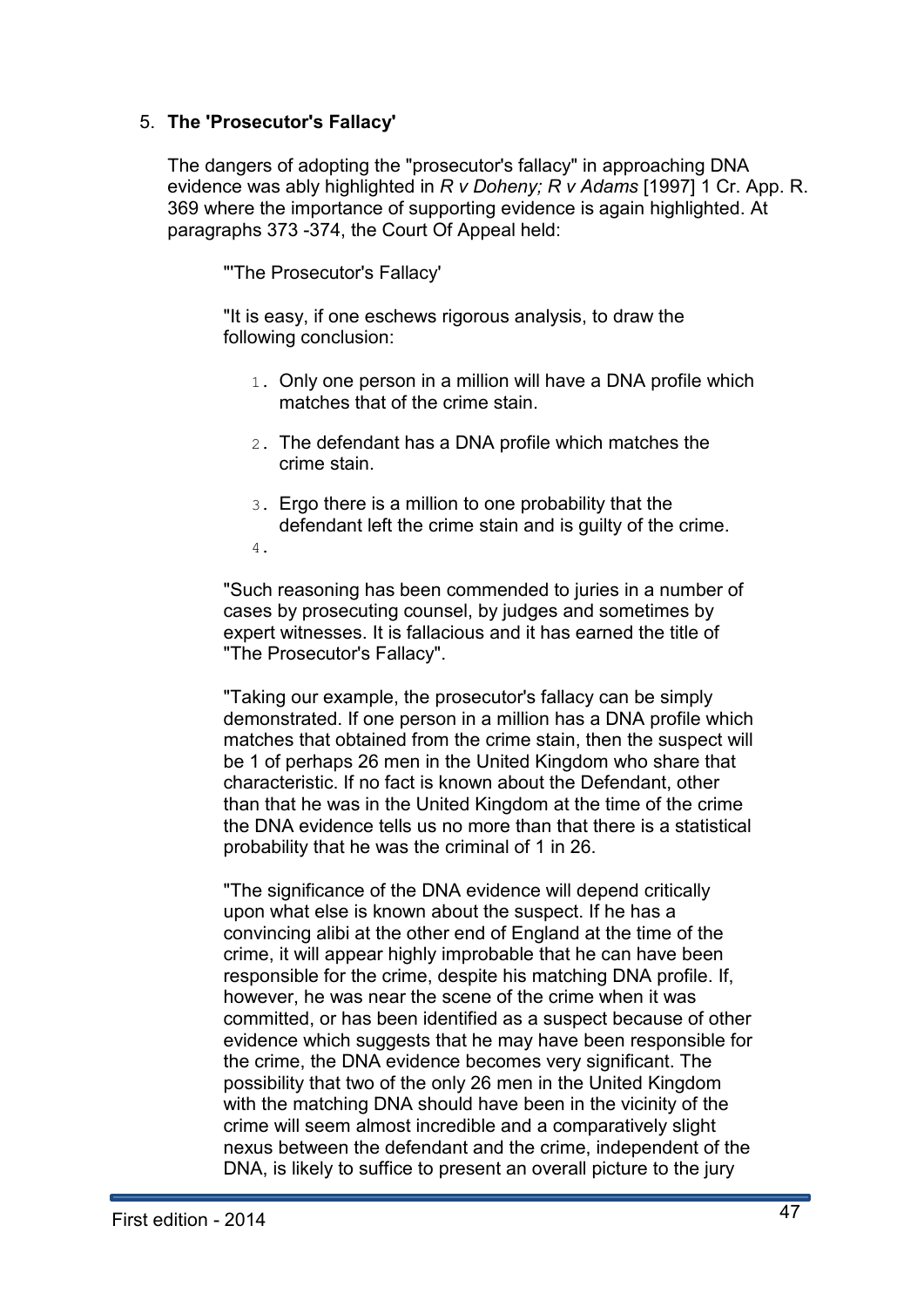5. **The 'Prosecutor's Fallacy'**

   The dangers of adopting the "prosecutor's fallacy" in approaching DNA evidence was ably highlighted in *R v Doheny; R v Adams* [1997] 1 Cr. App. R. 369 where the importance of supporting evidence is again highlighted. At paragraphs 373 -374, the Court Of Appeal held:

   > "'The Prosecutor's Fallacy'
   >
   > "It is easy, if one eschews rigorous analysis, to draw the following conclusion:
   >
   > 1. Only one person in a million will have a DNA profile which matches that of the crime stain.
   > 2. The defendant has a DNA profile which matches the crime stain.
   > 3. Ergo there is a million to one probability that the defendant left the crime stain and is guilty of the crime.
   > 4. 
   >
   > "Such reasoning has been commended to juries in a number of cases by prosecuting counsel, by judges and sometimes by expert witnesses. It is fallacious and it has earned the title of "The Prosecutor's Fallacy".
   >
   > "Taking our example, the prosecutor's fallacy can be simply demonstrated. If one person in a million has a DNA profile which matches that obtained from the crime stain, then the suspect will be 1 of perhaps 26 men in the United Kingdom who share that characteristic. If no fact is known about the Defendant, other than that he was in the United Kingdom at the time of the crime the DNA evidence tells us no more than that there is a statistical probability that he was the criminal of 1 in 26.
   >
   > "The significance of the DNA evidence will depend critically upon what else is known about the suspect. If he has a convincing alibi at the other end of England at the time of the crime, it will appear highly improbable that he can have been responsible for the crime, despite his matching DNA profile. If, however, he was near the scene of the crime when it was committed, or has been identified as a suspect because of other evidence which suggests that he may have been responsible for the crime, the DNA evidence becomes very significant. The possibility that two of the only 26 men in the United Kingdom with the matching DNA should have been in the vicinity of the crime will seem almost incredible and a comparatively slight nexus between the defendant and the crime, independent of the DNA, is likely to suffice to present an overall picture to the jury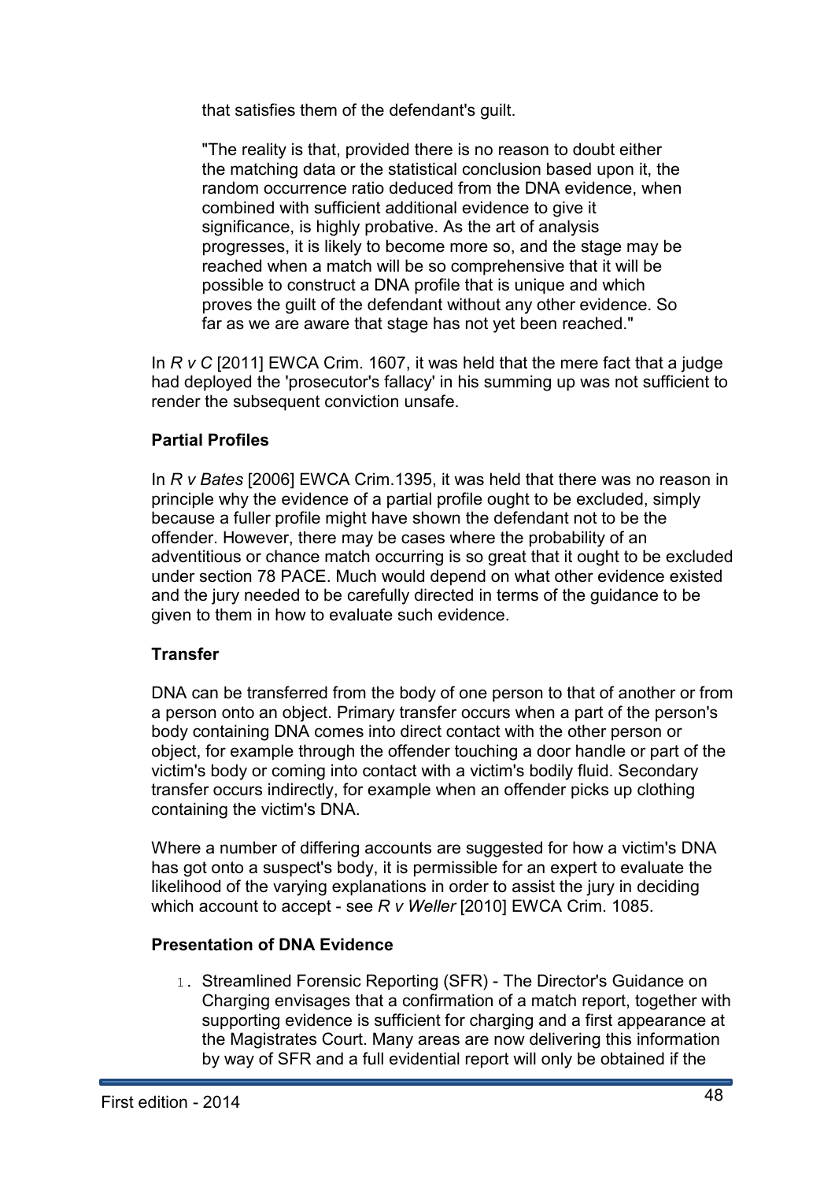that satisfies them of the defendant's guilt.

"The reality is that, provided there is no reason to doubt either the matching data or the statistical conclusion based upon it, the random occurrence ratio deduced from the DNA evidence, when combined with sufficient additional evidence to give it significance, is highly probative. As the art of analysis progresses, it is likely to become more so, and the stage may be reached when a match will be so comprehensive that it will be possible to construct a DNA profile that is unique and which proves the guilt of the defendant without any other evidence. So far as we are aware that stage has not yet been reached."

In *R v C* [2011] EWCA Crim. 1607, it was held that the mere fact that a judge had deployed the 'prosecutor's fallacy' in his summing up was not sufficient to render the subsequent conviction unsafe.

**Partial Profiles**

In *R v Bates* [2006] EWCA Crim.1395, it was held that there was no reason in principle why the evidence of a partial profile ought to be excluded, simply because a fuller profile might have shown the defendant not to be the offender. However, there may be cases where the probability of an adventitious or chance match occurring is so great that it ought to be excluded under section 78 PACE. Much would depend on what other evidence existed and the jury needed to be carefully directed in terms of the guidance to be given to them in how to evaluate such evidence.

**Transfer**

DNA can be transferred from the body of one person to that of another or from a person onto an object. Primary transfer occurs when a part of the person's body containing DNA comes into direct contact with the other person or object, for example through the offender touching a door handle or part of the victim's body or coming into contact with a victim's bodily fluid. Secondary transfer occurs indirectly, for example when an offender picks up clothing containing the victim's DNA.

Where a number of differing accounts are suggested for how a victim's DNA has got onto a suspect's body, it is permissible for an expert to evaluate the likelihood of the varying explanations in order to assist the jury in deciding which account to accept - see *R v Weller* [2010] EWCA Crim. 1085.

**Presentation of DNA Evidence**

1. Streamlined Forensic Reporting (SFR) - The Director's Guidance on Charging envisages that a confirmation of a match report, together with supporting evidence is sufficient for charging and a first appearance at the Magistrates Court. Many areas are now delivering this information by way of SFR and a full evidential report will only be obtained if the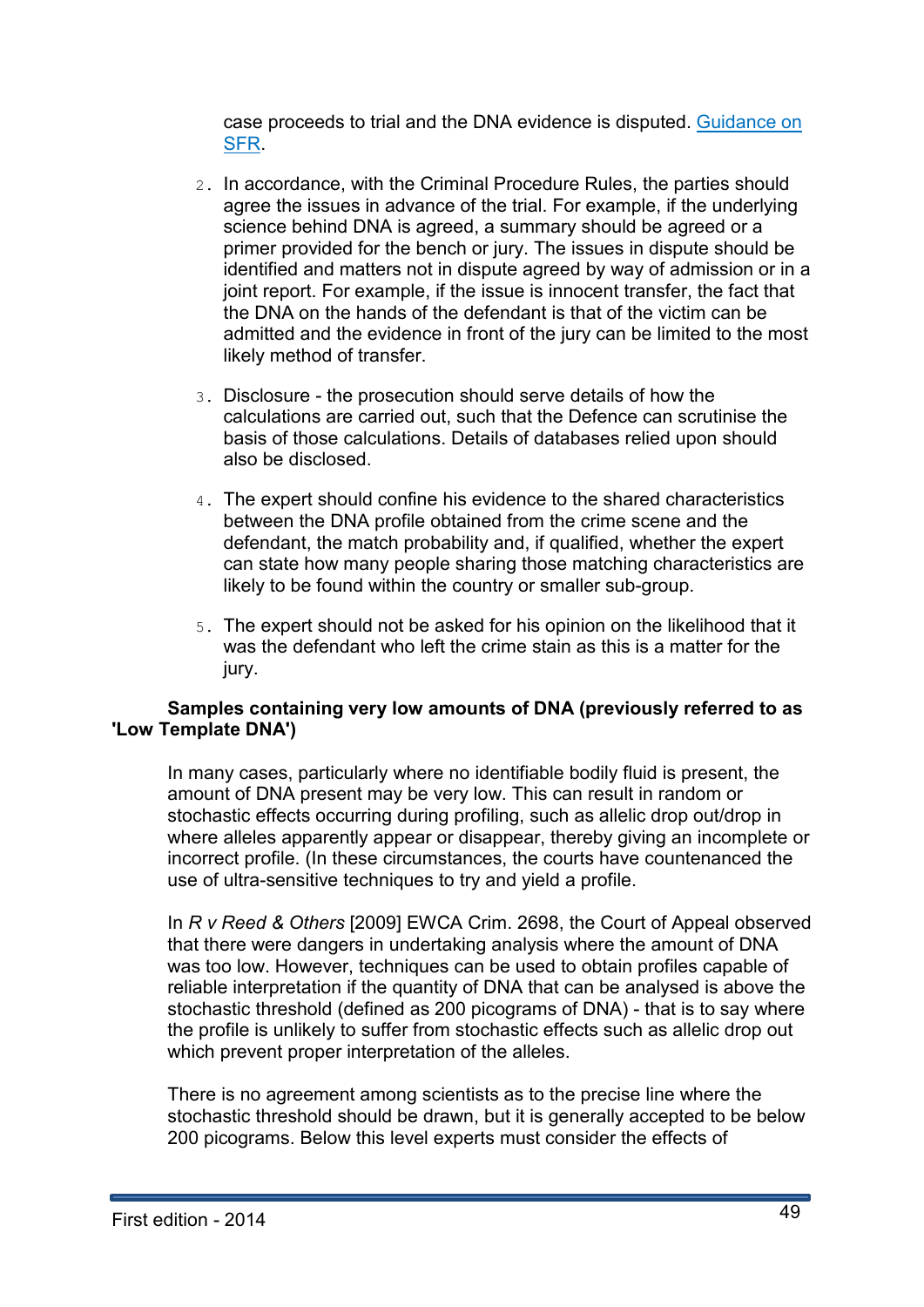case proceeds to trial and the DNA evidence is disputed. [Guidance on SFR](#).

2. In accordance, with the Criminal Procedure Rules, the parties should agree the issues in advance of the trial. For example, if the underlying science behind DNA is agreed, a summary should be agreed or a primer provided for the bench or jury. The issues in dispute should be identified and matters not in dispute agreed by way of admission or in a joint report. For example, if the issue is innocent transfer, the fact that the DNA on the hands of the defendant is that of the victim can be admitted and the evidence in front of the jury can be limited to the most likely method of transfer.

3. Disclosure - the prosecution should serve details of how the calculations are carried out, such that the Defence can scrutinise the basis of those calculations. Details of databases relied upon should also be disclosed.

4. The expert should confine his evidence to the shared characteristics between the DNA profile obtained from the crime scene and the defendant, the match probability and, if qualified, whether the expert can state how many people sharing those matching characteristics are likely to be found within the country or smaller sub-group.

5. The expert should not be asked for his opinion on the likelihood that it was the defendant who left the crime stain as this is a matter for the jury.

**Samples containing very low amounts of DNA (previously referred to as 'Low Template DNA')**

In many cases, particularly where no identifiable bodily fluid is present, the amount of DNA present may be very low. This can result in random or stochastic effects occurring during profiling, such as allelic drop out/drop in where alleles apparently appear or disappear, thereby giving an incomplete or incorrect profile. (In these circumstances, the courts have countenanced the use of ultra-sensitive techniques to try and yield a profile.

In *R v Reed & Others* [2009] EWCA Crim. 2698, the Court of Appeal observed that there were dangers in undertaking analysis where the amount of DNA was too low. However, techniques can be used to obtain profiles capable of reliable interpretation if the quantity of DNA that can be analysed is above the stochastic threshold (defined as 200 picograms of DNA) - that is to say where the profile is unlikely to suffer from stochastic effects such as allelic drop out which prevent proper interpretation of the alleles.

There is no agreement among scientists as to the precise line where the stochastic threshold should be drawn, but it is generally accepted to be below 200 picograms. Below this level experts must consider the effects of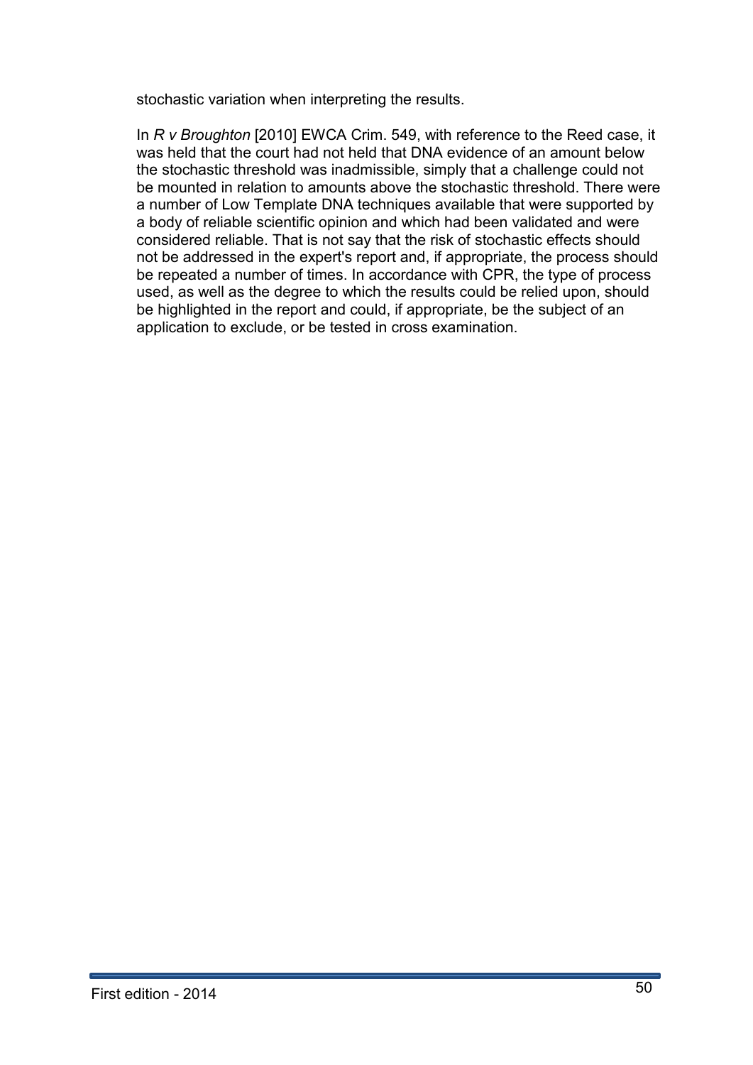stochastic variation when interpreting the results.

In *R v Broughton* [2010] EWCA Crim. 549, with reference to the Reed case, it was held that the court had not held that DNA evidence of an amount below the stochastic threshold was inadmissible, simply that a challenge could not be mounted in relation to amounts above the stochastic threshold. There were a number of Low Template DNA techniques available that were supported by a body of reliable scientific opinion and which had been validated and were considered reliable. That is not say that the risk of stochastic effects should not be addressed in the expert's report and, if appropriate, the process should be repeated a number of times. In accordance with CPR, the type of process used, as well as the degree to which the results could be relied upon, should be highlighted in the report and could, if appropriate, be the subject of an application to exclude, or be tested in cross examination.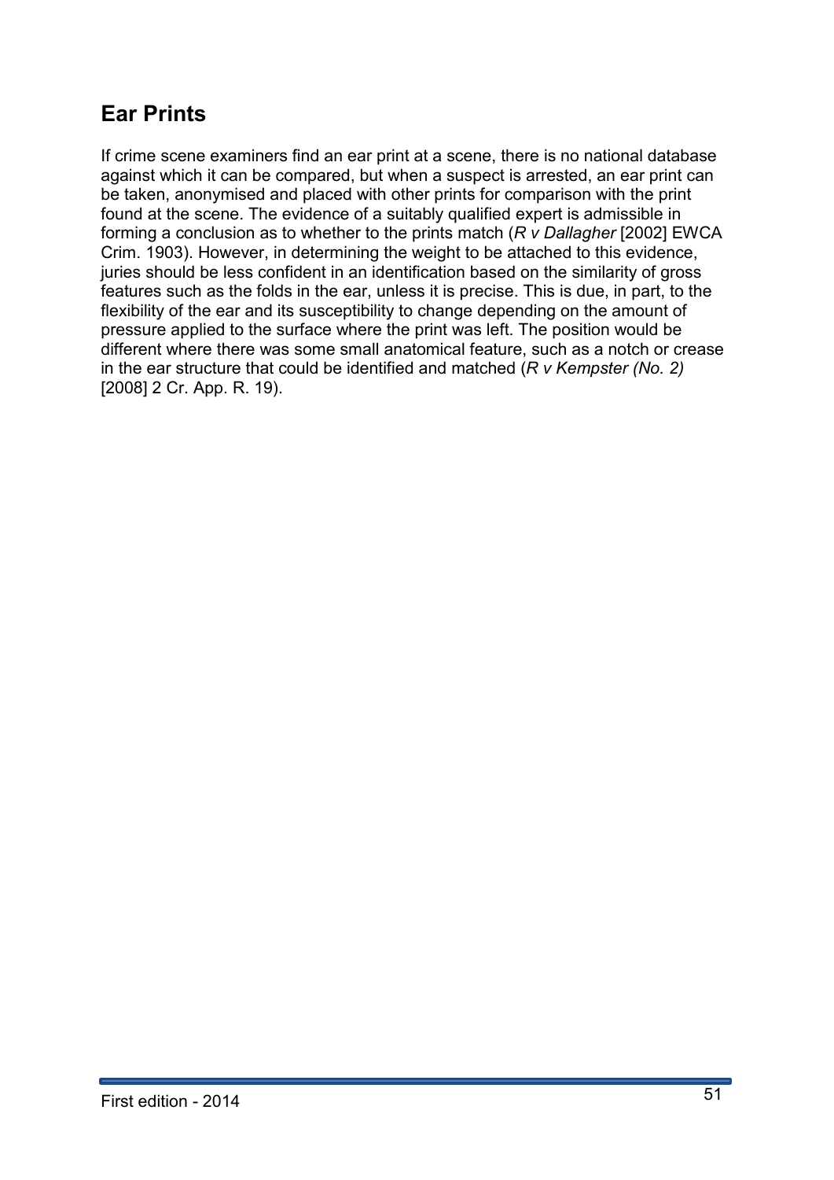## Ear Prints

If crime scene examiners find an ear print at a scene, there is no national database against which it can be compared, but when a suspect is arrested, an ear print can be taken, anonymised and placed with other prints for comparison with the print found at the scene. The evidence of a suitably qualified expert is admissible in forming a conclusion as to whether to the prints match (*R v Dallagher* [2002] EWCA Crim. 1903). However, in determining the weight to be attached to this evidence, juries should be less confident in an identification based on the similarity of gross features such as the folds in the ear, unless it is precise. This is due, in part, to the flexibility of the ear and its susceptibility to change depending on the amount of pressure applied to the surface where the print was left. The position would be different where there was some small anatomical feature, such as a notch or crease in the ear structure that could be identified and matched (*R v Kempster (No. 2)* [2008] 2 Cr. App. R. 19).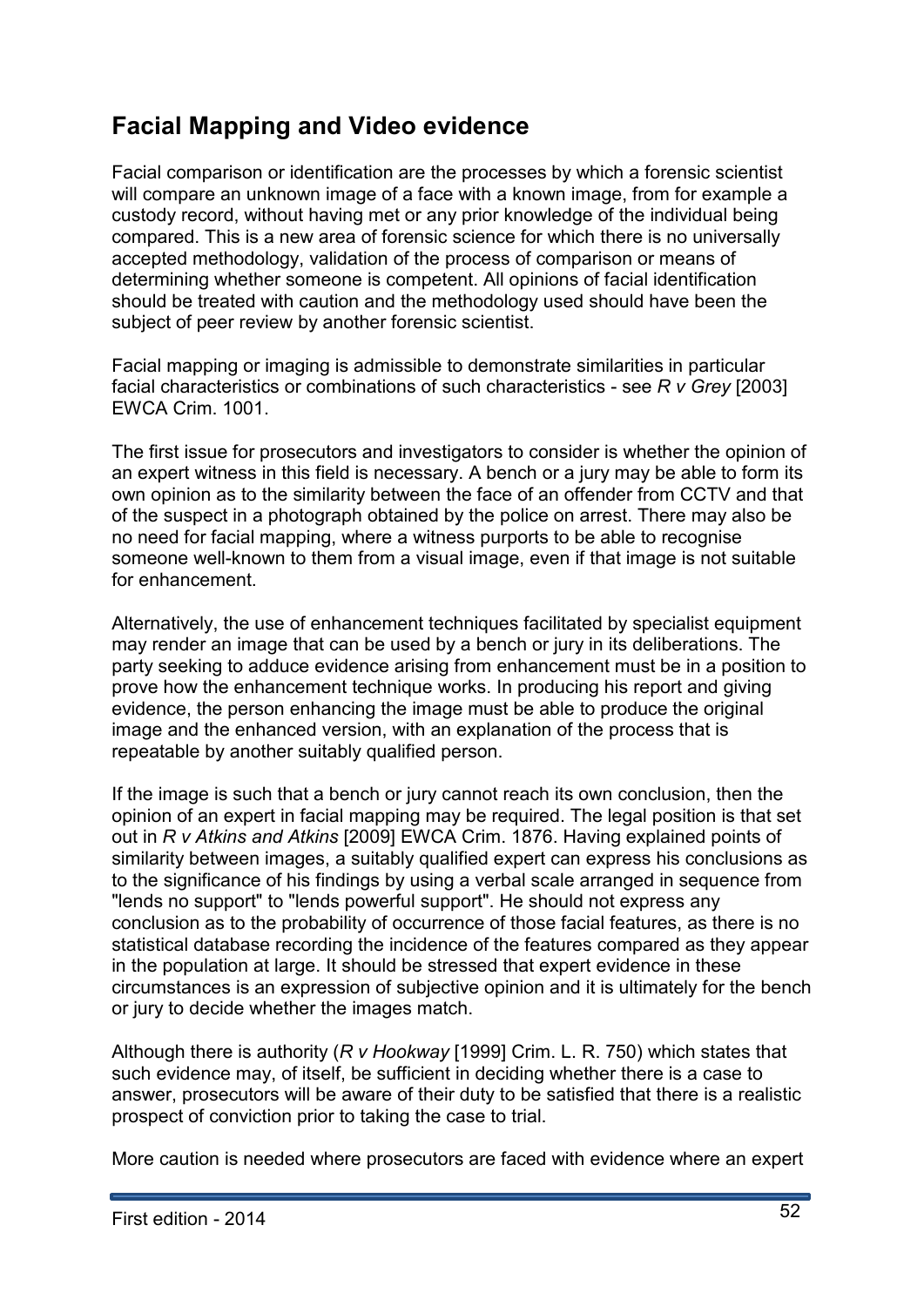## Facial Mapping and Video evidence

Facial comparison or identification are the processes by which a forensic scientist will compare an unknown image of a face with a known image, from for example a custody record, without having met or any prior knowledge of the individual being compared. This is a new area of forensic science for which there is no universally accepted methodology, validation of the process of comparison or means of determining whether someone is competent. All opinions of facial identification should be treated with caution and the methodology used should have been the subject of peer review by another forensic scientist.

Facial mapping or imaging is admissible to demonstrate similarities in particular facial characteristics or combinations of such characteristics - see *R v Grey* [2003] EWCA Crim. 1001.

The first issue for prosecutors and investigators to consider is whether the opinion of an expert witness in this field is necessary. A bench or a jury may be able to form its own opinion as to the similarity between the face of an offender from CCTV and that of the suspect in a photograph obtained by the police on arrest. There may also be no need for facial mapping, where a witness purports to be able to recognise someone well-known to them from a visual image, even if that image is not suitable for enhancement.

Alternatively, the use of enhancement techniques facilitated by specialist equipment may render an image that can be used by a bench or jury in its deliberations. The party seeking to adduce evidence arising from enhancement must be in a position to prove how the enhancement technique works. In producing his report and giving evidence, the person enhancing the image must be able to produce the original image and the enhanced version, with an explanation of the process that is repeatable by another suitably qualified person.

If the image is such that a bench or jury cannot reach its own conclusion, then the opinion of an expert in facial mapping may be required. The legal position is that set out in *R v Atkins and Atkins* [2009] EWCA Crim. 1876. Having explained points of similarity between images, a suitably qualified expert can express his conclusions as to the significance of his findings by using a verbal scale arranged in sequence from "lends no support" to "lends powerful support". He should not express any conclusion as to the probability of occurrence of those facial features, as there is no statistical database recording the incidence of the features compared as they appear in the population at large. It should be stressed that expert evidence in these circumstances is an expression of subjective opinion and it is ultimately for the bench or jury to decide whether the images match.

Although there is authority (*R v Hookway* [1999] Crim. L. R. 750) which states that such evidence may, of itself, be sufficient in deciding whether there is a case to answer, prosecutors will be aware of their duty to be satisfied that there is a realistic prospect of conviction prior to taking the case to trial.

More caution is needed where prosecutors are faced with evidence where an expert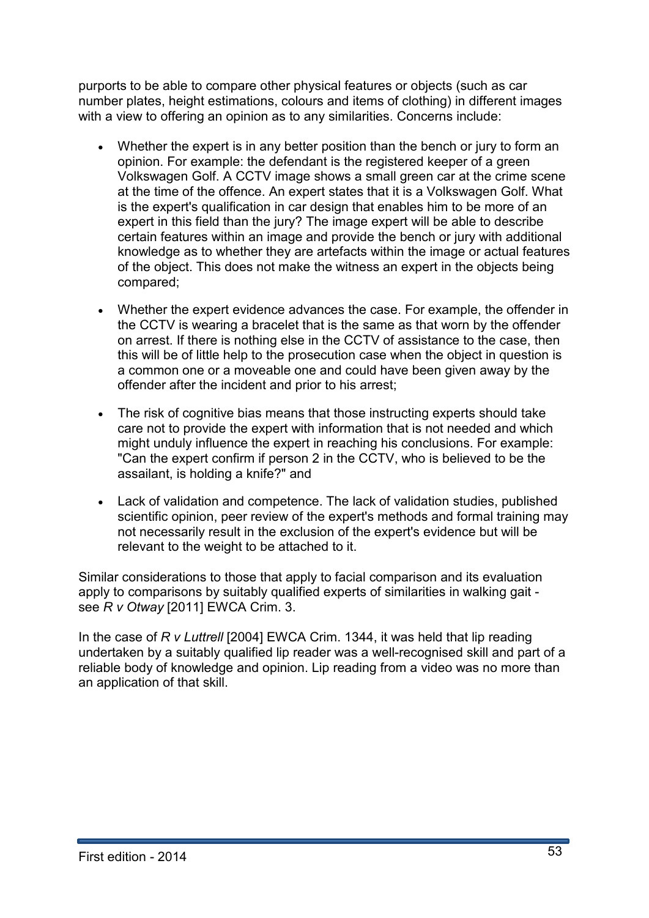purports to be able to compare other physical features or objects (such as car number plates, height estimations, colours and items of clothing) in different images with a view to offering an opinion as to any similarities. Concerns include:

- Whether the expert is in any better position than the bench or jury to form an opinion. For example: the defendant is the registered keeper of a green Volkswagen Golf. A CCTV image shows a small green car at the crime scene at the time of the offence. An expert states that it is a Volkswagen Golf. What is the expert's qualification in car design that enables him to be more of an expert in this field than the jury? The image expert will be able to describe certain features within an image and provide the bench or jury with additional knowledge as to whether they are artefacts within the image or actual features of the object. This does not make the witness an expert in the objects being compared;

- Whether the expert evidence advances the case. For example, the offender in the CCTV is wearing a bracelet that is the same as that worn by the offender on arrest. If there is nothing else in the CCTV of assistance to the case, then this will be of little help to the prosecution case when the object in question is a common one or a moveable one and could have been given away by the offender after the incident and prior to his arrest;

- The risk of cognitive bias means that those instructing experts should take care not to provide the expert with information that is not needed and which might unduly influence the expert in reaching his conclusions. For example: "Can the expert confirm if person 2 in the CCTV, who is believed to be the assailant, is holding a knife?" and

- Lack of validation and competence. The lack of validation studies, published scientific opinion, peer review of the expert's methods and formal training may not necessarily result in the exclusion of the expert's evidence but will be relevant to the weight to be attached to it.

Similar considerations to those that apply to facial comparison and its evaluation apply to comparisons by suitably qualified experts of similarities in walking gait - see *R v Otway* [2011] EWCA Crim. 3.

In the case of *R v Luttrell* [2004] EWCA Crim. 1344, it was held that lip reading undertaken by a suitably qualified lip reader was a well-recognised skill and part of a reliable body of knowledge and opinion. Lip reading from a video was no more than an application of that skill.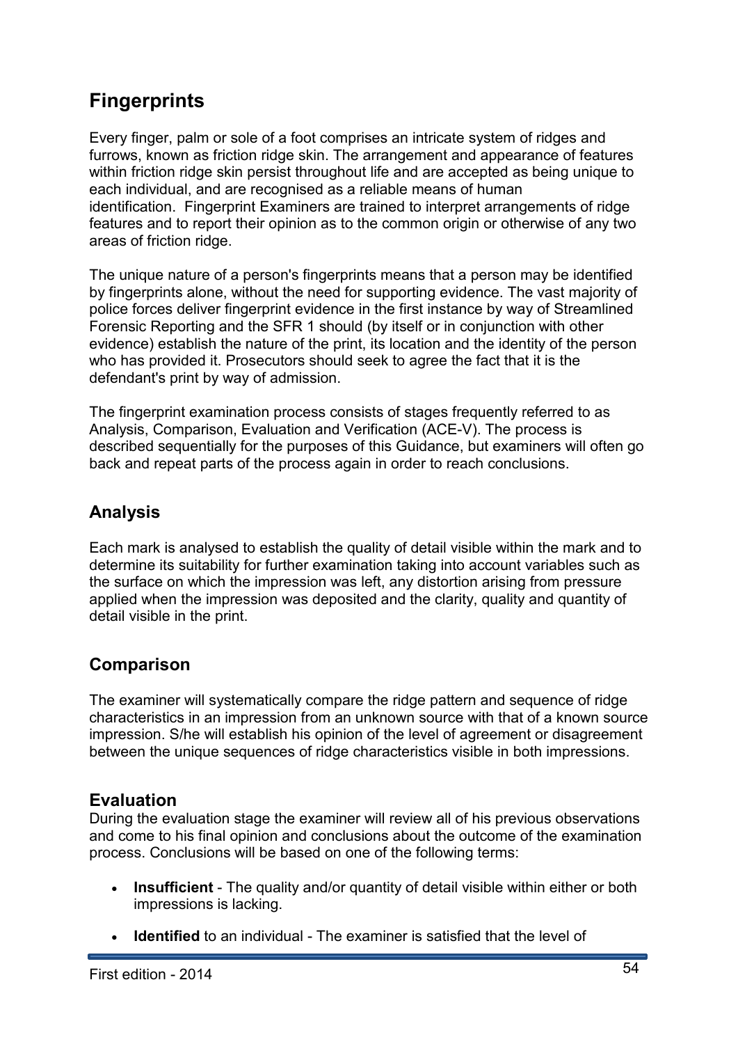## Fingerprints

Every finger, palm or sole of a foot comprises an intricate system of ridges and furrows, known as friction ridge skin. The arrangement and appearance of features within friction ridge skin persist throughout life and are accepted as being unique to each individual, and are recognised as a reliable means of human identification. Fingerprint Examiners are trained to interpret arrangements of ridge features and to report their opinion as to the common origin or otherwise of any two areas of friction ridge.

The unique nature of a person's fingerprints means that a person may be identified by fingerprints alone, without the need for supporting evidence. The vast majority of police forces deliver fingerprint evidence in the first instance by way of Streamlined Forensic Reporting and the SFR 1 should (by itself or in conjunction with other evidence) establish the nature of the print, its location and the identity of the person who has provided it. Prosecutors should seek to agree the fact that it is the defendant's print by way of admission.

The fingerprint examination process consists of stages frequently referred to as Analysis, Comparison, Evaluation and Verification (ACE-V). The process is described sequentially for the purposes of this Guidance, but examiners will often go back and repeat parts of the process again in order to reach conclusions.

### Analysis

Each mark is analysed to establish the quality of detail visible within the mark and to determine its suitability for further examination taking into account variables such as the surface on which the impression was left, any distortion arising from pressure applied when the impression was deposited and the clarity, quality and quantity of detail visible in the print.

### Comparison

The examiner will systematically compare the ridge pattern and sequence of ridge characteristics in an impression from an unknown source with that of a known source impression. S/he will establish his opinion of the level of agreement or disagreement between the unique sequences of ridge characteristics visible in both impressions.

### Evaluation

During the evaluation stage the examiner will review all of his previous observations and come to his final opinion and conclusions about the outcome of the examination process. Conclusions will be based on one of the following terms:

- **Insufficient** - The quality and/or quantity of detail visible within either or both impressions is lacking.
- **Identified** to an individual - The examiner is satisfied that the level of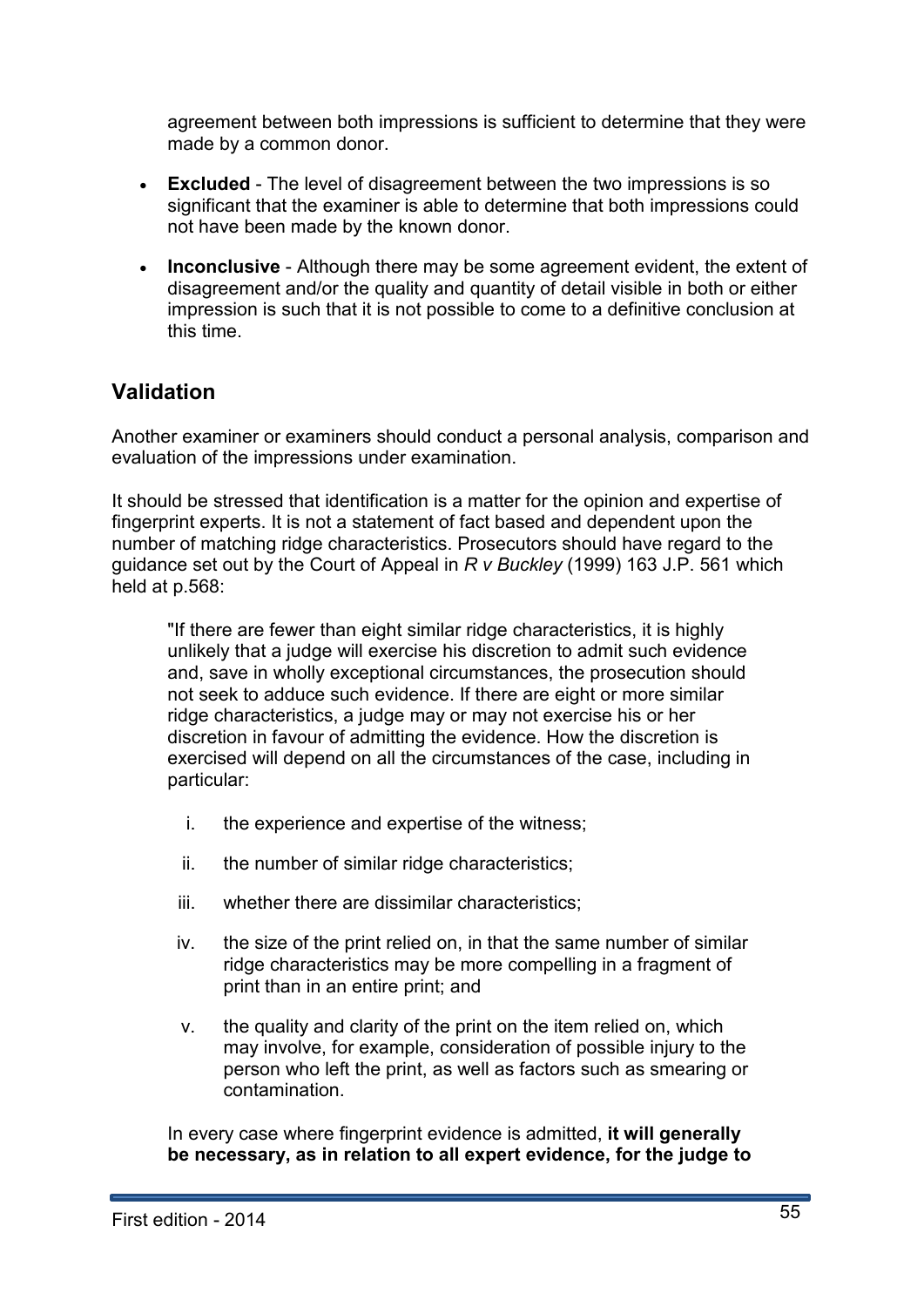agreement between both impressions is sufficient to determine that they were made by a common donor.

- **Excluded** - The level of disagreement between the two impressions is so significant that the examiner is able to determine that both impressions could not have been made by the known donor.
- **Inconclusive** - Although there may be some agreement evident, the extent of disagreement and/or the quality and quantity of detail visible in both or either impression is such that it is not possible to come to a definitive conclusion at this time.

## Validation

Another examiner or examiners should conduct a personal analysis, comparison and evaluation of the impressions under examination.

It should be stressed that identification is a matter for the opinion and expertise of fingerprint experts. It is not a statement of fact based and dependent upon the number of matching ridge characteristics. Prosecutors should have regard to the guidance set out by the Court of Appeal in *R v Buckley* (1999) 163 J.P. 561 which held at p.568:

> "If there are fewer than eight similar ridge characteristics, it is highly unlikely that a judge will exercise his discretion to admit such evidence and, save in wholly exceptional circumstances, the prosecution should not seek to adduce such evidence. If there are eight or more similar ridge characteristics, a judge may or may not exercise his or her discretion in favour of admitting the evidence. How the discretion is exercised will depend on all the circumstances of the case, including in particular:
>
> i. the experience and expertise of the witness;
> ii. the number of similar ridge characteristics;
> iii. whether there are dissimilar characteristics;
> iv. the size of the print relied on, in that the same number of similar ridge characteristics may be more compelling in a fragment of print than in an entire print; and
> v. the quality and clarity of the print on the item relied on, which may involve, for example, consideration of possible injury to the person who left the print, as well as factors such as smearing or contamination.
>
> In every case where fingerprint evidence is admitted, **it will generally be necessary, as in relation to all expert evidence, for the judge to**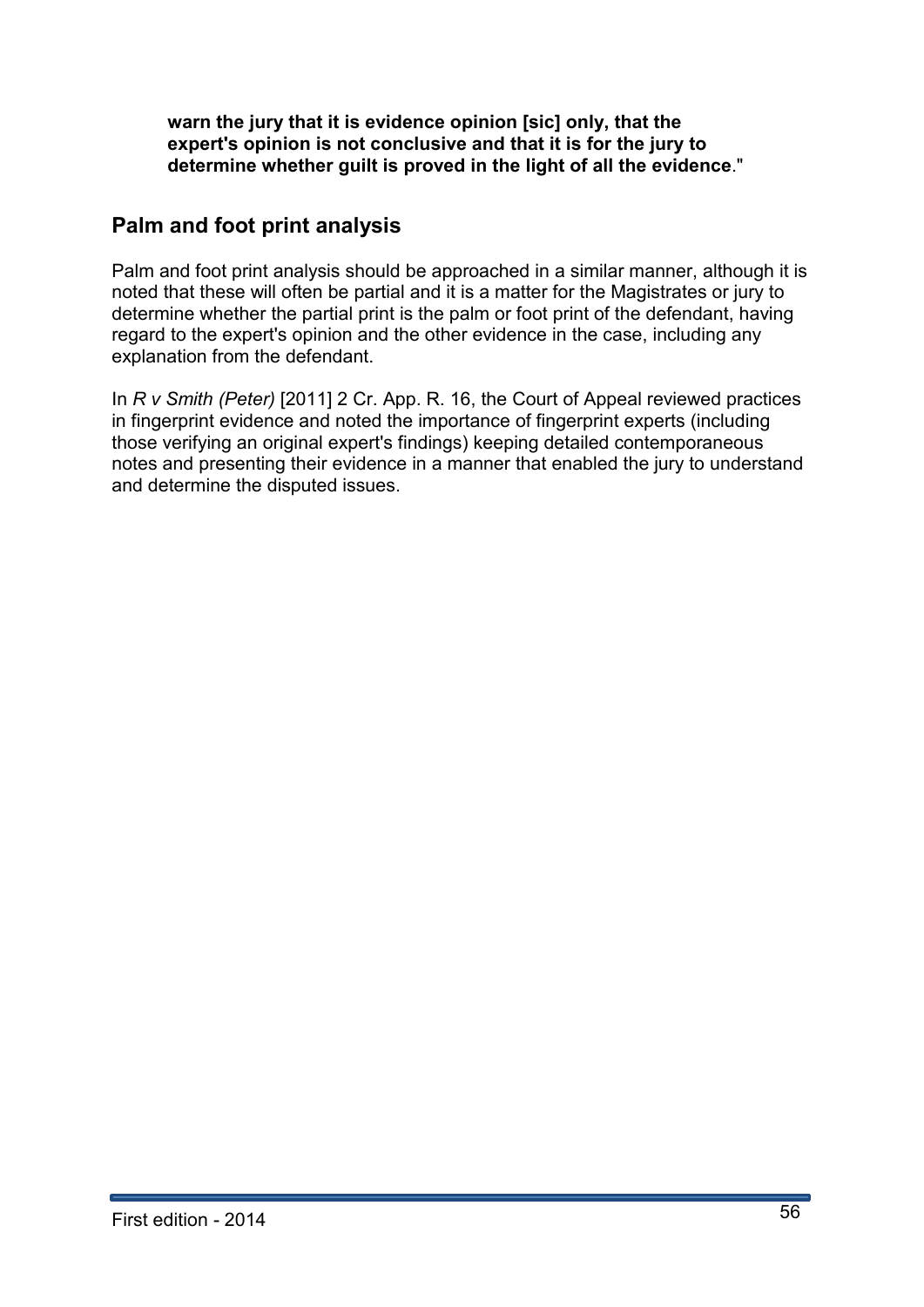**warn the jury that it is evidence opinion [sic] only, that the expert's opinion is not conclusive and that it is for the jury to determine whether guilt is proved in the light of all the evidence**."

## Palm and foot print analysis

Palm and foot print analysis should be approached in a similar manner, although it is noted that these will often be partial and it is a matter for the Magistrates or jury to determine whether the partial print is the palm or foot print of the defendant, having regard to the expert's opinion and the other evidence in the case, including any explanation from the defendant.

In *R v Smith (Peter)* [2011] 2 Cr. App. R. 16, the Court of Appeal reviewed practices in fingerprint evidence and noted the importance of fingerprint experts (including those verifying an original expert's findings) keeping detailed contemporaneous notes and presenting their evidence in a manner that enabled the jury to understand and determine the disputed issues.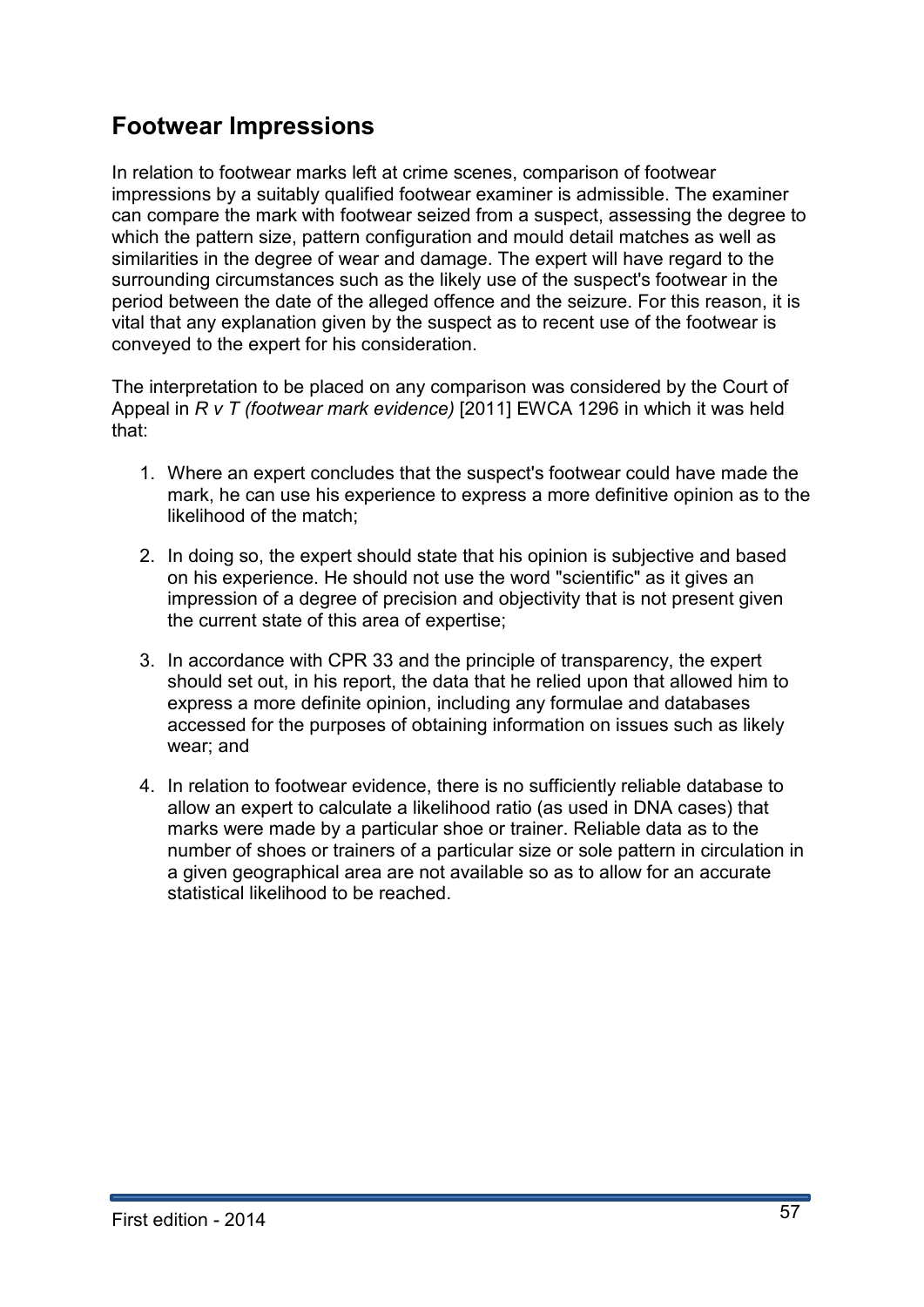## Footwear Impressions

In relation to footwear marks left at crime scenes, comparison of footwear impressions by a suitably qualified footwear examiner is admissible. The examiner can compare the mark with footwear seized from a suspect, assessing the degree to which the pattern size, pattern configuration and mould detail matches as well as similarities in the degree of wear and damage. The expert will have regard to the surrounding circumstances such as the likely use of the suspect's footwear in the period between the date of the alleged offence and the seizure. For this reason, it is vital that any explanation given by the suspect as to recent use of the footwear is conveyed to the expert for his consideration.

The interpretation to be placed on any comparison was considered by the Court of Appeal in *R v T (footwear mark evidence)* [2011] EWCA 1296 in which it was held that:

1. Where an expert concludes that the suspect's footwear could have made the mark, he can use his experience to express a more definitive opinion as to the likelihood of the match;

2. In doing so, the expert should state that his opinion is subjective and based on his experience. He should not use the word "scientific" as it gives an impression of a degree of precision and objectivity that is not present given the current state of this area of expertise;

3. In accordance with CPR 33 and the principle of transparency, the expert should set out, in his report, the data that he relied upon that allowed him to express a more definite opinion, including any formulae and databases accessed for the purposes of obtaining information on issues such as likely wear; and

4. In relation to footwear evidence, there is no sufficiently reliable database to allow an expert to calculate a likelihood ratio (as used in DNA cases) that marks were made by a particular shoe or trainer. Reliable data as to the number of shoes or trainers of a particular size or sole pattern in circulation in a given geographical area are not available so as to allow for an accurate statistical likelihood to be reached.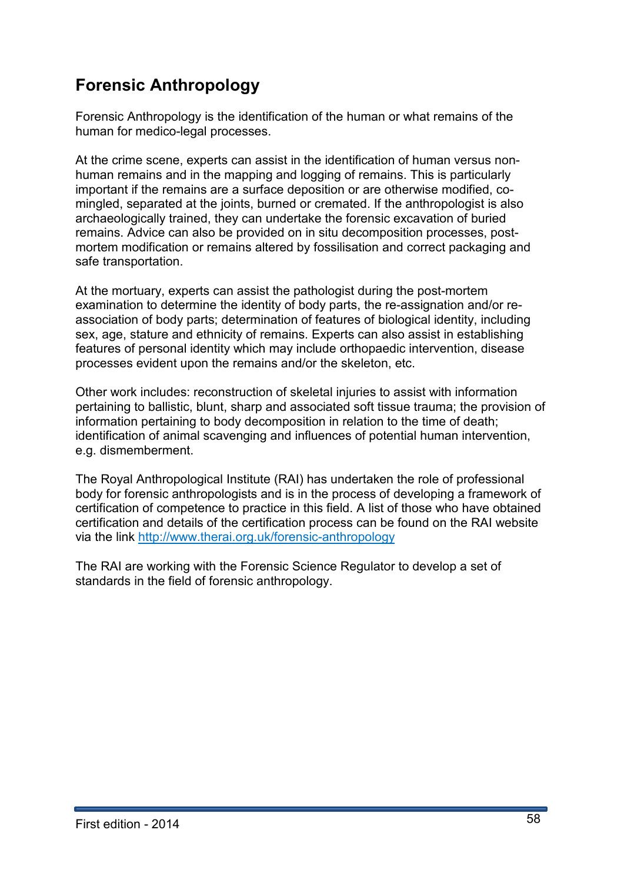## Forensic Anthropology

Forensic Anthropology is the identification of the human or what remains of the human for medico-legal processes.

At the crime scene, experts can assist in the identification of human versus non-human remains and in the mapping and logging of remains. This is particularly important if the remains are a surface deposition or are otherwise modified, co-mingled, separated at the joints, burned or cremated. If the anthropologist is also archaeologically trained, they can undertake the forensic excavation of buried remains. Advice can also be provided on in situ decomposition processes, post-mortem modification or remains altered by fossilisation and correct packaging and safe transportation.

At the mortuary, experts can assist the pathologist during the post-mortem examination to determine the identity of body parts, the re-assignation and/or re-association of body parts; determination of features of biological identity, including sex, age, stature and ethnicity of remains. Experts can also assist in establishing features of personal identity which may include orthopaedic intervention, disease processes evident upon the remains and/or the skeleton, etc.

Other work includes: reconstruction of skeletal injuries to assist with information pertaining to ballistic, blunt, sharp and associated soft tissue trauma; the provision of information pertaining to body decomposition in relation to the time of death; identification of animal scavenging and influences of potential human intervention, e.g. dismemberment.

The Royal Anthropological Institute (RAI) has undertaken the role of professional body for forensic anthropologists and is in the process of developing a framework of certification of competence to practice in this field. A list of those who have obtained certification and details of the certification process can be found on the RAI website via the link [http://www.therai.org.uk/forensic-anthropology](http://www.therai.org.uk/forensic-anthropology)

The RAI are working with the Forensic Science Regulator to develop a set of standards in the field of forensic anthropology.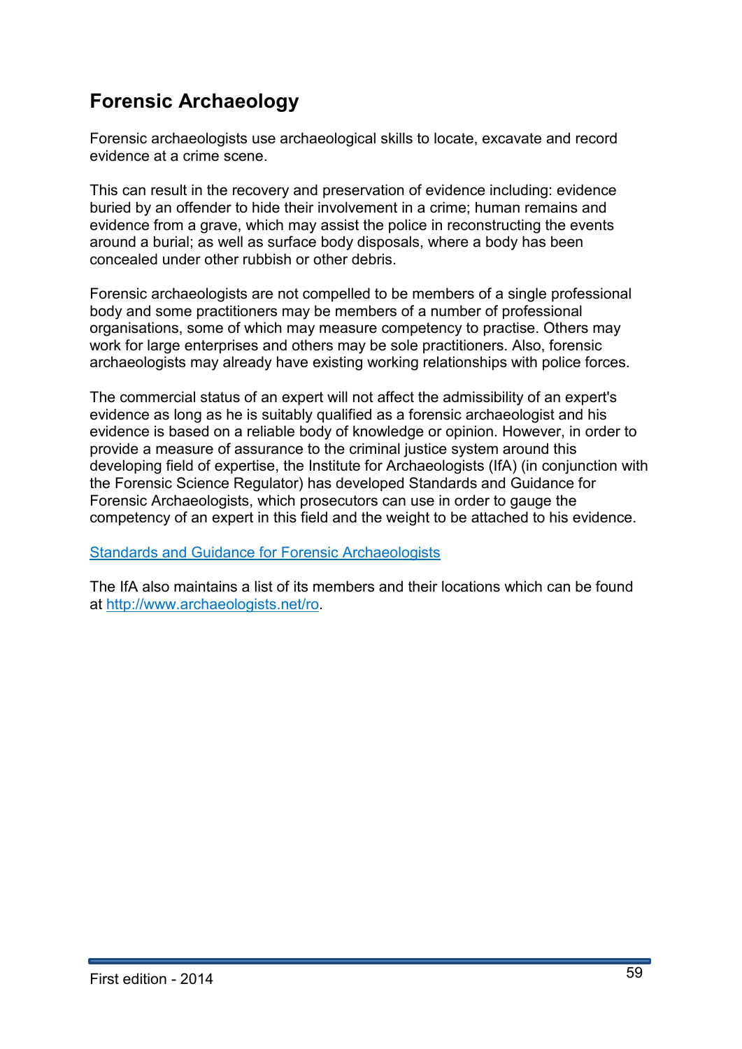## Forensic Archaeology

Forensic archaeologists use archaeological skills to locate, excavate and record evidence at a crime scene.

This can result in the recovery and preservation of evidence including: evidence buried by an offender to hide their involvement in a crime; human remains and evidence from a grave, which may assist the police in reconstructing the events around a burial; as well as surface body disposals, where a body has been concealed under other rubbish or other debris.

Forensic archaeologists are not compelled to be members of a single professional body and some practitioners may be members of a number of professional organisations, some of which may measure competency to practise. Others may work for large enterprises and others may be sole practitioners. Also, forensic archaeologists may already have existing working relationships with police forces.

The commercial status of an expert will not affect the admissibility of an expert's evidence as long as he is suitably qualified as a forensic archaeologist and his evidence is based on a reliable body of knowledge or opinion. However, in order to provide a measure of assurance to the criminal justice system around this developing field of expertise, the Institute for Archaeologists (IfA) (in conjunction with the Forensic Science Regulator) has developed Standards and Guidance for Forensic Archaeologists, which prosecutors can use in order to gauge the competency of an expert in this field and the weight to be attached to his evidence.

Standards and Guidance for Forensic Archaeologists

The IfA also maintains a list of its members and their locations which can be found at http://www.archaeologists.net/ro.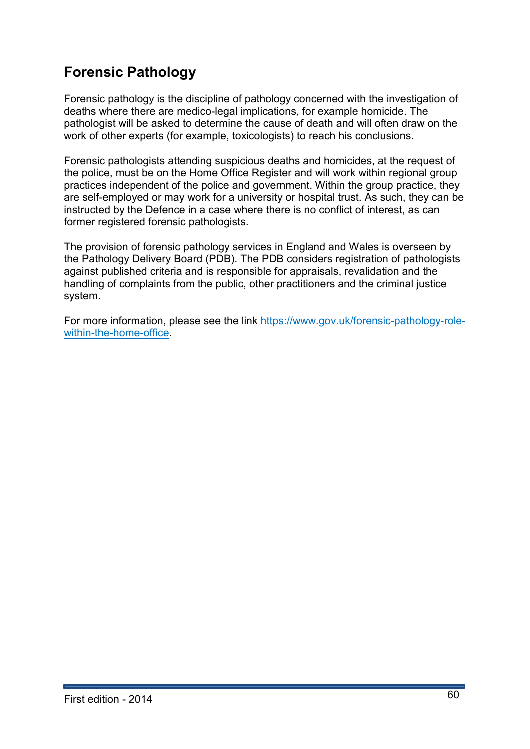## Forensic Pathology

Forensic pathology is the discipline of pathology concerned with the investigation of deaths where there are medico-legal implications, for example homicide. The pathologist will be asked to determine the cause of death and will often draw on the work of other experts (for example, toxicologists) to reach his conclusions.

Forensic pathologists attending suspicious deaths and homicides, at the request of the police, must be on the Home Office Register and will work within regional group practices independent of the police and government. Within the group practice, they are self-employed or may work for a university or hospital trust. As such, they can be instructed by the Defence in a case where there is no conflict of interest, as can former registered forensic pathologists.

The provision of forensic pathology services in England and Wales is overseen by the Pathology Delivery Board (PDB). The PDB considers registration of pathologists against published criteria and is responsible for appraisals, revalidation and the handling of complaints from the public, other practitioners and the criminal justice system.

For more information, please see the link [https://www.gov.uk/forensic-pathology-role-within-the-home-office](https://www.gov.uk/forensic-pathology-role-within-the-home-office).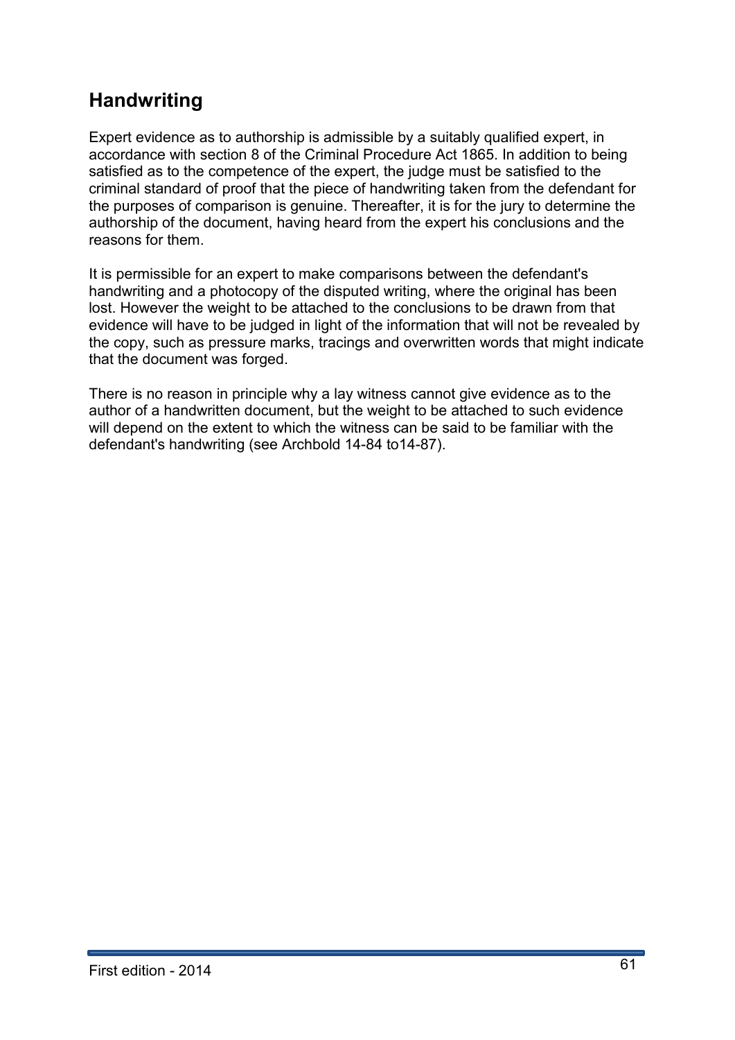## Handwriting

Expert evidence as to authorship is admissible by a suitably qualified expert, in accordance with section 8 of the Criminal Procedure Act 1865. In addition to being satisfied as to the competence of the expert, the judge must be satisfied to the criminal standard of proof that the piece of handwriting taken from the defendant for the purposes of comparison is genuine. Thereafter, it is for the jury to determine the authorship of the document, having heard from the expert his conclusions and the reasons for them.

It is permissible for an expert to make comparisons between the defendant's handwriting and a photocopy of the disputed writing, where the original has been lost. However the weight to be attached to the conclusions to be drawn from that evidence will have to be judged in light of the information that will not be revealed by the copy, such as pressure marks, tracings and overwritten words that might indicate that the document was forged.

There is no reason in principle why a lay witness cannot give evidence as to the author of a handwritten document, but the weight to be attached to such evidence will depend on the extent to which the witness can be said to be familiar with the defendant's handwriting (see Archbold 14-84 to14-87).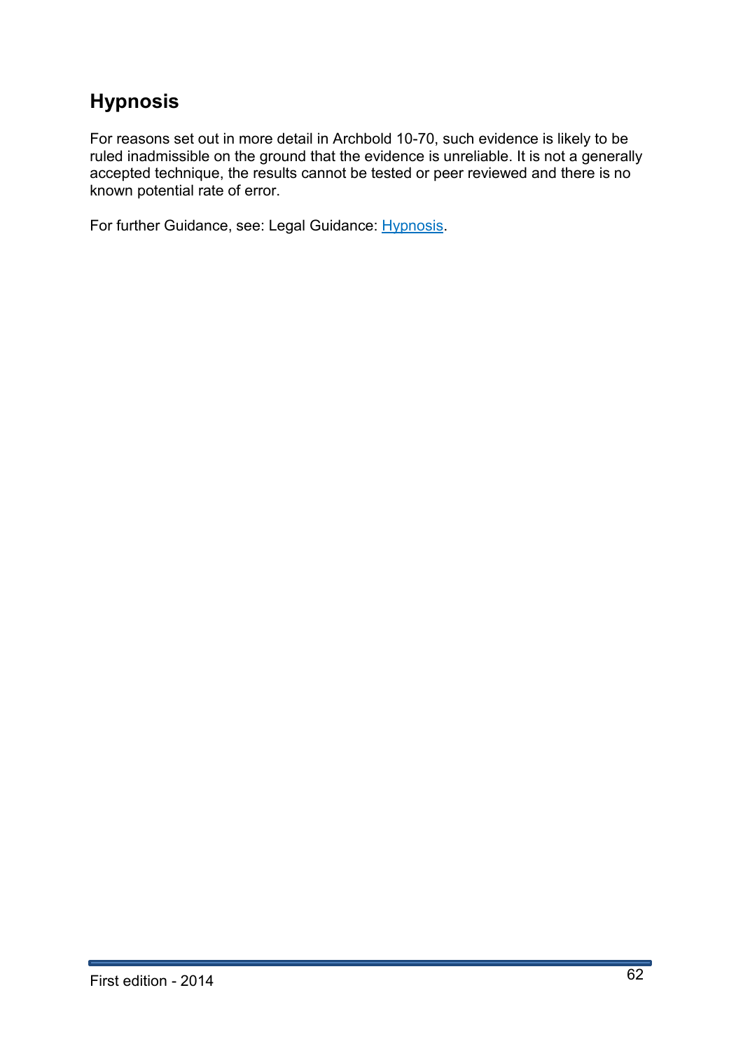## Hypnosis

For reasons set out in more detail in Archbold 10-70, such evidence is likely to be ruled inadmissible on the ground that the evidence is unreliable. It is not a generally accepted technique, the results cannot be tested or peer reviewed and there is no known potential rate of error.

For further Guidance, see: Legal Guidance: Hypnosis.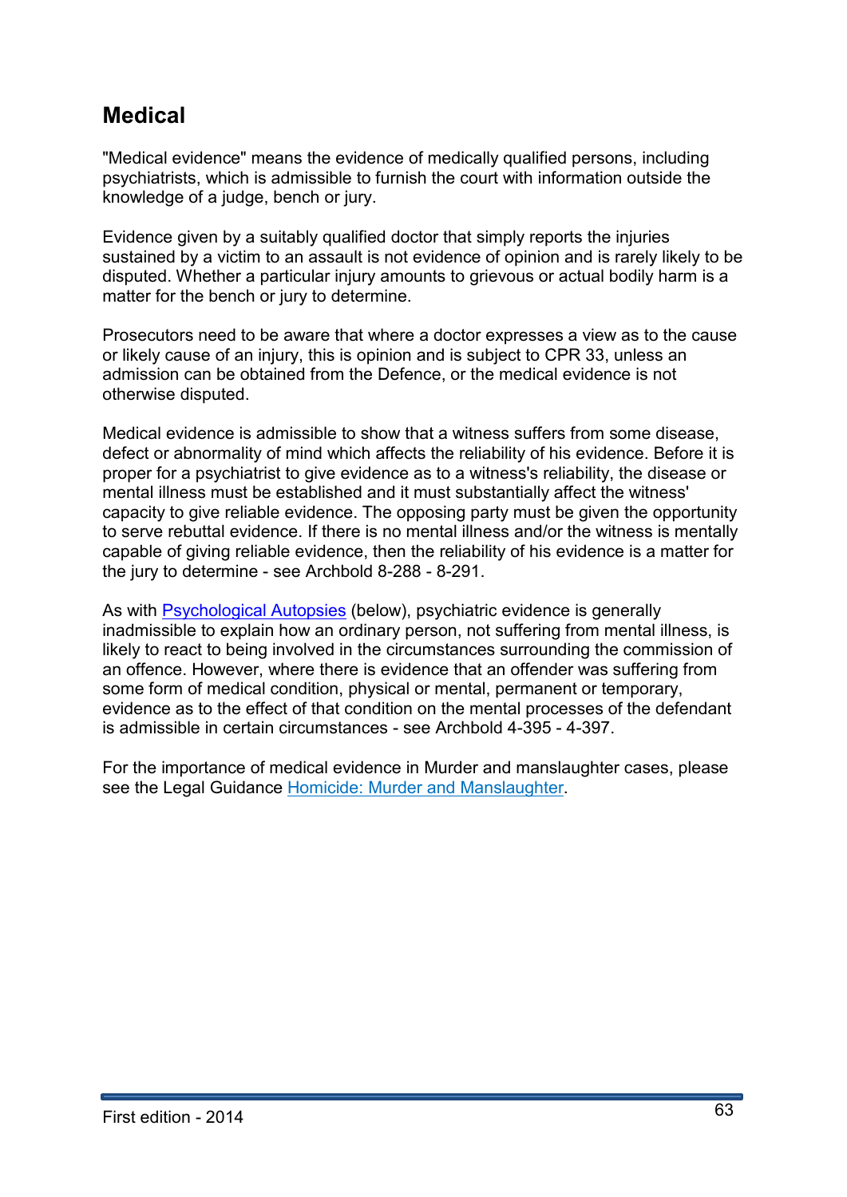## Medical

"Medical evidence" means the evidence of medically qualified persons, including psychiatrists, which is admissible to furnish the court with information outside the knowledge of a judge, bench or jury.

Evidence given by a suitably qualified doctor that simply reports the injuries sustained by a victim to an assault is not evidence of opinion and is rarely likely to be disputed. Whether a particular injury amounts to grievous or actual bodily harm is a matter for the bench or jury to determine.

Prosecutors need to be aware that where a doctor expresses a view as to the cause or likely cause of an injury, this is opinion and is subject to CPR 33, unless an admission can be obtained from the Defence, or the medical evidence is not otherwise disputed.

Medical evidence is admissible to show that a witness suffers from some disease, defect or abnormality of mind which affects the reliability of his evidence. Before it is proper for a psychiatrist to give evidence as to a witness's reliability, the disease or mental illness must be established and it must substantially affect the witness' capacity to give reliable evidence. The opposing party must be given the opportunity to serve rebuttal evidence. If there is no mental illness and/or the witness is mentally capable of giving reliable evidence, then the reliability of his evidence is a matter for the jury to determine - see Archbold 8-288 - 8-291.

As with Psychological Autopsies (below), psychiatric evidence is generally inadmissible to explain how an ordinary person, not suffering from mental illness, is likely to react to being involved in the circumstances surrounding the commission of an offence. However, where there is evidence that an offender was suffering from some form of medical condition, physical or mental, permanent or temporary, evidence as to the effect of that condition on the mental processes of the defendant is admissible in certain circumstances - see Archbold 4-395 - 4-397.

For the importance of medical evidence in Murder and manslaughter cases, please see the Legal Guidance Homicide: Murder and Manslaughter.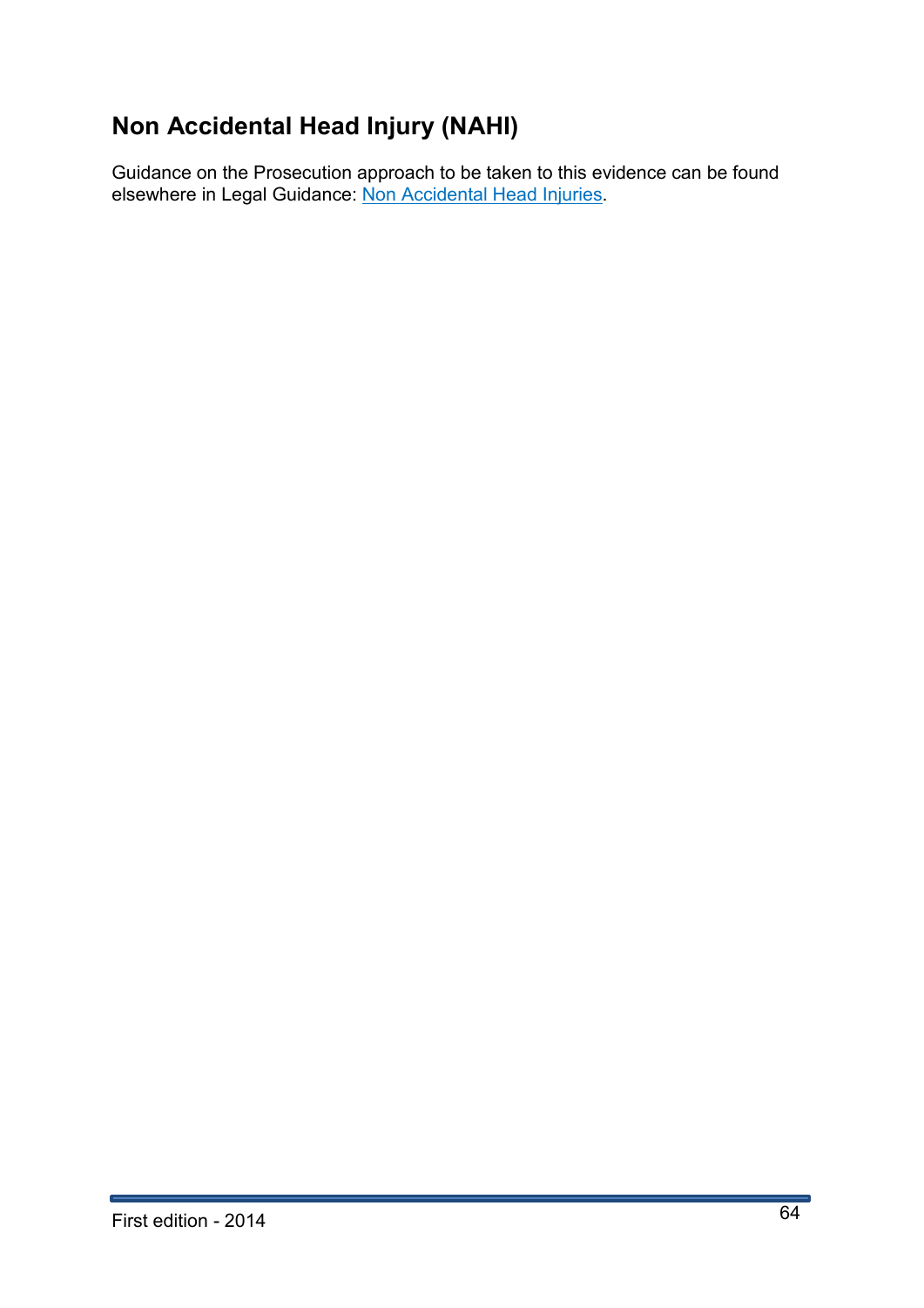## Non Accidental Head Injury (NAHI)

Guidance on the Prosecution approach to be taken to this evidence can be found elsewhere in Legal Guidance: Non Accidental Head Injuries.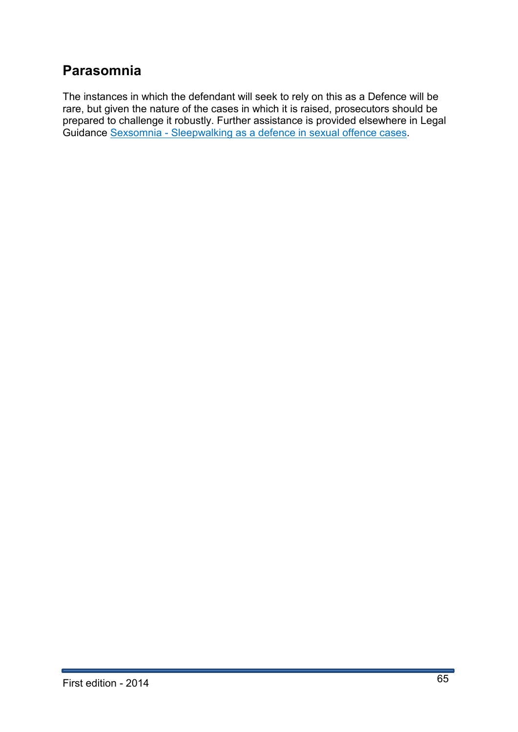## Parasomnia

The instances in which the defendant will seek to rely on this as a Defence will be rare, but given the nature of the cases in which it is raised, prosecutors should be prepared to challenge it robustly. Further assistance is provided elsewhere in Legal Guidance Sexsomnia - Sleepwalking as a defence in sexual offence cases.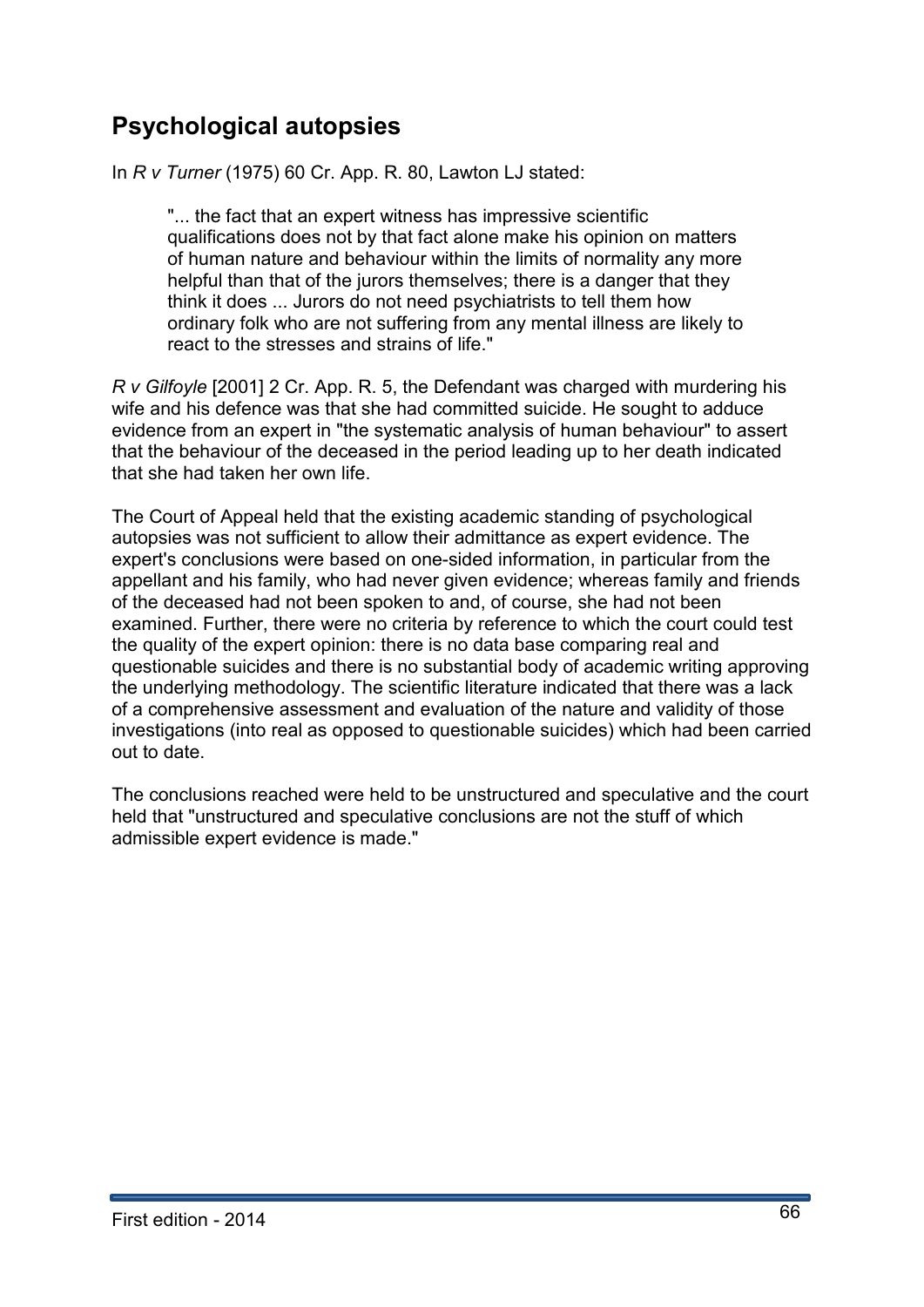## Psychological autopsies

In *R v Turner* (1975) 60 Cr. App. R. 80, Lawton LJ stated:

> "... the fact that an expert witness has impressive scientific qualifications does not by that fact alone make his opinion on matters of human nature and behaviour within the limits of normality any more helpful than that of the jurors themselves; there is a danger that they think it does ... Jurors do not need psychiatrists to tell them how ordinary folk who are not suffering from any mental illness are likely to react to the stresses and strains of life."

*R v Gilfoyle* [2001] 2 Cr. App. R. 5, the Defendant was charged with murdering his wife and his defence was that she had committed suicide. He sought to adduce evidence from an expert in "the systematic analysis of human behaviour" to assert that the behaviour of the deceased in the period leading up to her death indicated that she had taken her own life.

The Court of Appeal held that the existing academic standing of psychological autopsies was not sufficient to allow their admittance as expert evidence. The expert's conclusions were based on one-sided information, in particular from the appellant and his family, who had never given evidence; whereas family and friends of the deceased had not been spoken to and, of course, she had not been examined. Further, there were no criteria by reference to which the court could test the quality of the expert opinion: there is no data base comparing real and questionable suicides and there is no substantial body of academic writing approving the underlying methodology. The scientific literature indicated that there was a lack of a comprehensive assessment and evaluation of the nature and validity of those investigations (into real as opposed to questionable suicides) which had been carried out to date.

The conclusions reached were held to be unstructured and speculative and the court held that "unstructured and speculative conclusions are not the stuff of which admissible expert evidence is made."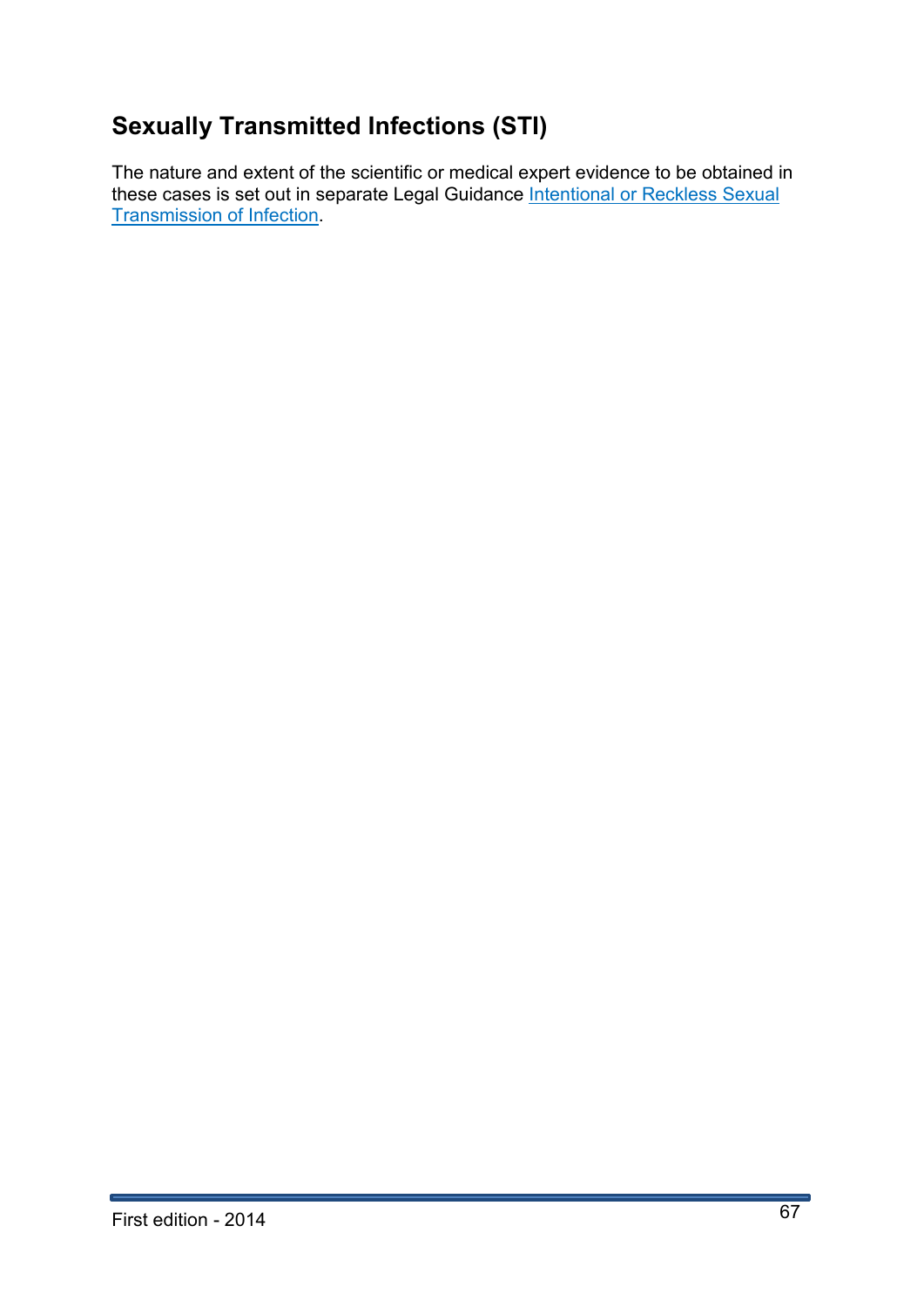## Sexually Transmitted Infections (STI)

The nature and extent of the scientific or medical expert evidence to be obtained in these cases is set out in separate Legal Guidance Intentional or Reckless Sexual Transmission of Infection.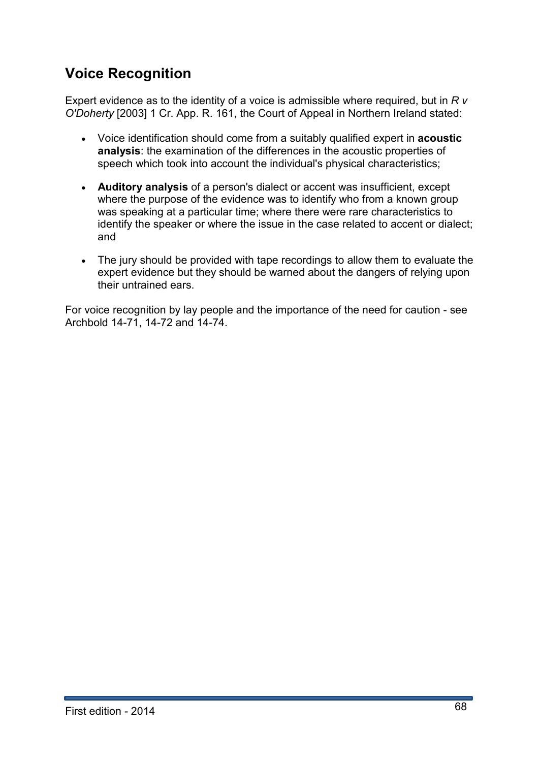## Voice Recognition

Expert evidence as to the identity of a voice is admissible where required, but in *R v O'Doherty* [2003] 1 Cr. App. R. 161, the Court of Appeal in Northern Ireland stated:

- Voice identification should come from a suitably qualified expert in **acoustic analysis**: the examination of the differences in the acoustic properties of speech which took into account the individual's physical characteristics;
- **Auditory analysis** of a person's dialect or accent was insufficient, except where the purpose of the evidence was to identify who from a known group was speaking at a particular time; where there were rare characteristics to identify the speaker or where the issue in the case related to accent or dialect; and
- The jury should be provided with tape recordings to allow them to evaluate the expert evidence but they should be warned about the dangers of relying upon their untrained ears.

For voice recognition by lay people and the importance of the need for caution - see Archbold 14-71, 14-72 and 14-74.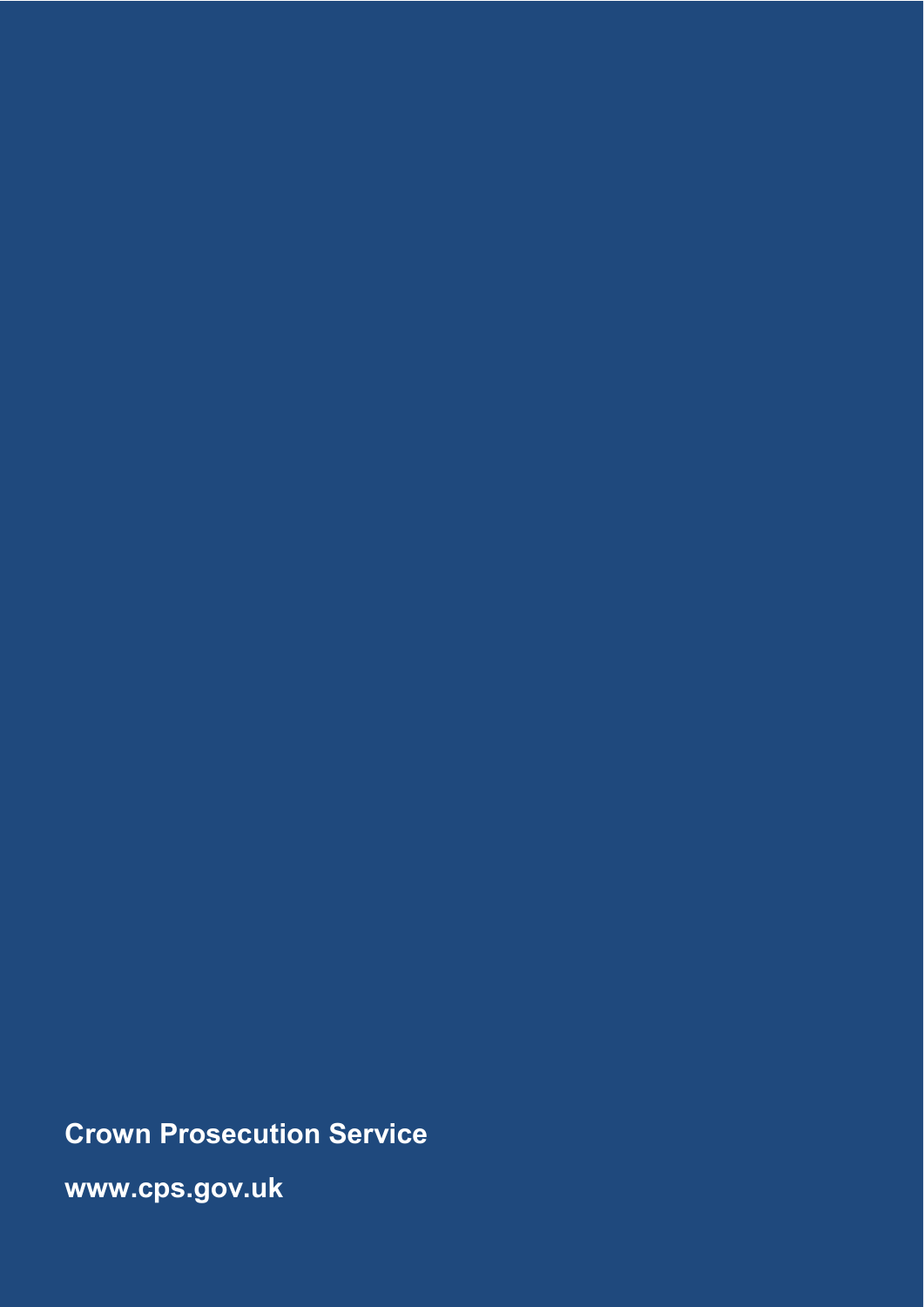**Crown Prosecution Service**

**www.cps.gov.uk**